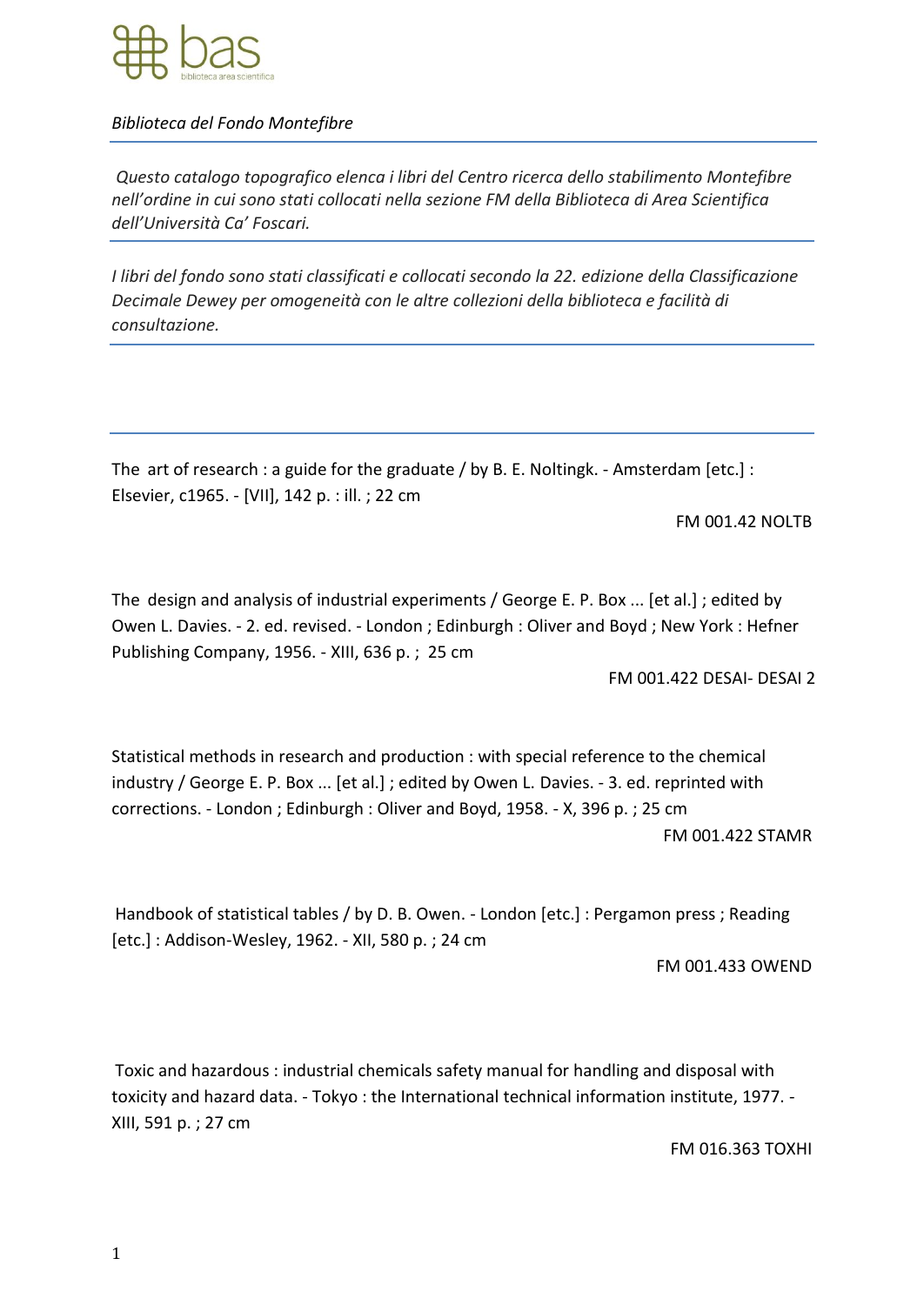bas
biblioteca area scientifica

*Biblioteca del Fondo Montefibre*

*Questo catalogo topografico elenca i libri del Centro ricerca dello stabilimento Montefibre nell'ordine in cui sono stati collocati nella sezione FM della Biblioteca di Area Scientifica dell'Università Ca' Foscari.*

*I libri del fondo sono stati classificati e collocati secondo la 22. edizione della Classificazione Decimale Dewey per omogeneità con le altre collezioni della biblioteca e facilità di consultazione.*

---

The art of research : a guide for the graduate / by B. E. Noltingk. - Amsterdam [etc.] : Elsevier, c1965. - [VII], 142 p. : ill. ; 22 cm

FM 001.42 NOLTB

The design and analysis of industrial experiments / George E. P. Box ... [et al.] ; edited by Owen L. Davies. - 2. ed. revised. - London ; Edinburgh : Oliver and Boyd ; New York : Hefner Publishing Company, 1956. - XIII, 636 p. ; 25 cm

FM 001.422 DESAI- DESAI 2

Statistical methods in research and production : with special reference to the chemical industry / George E. P. Box ... [et al.] ; edited by Owen L. Davies. - 3. ed. reprinted with corrections. - London ; Edinburgh : Oliver and Boyd, 1958. - X, 396 p. ; 25 cm

FM 001.422 STAMR

Handbook of statistical tables / by D. B. Owen. - London [etc.] : Pergamon press ; Reading [etc.] : Addison-Wesley, 1962. - XII, 580 p. ; 24 cm

FM 001.433 OWEND

Toxic and hazardous : industrial chemicals safety manual for handling and disposal with toxicity and hazard data. - Tokyo : the International technical information institute, 1977. - XIII, 591 p. ; 27 cm

FM 016.363 TOXHI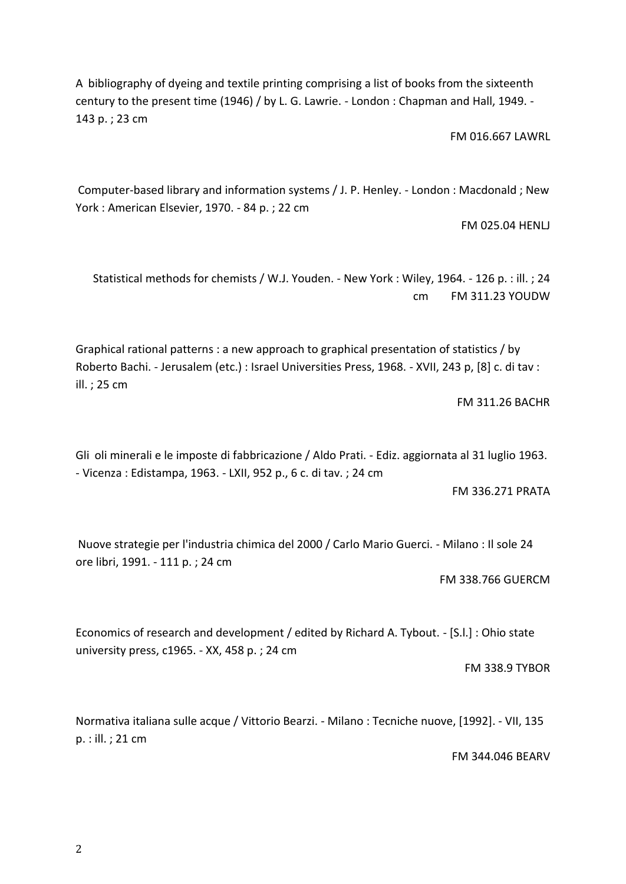A bibliography of dyeing and textile printing comprising a list of books from the sixteenth century to the present time (1946) / by L. G. Lawrie. - London : Chapman and Hall, 1949. - 143 p. ; 23 cm

FM 016.667 LAWRL

Computer-based library and information systems / J. P. Henley. - London : Macdonald ; New York : American Elsevier, 1970. - 84 p. ; 22 cm

FM 025.04 HENLJ

Statistical methods for chemists / W.J. Youden. - New York : Wiley, 1964. - 126 p. : ill. ; 24 cm

FM 311.23 YOUDW

Graphical rational patterns : a new approach to graphical presentation of statistics / by Roberto Bachi. - Jerusalem (etc.) : Israel Universities Press, 1968. - XVII, 243 p, [8] c. di tav : ill. ; 25 cm

FM 311.26 BACHR

Gli oli minerali e le imposte di fabbricazione / Aldo Prati. - Ediz. aggiornata al 31 luglio 1963. - Vicenza : Edistampa, 1963. - LXII, 952 p., 6 c. di tav. ; 24 cm

FM 336.271 PRATA

Nuove strategie per l'industria chimica del 2000 / Carlo Mario Guerci. - Milano : Il sole 24 ore libri, 1991. - 111 p. ; 24 cm

FM 338.766 GUERCM

Economics of research and development / edited by Richard A. Tybout. - [S.l.] : Ohio state university press, c1965. - XX, 458 p. ; 24 cm

FM 338.9 TYBOR

Normativa italiana sulle acque / Vittorio Bearzi. - Milano : Tecniche nuove, [1992]. - VII, 135 p. : ill. ; 21 cm

FM 344.046 BEARV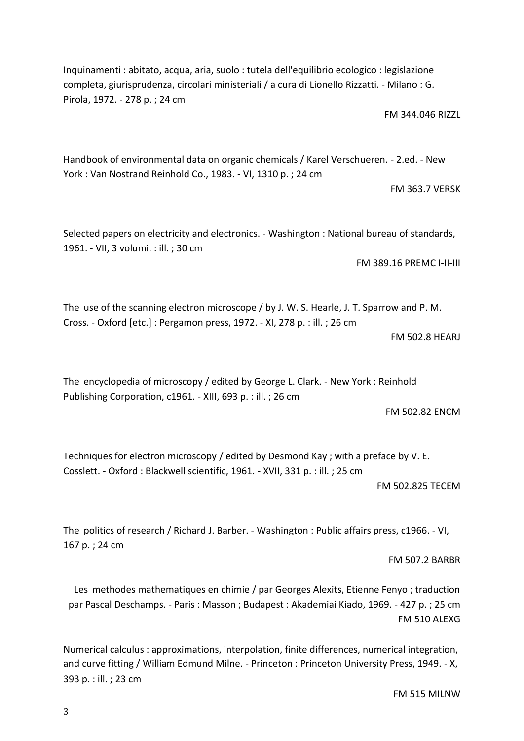Inquinamenti : abitato, acqua, aria, suolo : tutela dell'equilibrio ecologico : legislazione completa, giurisprudenza, circolari ministeriali / a cura di Lionello Rizzatti. - Milano : G. Pirola, 1972. - 278 p. ; 24 cm

FM 344.046 RIZZL

Handbook of environmental data on organic chemicals / Karel Verschueren. - 2.ed. - New York : Van Nostrand Reinhold Co., 1983. - VI, 1310 p. ; 24 cm

FM 363.7 VERSK

Selected papers on electricity and electronics. - Washington : National bureau of standards, 1961. - VII, 3 volumi. : ill. ; 30 cm

FM 389.16 PREMC I-II-III

The use of the scanning electron microscope / by J. W. S. Hearle, J. T. Sparrow and P. M. Cross. - Oxford [etc.] : Pergamon press, 1972. - XI, 278 p. : ill. ; 26 cm

FM 502.8 HEARJ

The encyclopedia of microscopy / edited by George L. Clark. - New York : Reinhold Publishing Corporation, c1961. - XIII, 693 p. : ill. ; 26 cm

FM 502.82 ENCM

Techniques for electron microscopy / edited by Desmond Kay ; with a preface by V. E. Cosslett. - Oxford : Blackwell scientific, 1961. - XVII, 331 p. : ill. ; 25 cm

FM 502.825 TECEM

The politics of research / Richard J. Barber. - Washington : Public affairs press, c1966. - VI, 167 p. ; 24 cm

FM 507.2 BARBR

Les methodes mathematiques en chimie / par Georges Alexits, Etienne Fenyo ; traduction par Pascal Deschamps. - Paris : Masson ; Budapest : Akademiai Kiado, 1969. - 427 p. ; 25 cm

FM 510 ALEXG

Numerical calculus : approximations, interpolation, finite differences, numerical integration, and curve fitting / William Edmund Milne. - Princeton : Princeton University Press, 1949. - X, 393 p. : ill. ; 23 cm

FM 515 MILNW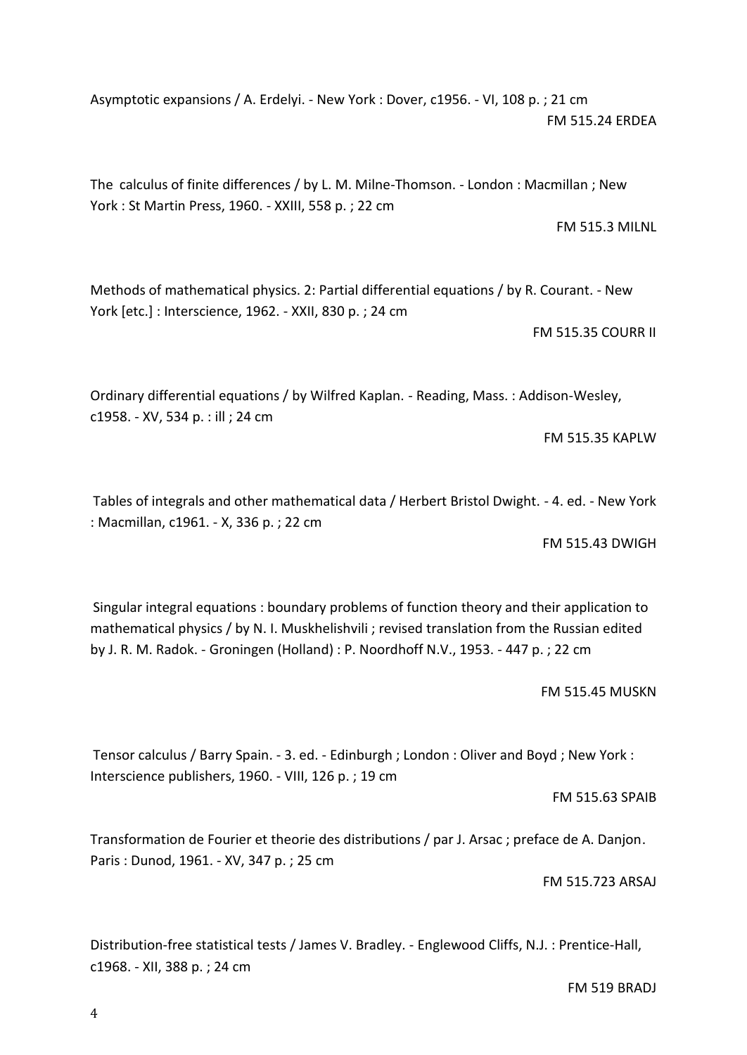Asymptotic expansions / A. Erdelyi. - New York : Dover, c1956. - VI, 108 p. ; 21 cm

FM 515.24 ERDEA

The calculus of finite differences / by L. M. Milne-Thomson. - London : Macmillan ; New York : St Martin Press, 1960. - XXIII, 558 p. ; 22 cm

FM 515.3 MILNL

Methods of mathematical physics. 2: Partial differential equations / by R. Courant. - New York [etc.] : Interscience, 1962. - XXII, 830 p. ; 24 cm

FM 515.35 COURR II

Ordinary differential equations / by Wilfred Kaplan. - Reading, Mass. : Addison-Wesley, c1958. - XV, 534 p. : ill ; 24 cm

FM 515.35 KAPLW

Tables of integrals and other mathematical data / Herbert Bristol Dwight. - 4. ed. - New York : Macmillan, c1961. - X, 336 p. ; 22 cm

FM 515.43 DWIGH

Singular integral equations : boundary problems of function theory and their application to mathematical physics / by N. I. Muskhelishvili ; revised translation from the Russian edited by J. R. M. Radok. - Groningen (Holland) : P. Noordhoff N.V., 1953. - 447 p. ; 22 cm

FM 515.45 MUSKN

Tensor calculus / Barry Spain. - 3. ed. - Edinburgh ; London : Oliver and Boyd ; New York : Interscience publishers, 1960. - VIII, 126 p. ; 19 cm

FM 515.63 SPAIB

Transformation de Fourier et theorie des distributions / par J. Arsac ; preface de A. Danjon. Paris : Dunod, 1961. - XV, 347 p. ; 25 cm

FM 515.723 ARSAJ

Distribution-free statistical tests / James V. Bradley. - Englewood Cliffs, N.J. : Prentice-Hall, c1968. - XII, 388 p. ; 24 cm

FM 519 BRADJ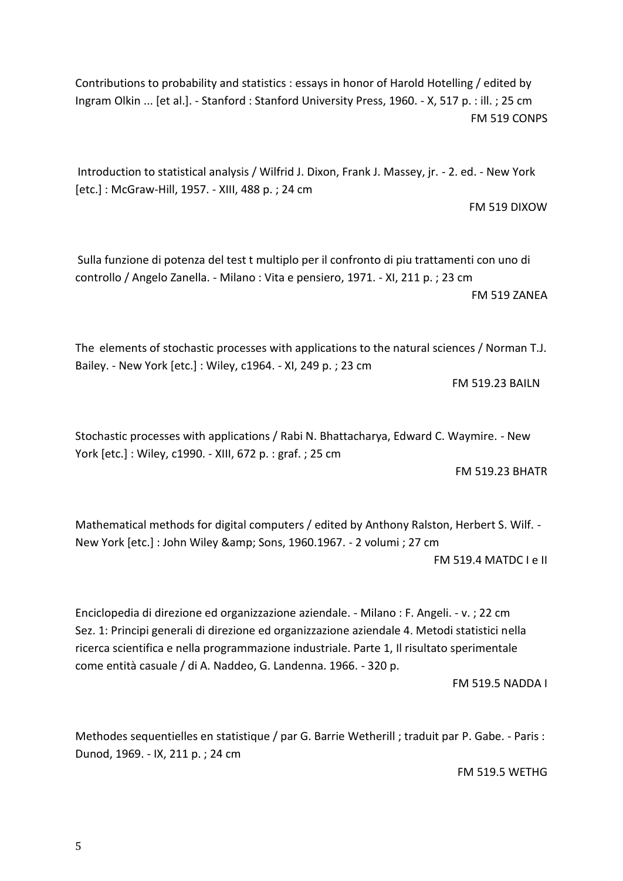Contributions to probability and statistics : essays in honor of Harold Hotelling / edited by Ingram Olkin ... [et al.]. - Stanford : Stanford University Press, 1960. - X, 517 p. : ill. ; 25 cm

FM 519 CONPS

Introduction to statistical analysis / Wilfrid J. Dixon, Frank J. Massey, jr. - 2. ed. - New York [etc.] : McGraw-Hill, 1957. - XIII, 488 p. ; 24 cm

FM 519 DIXOW

Sulla funzione di potenza del test t multiplo per il confronto di piu trattamenti con uno di controllo / Angelo Zanella. - Milano : Vita e pensiero, 1971. - XI, 211 p. ; 23 cm

FM 519 ZANEA

The elements of stochastic processes with applications to the natural sciences / Norman T.J. Bailey. - New York [etc.] : Wiley, c1964. - XI, 249 p. ; 23 cm

FM 519.23 BAILN

Stochastic processes with applications / Rabi N. Bhattacharya, Edward C. Waymire. - New York [etc.] : Wiley, c1990. - XIII, 672 p. : graf. ; 25 cm

FM 519.23 BHATR

Mathematical methods for digital computers / edited by Anthony Ralston, Herbert S. Wilf. - New York [etc.] : John Wiley &amp; Sons, 1960.1967. - 2 volumi ; 27 cm

FM 519.4 MATDC I e II

Enciclopedia di direzione ed organizzazione aziendale. - Milano : F. Angeli. - v. ; 22 cm
Sez. 1: Principi generali di direzione ed organizzazione aziendale 4. Metodi statistici nella ricerca scientifica e nella programmazione industriale. Parte 1, Il risultato sperimentale come entità casuale / di A. Naddeo, G. Landenna. 1966. - 320 p.

FM 519.5 NADDA I

Methodes sequentielles en statistique / par G. Barrie Wetherill ; traduit par P. Gabe. - Paris : Dunod, 1969. - IX, 211 p. ; 24 cm

FM 519.5 WETHG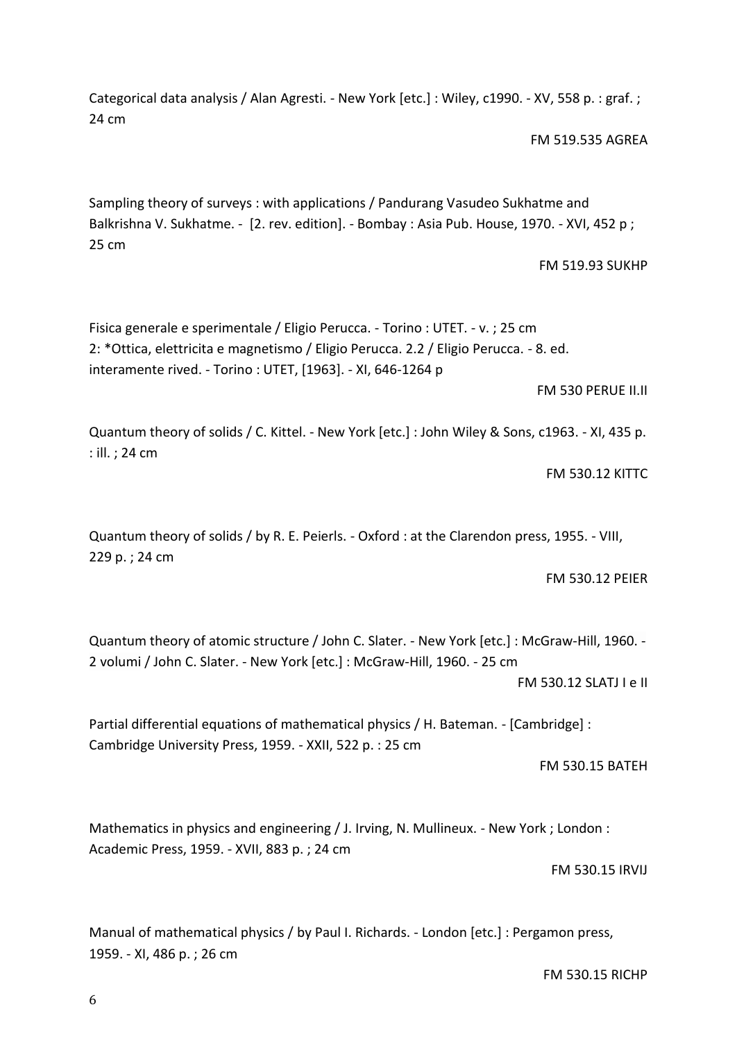Categorical data analysis / Alan Agresti. - New York [etc.] : Wiley, c1990. - XV, 558 p. : graf. ; 24 cm

FM 519.535 AGREA

Sampling theory of surveys : with applications / Pandurang Vasudeo Sukhatme and Balkrishna V. Sukhatme. - [2. rev. edition]. - Bombay : Asia Pub. House, 1970. - XVI, 452 p ; 25 cm

FM 519.93 SUKHP

Fisica generale e sperimentale / Eligio Perucca. - Torino : UTET. - v. ; 25 cm
2: *Ottica, elettricita e magnetismo / Eligio Perucca. 2.2 / Eligio Perucca. - 8. ed. interamente rived. - Torino : UTET, [1963]. - XI, 646-1264 p

FM 530 PERUE II.II

Quantum theory of solids / C. Kittel. - New York [etc.] : John Wiley & Sons, c1963. - XI, 435 p. : ill. ; 24 cm

FM 530.12 KITTC

Quantum theory of solids / by R. E. Peierls. - Oxford : at the Clarendon press, 1955. - VIII, 229 p. ; 24 cm

FM 530.12 PEIER

Quantum theory of atomic structure / John C. Slater. - New York [etc.] : McGraw-Hill, 1960. - 2 volumi / John C. Slater. - New York [etc.] : McGraw-Hill, 1960. - 25 cm

FM 530.12 SLATJ I e II

Partial differential equations of mathematical physics / H. Bateman. - [Cambridge] : Cambridge University Press, 1959. - XXII, 522 p. : 25 cm

FM 530.15 BATEH

Mathematics in physics and engineering / J. Irving, N. Mullineux. - New York ; London : Academic Press, 1959. - XVII, 883 p. ; 24 cm

FM 530.15 IRVIJ

Manual of mathematical physics / by Paul I. Richards. - London [etc.] : Pergamon press, 1959. - XI, 486 p. ; 26 cm

FM 530.15 RICHP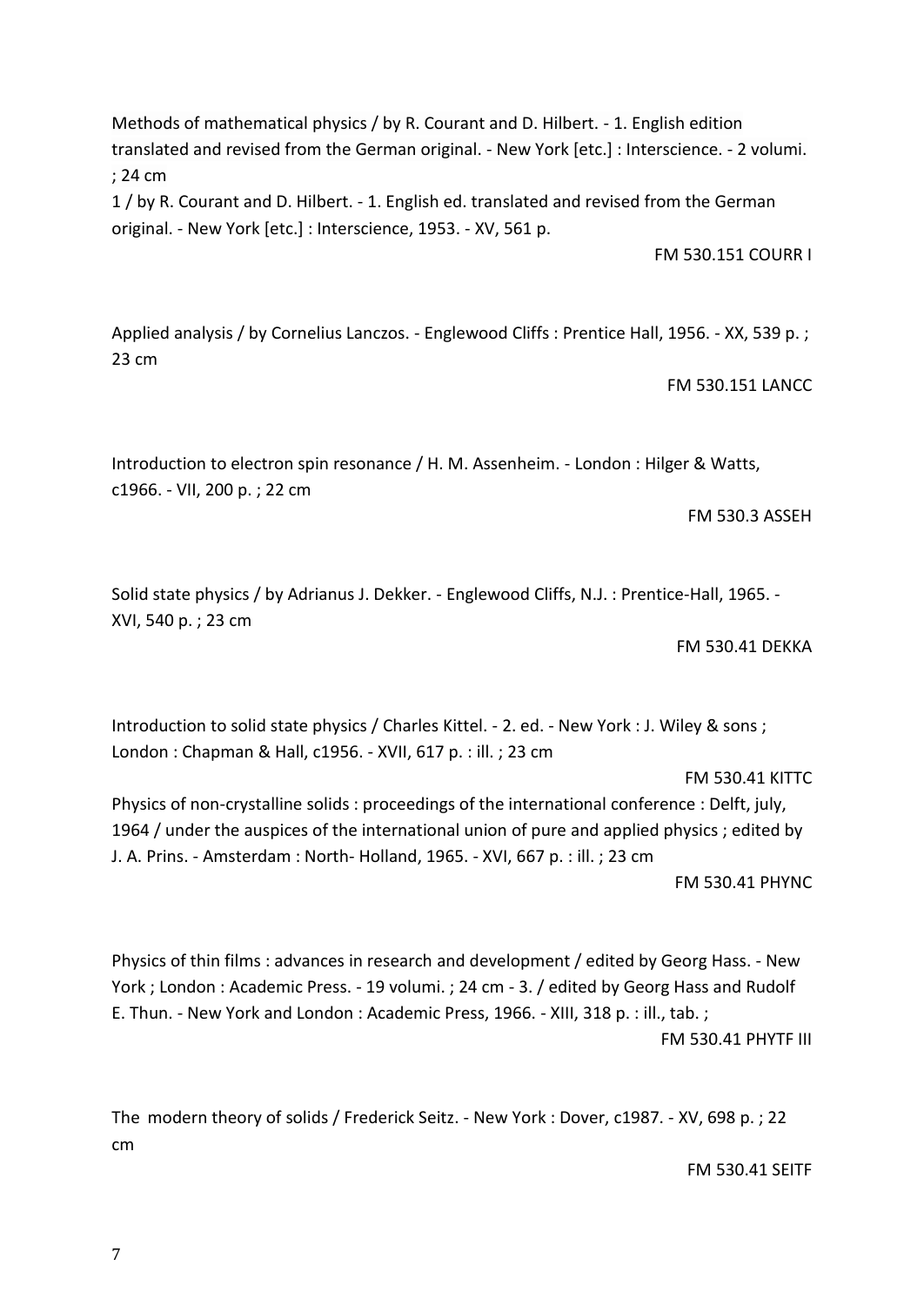Methods of mathematical physics / by R. Courant and D. Hilbert. - 1. English edition translated and revised from the German original. - New York [etc.] : Interscience. - 2 volumi. ; 24 cm
1 / by R. Courant and D. Hilbert. - 1. English ed. translated and revised from the German original. - New York [etc.] : Interscience, 1953. - XV, 561 p.

FM 530.151 COURR I

Applied analysis / by Cornelius Lanczos. - Englewood Cliffs : Prentice Hall, 1956. - XX, 539 p. ; 23 cm

FM 530.151 LANCC

Introduction to electron spin resonance / H. M. Assenheim. - London : Hilger & Watts, c1966. - VII, 200 p. ; 22 cm

FM 530.3 ASSEH

Solid state physics / by Adrianus J. Dekker. - Englewood Cliffs, N.J. : Prentice-Hall, 1965. - XVI, 540 p. ; 23 cm

FM 530.41 DEKKA

Introduction to solid state physics / Charles Kittel. - 2. ed. - New York : J. Wiley & sons ; London : Chapman & Hall, c1956. - XVII, 617 p. : ill. ; 23 cm

FM 530.41 KITTC

Physics of non-crystalline solids : proceedings of the international conference : Delft, july, 1964 / under the auspices of the international union of pure and applied physics ; edited by J. A. Prins. - Amsterdam : North- Holland, 1965. - XVI, 667 p. : ill. ; 23 cm

FM 530.41 PHYNC

Physics of thin films : advances in research and development / edited by Georg Hass. - New York ; London : Academic Press. - 19 volumi. ; 24 cm - 3. / edited by Georg Hass and Rudolf E. Thun. - New York and London : Academic Press, 1966. - XIII, 318 p. : ill., tab. ;

FM 530.41 PHYTF III

The modern theory of solids / Frederick Seitz. - New York : Dover, c1987. - XV, 698 p. ; 22 cm

FM 530.41 SEITF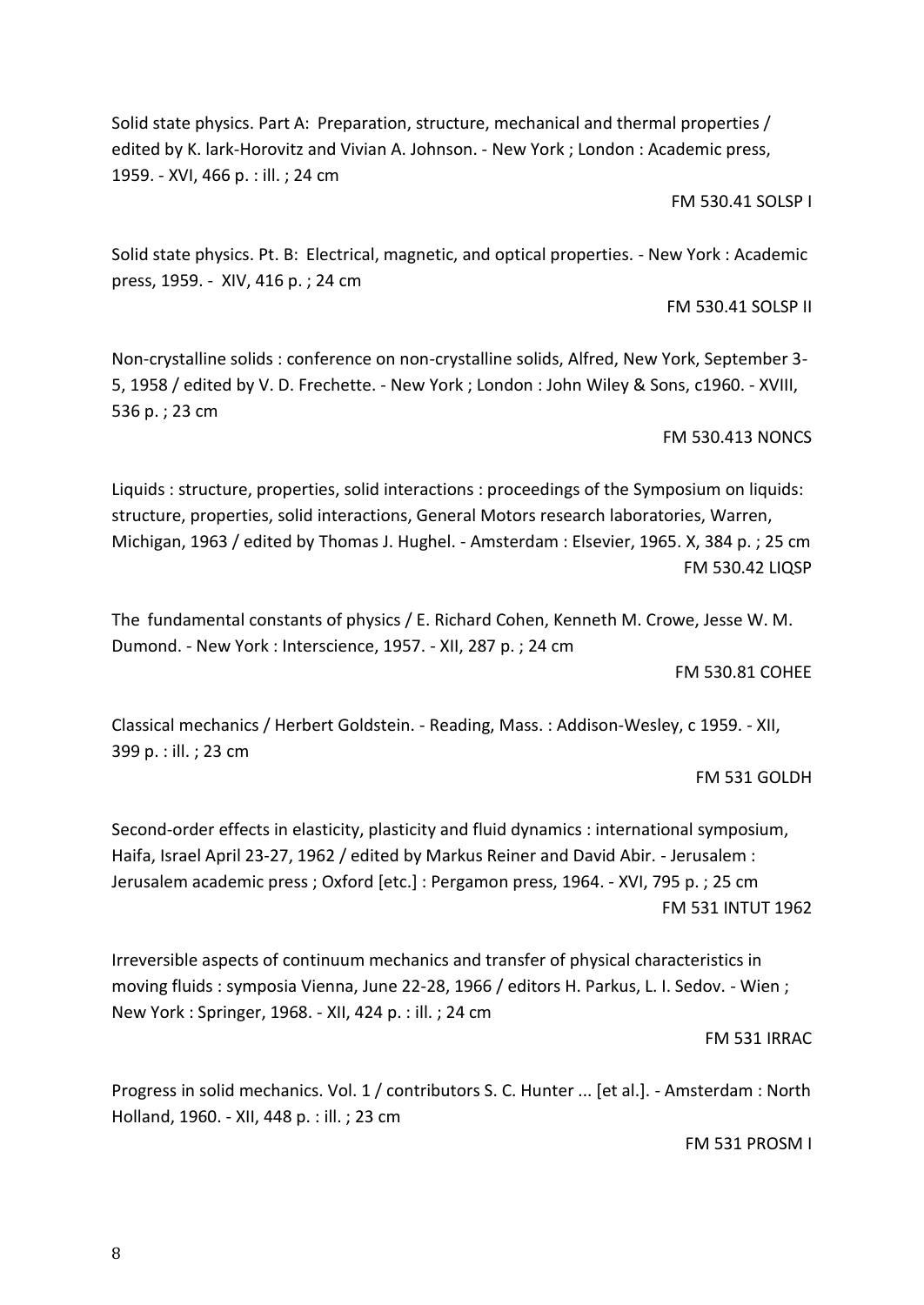Solid state physics. Part A: Preparation, structure, mechanical and thermal properties / edited by K. lark-Horovitz and Vivian A. Johnson. - New York ; London : Academic press, 1959. - XVI, 466 p. : ill. ; 24 cm

FM 530.41 SOLSP I

Solid state physics. Pt. B: Electrical, magnetic, and optical properties. - New York : Academic press, 1959. - XIV, 416 p. ; 24 cm

FM 530.41 SOLSP II

Non-crystalline solids : conference on non-crystalline solids, Alfred, New York, September 3-5, 1958 / edited by V. D. Frechette. - New York ; London : John Wiley & Sons, c1960. - XVIII, 536 p. ; 23 cm

FM 530.413 NONCS

Liquids : structure, properties, solid interactions : proceedings of the Symposium on liquids: structure, properties, solid interactions, General Motors research laboratories, Warren, Michigan, 1963 / edited by Thomas J. Hughel. - Amsterdam : Elsevier, 1965. X, 384 p. ; 25 cm

FM 530.42 LIQSP

The fundamental constants of physics / E. Richard Cohen, Kenneth M. Crowe, Jesse W. M. Dumond. - New York : Interscience, 1957. - XII, 287 p. ; 24 cm

FM 530.81 COHEE

Classical mechanics / Herbert Goldstein. - Reading, Mass. : Addison-Wesley, c 1959. - XII, 399 p. : ill. ; 23 cm

FM 531 GOLDH

Second-order effects in elasticity, plasticity and fluid dynamics : international symposium, Haifa, Israel April 23-27, 1962 / edited by Markus Reiner and David Abir. - Jerusalem : Jerusalem academic press ; Oxford [etc.] : Pergamon press, 1964. - XVI, 795 p. ; 25 cm

FM 531 INTUT 1962

Irreversible aspects of continuum mechanics and transfer of physical characteristics in moving fluids : symposia Vienna, June 22-28, 1966 / editors H. Parkus, L. I. Sedov. - Wien ; New York : Springer, 1968. - XII, 424 p. : ill. ; 24 cm

FM 531 IRRAC

Progress in solid mechanics. Vol. 1 / contributors S. C. Hunter ... [et al.]. - Amsterdam : North Holland, 1960. - XII, 448 p. : ill. ; 23 cm

FM 531 PROSM I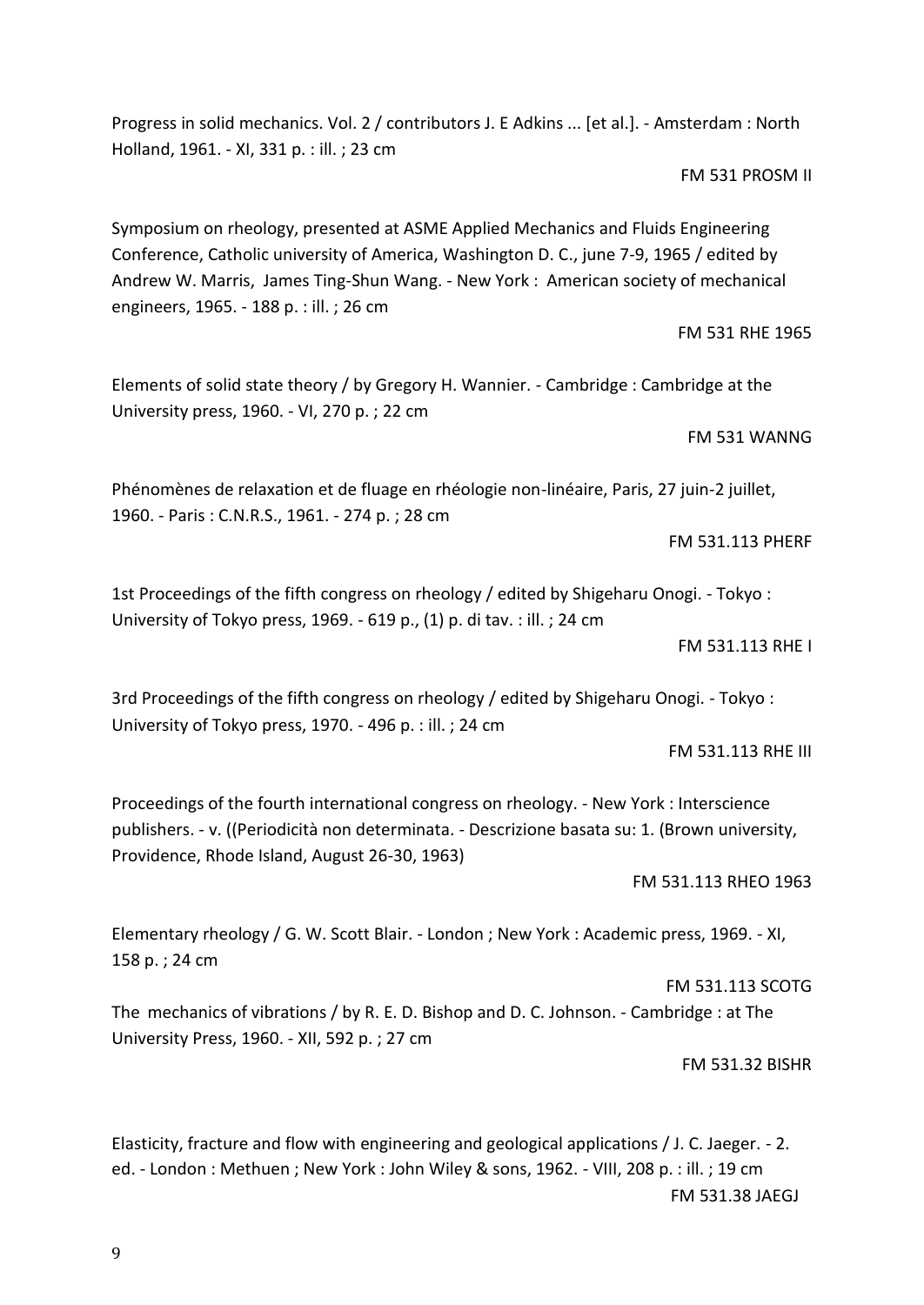Progress in solid mechanics. Vol. 2 / contributors J. E Adkins ... [et al.]. - Amsterdam : North Holland, 1961. - XI, 331 p. : ill. ; 23 cm

FM 531 PROSM II

Symposium on rheology, presented at ASME Applied Mechanics and Fluids Engineering Conference, Catholic university of America, Washington D. C., june 7-9, 1965 / edited by Andrew W. Marris, James Ting-Shun Wang. - New York : American society of mechanical engineers, 1965. - 188 p. : ill. ; 26 cm

FM 531 RHE 1965

Elements of solid state theory / by Gregory H. Wannier. - Cambridge : Cambridge at the University press, 1960. - VI, 270 p. ; 22 cm

FM 531 WANNG

Phénomènes de relaxation et de fluage en rhéologie non-linéaire, Paris, 27 juin-2 juillet, 1960. - Paris : C.N.R.S., 1961. - 274 p. ; 28 cm

FM 531.113 PHERF

1st Proceedings of the fifth congress on rheology / edited by Shigeharu Onogi. - Tokyo : University of Tokyo press, 1969. - 619 p., (1) p. di tav. : ill. ; 24 cm

FM 531.113 RHE I

3rd Proceedings of the fifth congress on rheology / edited by Shigeharu Onogi. - Tokyo : University of Tokyo press, 1970. - 496 p. : ill. ; 24 cm

FM 531.113 RHE III

Proceedings of the fourth international congress on rheology. - New York : Interscience publishers. - v. ((Periodicità non determinata. - Descrizione basata su: 1. (Brown university, Providence, Rhode Island, August 26-30, 1963)

FM 531.113 RHEO 1963

Elementary rheology / G. W. Scott Blair. - London ; New York : Academic press, 1969. - XI, 158 p. ; 24 cm

FM 531.113 SCOTG

The mechanics of vibrations / by R. E. D. Bishop and D. C. Johnson. - Cambridge : at The University Press, 1960. - XII, 592 p. ; 27 cm

FM 531.32 BISHR

Elasticity, fracture and flow with engineering and geological applications / J. C. Jaeger. - 2. ed. - London : Methuen ; New York : John Wiley & sons, 1962. - VIII, 208 p. : ill. ; 19 cm

FM 531.38 JAEGJ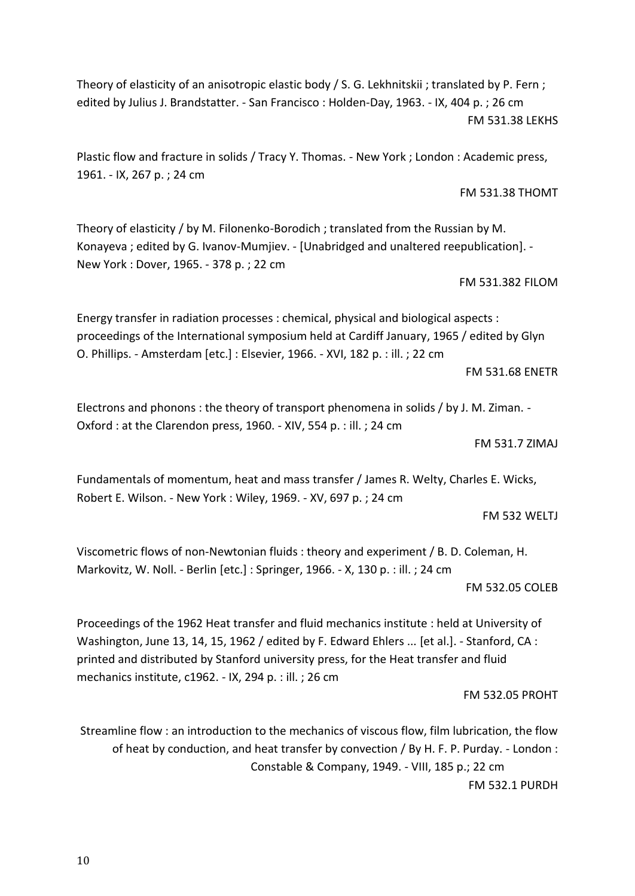Theory of elasticity of an anisotropic elastic body / S. G. Lekhnitskii ; translated by P. Fern ; edited by Julius J. Brandstatter. - San Francisco : Holden-Day, 1963. - IX, 404 p. ; 26 cm

FM 531.38 LEKHS

Plastic flow and fracture in solids / Tracy Y. Thomas. - New York ; London : Academic press, 1961. - IX, 267 p. ; 24 cm

FM 531.38 THOMT

Theory of elasticity / by M. Filonenko-Borodich ; translated from the Russian by M. Konayeva ; edited by G. Ivanov-Mumjiev. - [Unabridged and unaltered reepublication]. - New York : Dover, 1965. - 378 p. ; 22 cm

FM 531.382 FILOM

Energy transfer in radiation processes : chemical, physical and biological aspects : proceedings of the International symposium held at Cardiff January, 1965 / edited by Glyn O. Phillips. - Amsterdam [etc.] : Elsevier, 1966. - XVI, 182 p. : ill. ; 22 cm

FM 531.68 ENETR

Electrons and phonons : the theory of transport phenomena in solids / by J. M. Ziman. - Oxford : at the Clarendon press, 1960. - XIV, 554 p. : ill. ; 24 cm

FM 531.7 ZIMAJ

Fundamentals of momentum, heat and mass transfer / James R. Welty, Charles E. Wicks, Robert E. Wilson. - New York : Wiley, 1969. - XV, 697 p. ; 24 cm

FM 532 WELTJ

Viscometric flows of non-Newtonian fluids : theory and experiment / B. D. Coleman, H. Markovitz, W. Noll. - Berlin [etc.] : Springer, 1966. - X, 130 p. : ill. ; 24 cm

FM 532.05 COLEB

Proceedings of the 1962 Heat transfer and fluid mechanics institute : held at University of Washington, June 13, 14, 15, 1962 / edited by F. Edward Ehlers ... [et al.]. - Stanford, CA : printed and distributed by Stanford university press, for the Heat transfer and fluid mechanics institute, c1962. - IX, 294 p. : ill. ; 26 cm

FM 532.05 PROHT

Streamline flow : an introduction to the mechanics of viscous flow, film lubrication, the flow of heat by conduction, and heat transfer by convection / By H. F. P. Purday. - London : Constable & Company, 1949. - VIII, 185 p.; 22 cm

FM 532.1 PURDH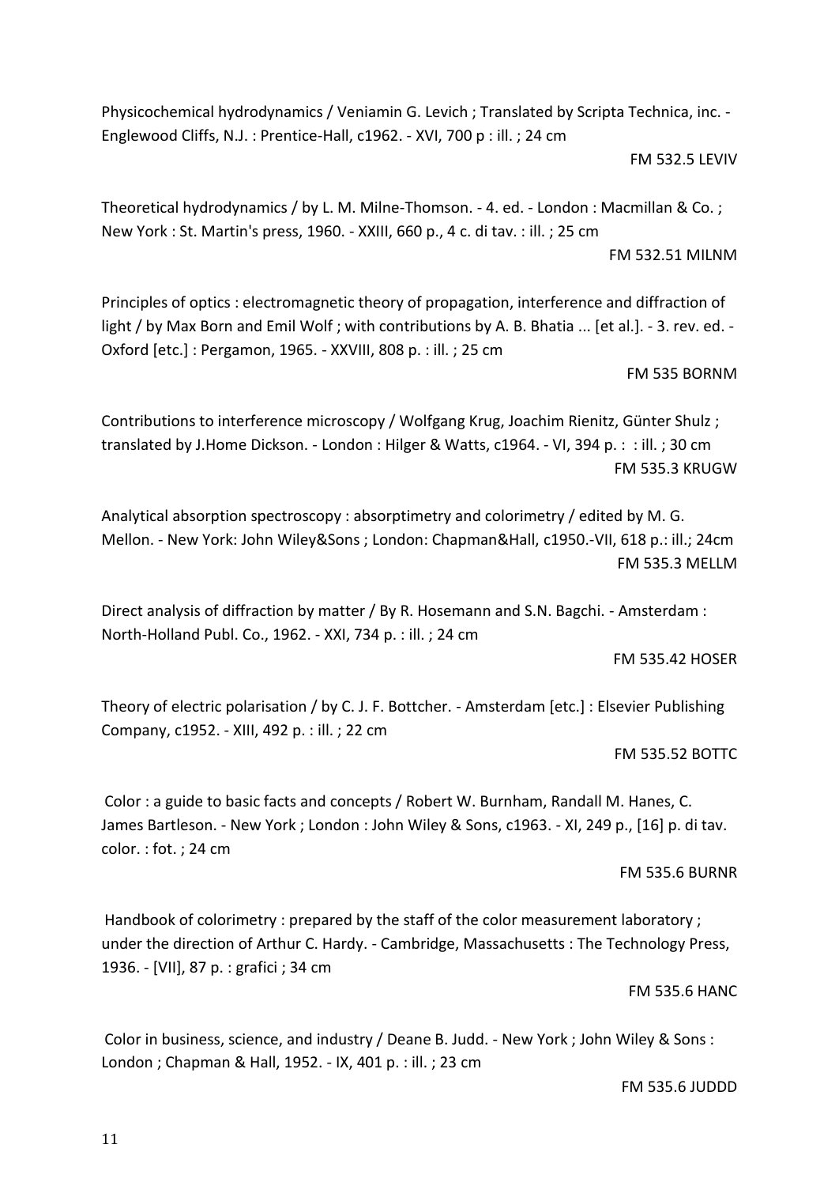Physicochemical hydrodynamics / Veniamin G. Levich ; Translated by Scripta Technica, inc. - Englewood Cliffs, N.J. : Prentice-Hall, c1962. - XVI, 700 p : ill. ; 24 cm

FM 532.5 LEVIV

Theoretical hydrodynamics / by L. M. Milne-Thomson. - 4. ed. - London : Macmillan & Co. ; New York : St. Martin's press, 1960. - XXIII, 660 p., 4 c. di tav. : ill. ; 25 cm

FM 532.51 MILNM

Principles of optics : electromagnetic theory of propagation, interference and diffraction of light / by Max Born and Emil Wolf ; with contributions by A. B. Bhatia ... [et al.]. - 3. rev. ed. - Oxford [etc.] : Pergamon, 1965. - XXVIII, 808 p. : ill. ; 25 cm

FM 535 BORNM

Contributions to interference microscopy / Wolfgang Krug, Joachim Rienitz, Günter Shulz ; translated by J.Home Dickson. - London : Hilger & Watts, c1964. - VI, 394 p. : : ill. ; 30 cm

FM 535.3 KRUGW

Analytical absorption spectroscopy : absorptimetry and colorimetry / edited by M. G. Mellon. - New York: John Wiley&Sons ; London: Chapman&Hall, c1950.-VII, 618 p.: ill.; 24cm

FM 535.3 MELLM

Direct analysis of diffraction by matter / By R. Hosemann and S.N. Bagchi. - Amsterdam : North-Holland Publ. Co., 1962. - XXI, 734 p. : ill. ; 24 cm

FM 535.42 HOSER

Theory of electric polarisation / by C. J. F. Bottcher. - Amsterdam [etc.] : Elsevier Publishing Company, c1952. - XIII, 492 p. : ill. ; 22 cm

FM 535.52 BOTTC

Color : a guide to basic facts and concepts / Robert W. Burnham, Randall M. Hanes, C. James Bartleson. - New York ; London : John Wiley & Sons, c1963. - XI, 249 p., [16] p. di tav. color. : fot. ; 24 cm

FM 535.6 BURNR

Handbook of colorimetry : prepared by the staff of the color measurement laboratory ; under the direction of Arthur C. Hardy. - Cambridge, Massachusetts : The Technology Press, 1936. - [VII], 87 p. : grafici ; 34 cm

FM 535.6 HANC

Color in business, science, and industry / Deane B. Judd. - New York ; John Wiley & Sons : London ; Chapman & Hall, 1952. - IX, 401 p. : ill. ; 23 cm

FM 535.6 JUDDD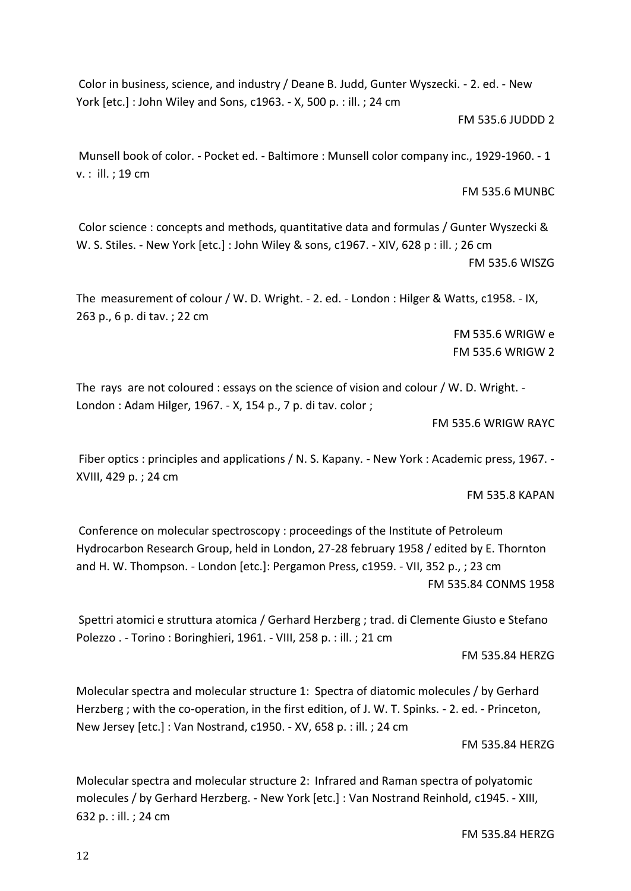Color in business, science, and industry / Deane B. Judd, Gunter Wyszecki. - 2. ed. - New York [etc.] : John Wiley and Sons, c1963. - X, 500 p. : ill. ; 24 cm

FM 535.6 JUDDD 2

Munsell book of color. - Pocket ed. - Baltimore : Munsell color company inc., 1929-1960. - 1 v. : ill. ; 19 cm

FM 535.6 MUNBC

Color science : concepts and methods, quantitative data and formulas / Gunter Wyszecki & W. S. Stiles. - New York [etc.] : John Wiley & sons, c1967. - XIV, 628 p : ill. ; 26 cm

FM 535.6 WISZG

The measurement of colour / W. D. Wright. - 2. ed. - London : Hilger & Watts, c1958. - IX, 263 p., 6 p. di tav. ; 22 cm

FM 535.6 WRIGW e
FM 535.6 WRIGW 2

The rays are not coloured : essays on the science of vision and colour / W. D. Wright. - London : Adam Hilger, 1967. - X, 154 p., 7 p. di tav. color ;

FM 535.6 WRIGW RAYC

Fiber optics : principles and applications / N. S. Kapany. - New York : Academic press, 1967. - XVIII, 429 p. ; 24 cm

FM 535.8 KAPAN

Conference on molecular spectroscopy : proceedings of the Institute of Petroleum Hydrocarbon Research Group, held in London, 27-28 february 1958 / edited by E. Thornton and H. W. Thompson. - London [etc.]: Pergamon Press, c1959. - VII, 352 p., ; 23 cm

FM 535.84 CONMS 1958

Spettri atomici e struttura atomica / Gerhard Herzberg ; trad. di Clemente Giusto e Stefano Polezzo . - Torino : Boringhieri, 1961. - VIII, 258 p. : ill. ; 21 cm

FM 535.84 HERZG

Molecular spectra and molecular structure 1: Spectra of diatomic molecules / by Gerhard Herzberg ; with the co-operation, in the first edition, of J. W. T. Spinks. - 2. ed. - Princeton, New Jersey [etc.] : Van Nostrand, c1950. - XV, 658 p. : ill. ; 24 cm

FM 535.84 HERZG

Molecular spectra and molecular structure 2: Infrared and Raman spectra of polyatomic molecules / by Gerhard Herzberg. - New York [etc.] : Van Nostrand Reinhold, c1945. - XIII, 632 p. : ill. ; 24 cm

FM 535.84 HERZG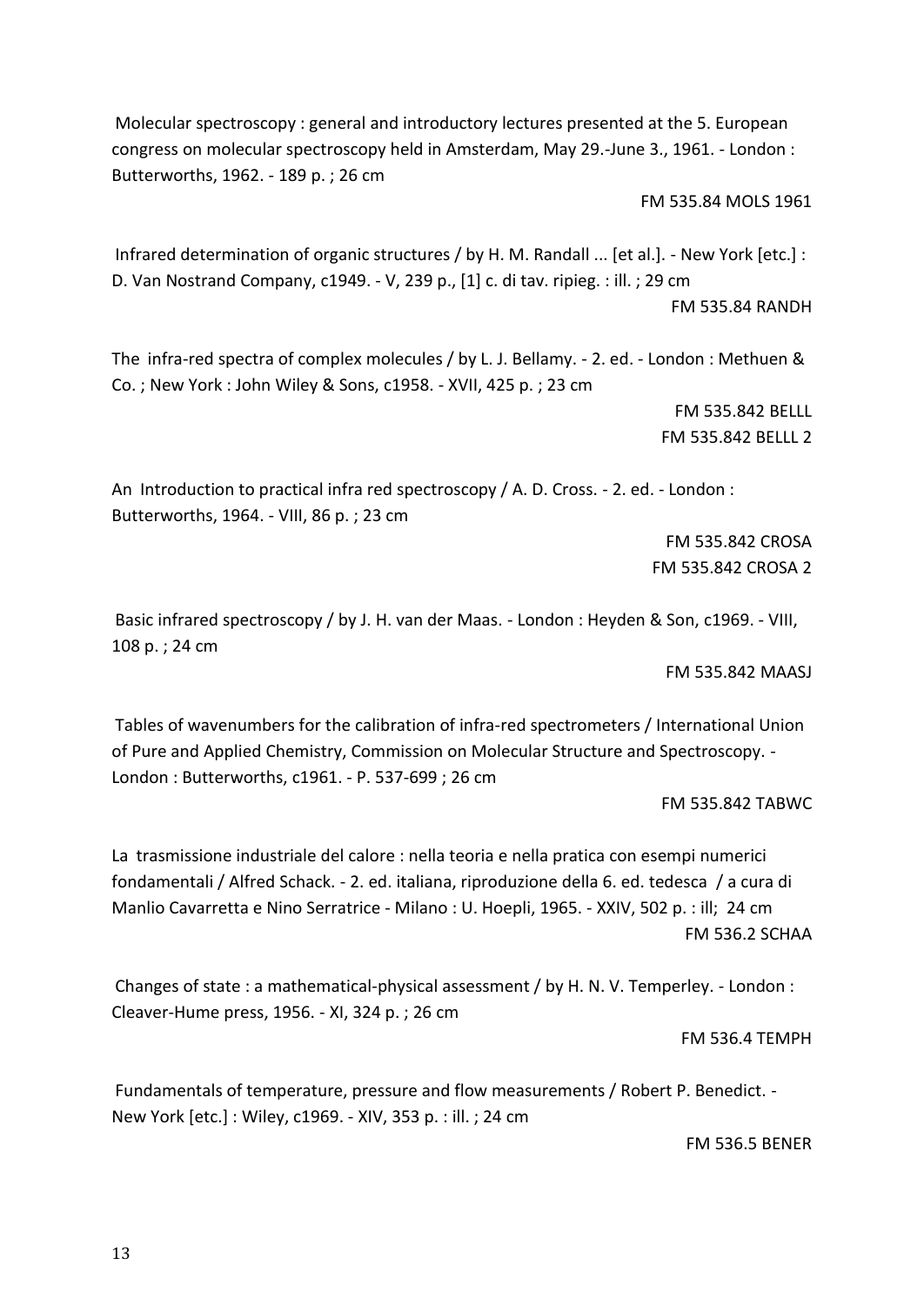Molecular spectroscopy : general and introductory lectures presented at the 5. European congress on molecular spectroscopy held in Amsterdam, May 29.-June 3., 1961. - London : Butterworths, 1962. - 189 p. ; 26 cm

FM 535.84 MOLS 1961

Infrared determination of organic structures / by H. M. Randall ... [et al.]. - New York [etc.] : D. Van Nostrand Company, c1949. - V, 239 p., [1] c. di tav. ripieg. : ill. ; 29 cm

FM 535.84 RANDH

The infra-red spectra of complex molecules / by L. J. Bellamy. - 2. ed. - London : Methuen & Co. ; New York : John Wiley & Sons, c1958. - XVII, 425 p. ; 23 cm

FM 535.842 BELLL
FM 535.842 BELLL 2

An Introduction to practical infra red spectroscopy / A. D. Cross. - 2. ed. - London : Butterworths, 1964. - VIII, 86 p. ; 23 cm

FM 535.842 CROSA
FM 535.842 CROSA 2

Basic infrared spectroscopy / by J. H. van der Maas. - London : Heyden & Son, c1969. - VIII, 108 p. ; 24 cm

FM 535.842 MAASJ

Tables of wavenumbers for the calibration of infra-red spectrometers / International Union of Pure and Applied Chemistry, Commission on Molecular Structure and Spectroscopy. - London : Butterworths, c1961. - P. 537-699 ; 26 cm

FM 535.842 TABWC

La trasmissione industriale del calore : nella teoria e nella pratica con esempi numerici fondamentali / Alfred Schack. - 2. ed. italiana, riproduzione della 6. ed. tedesca / a cura di Manlio Cavarretta e Nino Serratrice - Milano : U. Hoepli, 1965. - XXIV, 502 p. : ill; 24 cm

FM 536.2 SCHAA

Changes of state : a mathematical-physical assessment / by H. N. V. Temperley. - London : Cleaver-Hume press, 1956. - XI, 324 p. ; 26 cm

FM 536.4 TEMPH

Fundamentals of temperature, pressure and flow measurements / Robert P. Benedict. - New York [etc.] : Wiley, c1969. - XIV, 353 p. : ill. ; 24 cm

FM 536.5 BENER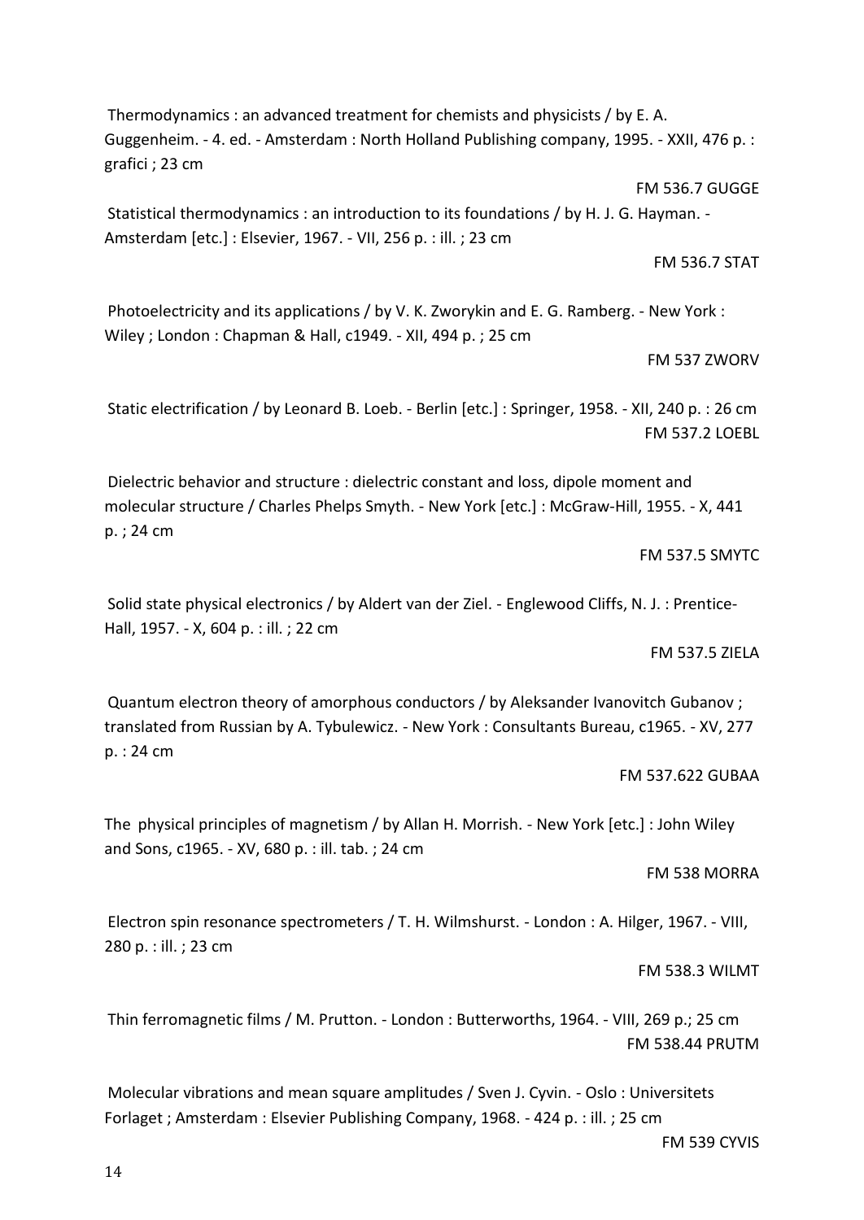Thermodynamics : an advanced treatment for chemists and physicists / by E. A. Guggenheim. - 4. ed. - Amsterdam : North Holland Publishing company, 1995. - XXII, 476 p. : grafici ; 23 cm

FM 536.7 GUGGE

Statistical thermodynamics : an introduction to its foundations / by H. J. G. Hayman. - Amsterdam [etc.] : Elsevier, 1967. - VII, 256 p. : ill. ; 23 cm

FM 536.7 STAT

Photoelectricity and its applications / by V. K. Zworykin and E. G. Ramberg. - New York : Wiley ; London : Chapman & Hall, c1949. - XII, 494 p. ; 25 cm

FM 537 ZWORV

Static electrification / by Leonard B. Loeb. - Berlin [etc.] : Springer, 1958. - XII, 240 p. : 26 cm

FM 537.2 LOEBL

Dielectric behavior and structure : dielectric constant and loss, dipole moment and molecular structure / Charles Phelps Smyth. - New York [etc.] : McGraw-Hill, 1955. - X, 441 p. ; 24 cm

FM 537.5 SMYTC

Solid state physical electronics / by Aldert van der Ziel. - Englewood Cliffs, N. J. : Prentice-Hall, 1957. - X, 604 p. : ill. ; 22 cm

FM 537.5 ZIELA

Quantum electron theory of amorphous conductors / by Aleksander Ivanovitch Gubanov ; translated from Russian by A. Tybulewicz. - New York : Consultants Bureau, c1965. - XV, 277 p. : 24 cm

FM 537.622 GUBAA

The physical principles of magnetism / by Allan H. Morrish. - New York [etc.] : John Wiley and Sons, c1965. - XV, 680 p. : ill. tab. ; 24 cm

FM 538 MORRA

Electron spin resonance spectrometers / T. H. Wilmshurst. - London : A. Hilger, 1967. - VIII, 280 p. : ill. ; 23 cm

FM 538.3 WILMT

Thin ferromagnetic films / M. Prutton. - London : Butterworths, 1964. - VIII, 269 p.; 25 cm

FM 538.44 PRUTM

Molecular vibrations and mean square amplitudes / Sven J. Cyvin. - Oslo : Universitets Forlaget ; Amsterdam : Elsevier Publishing Company, 1968. - 424 p. : ill. ; 25 cm

FM 539 CYVIS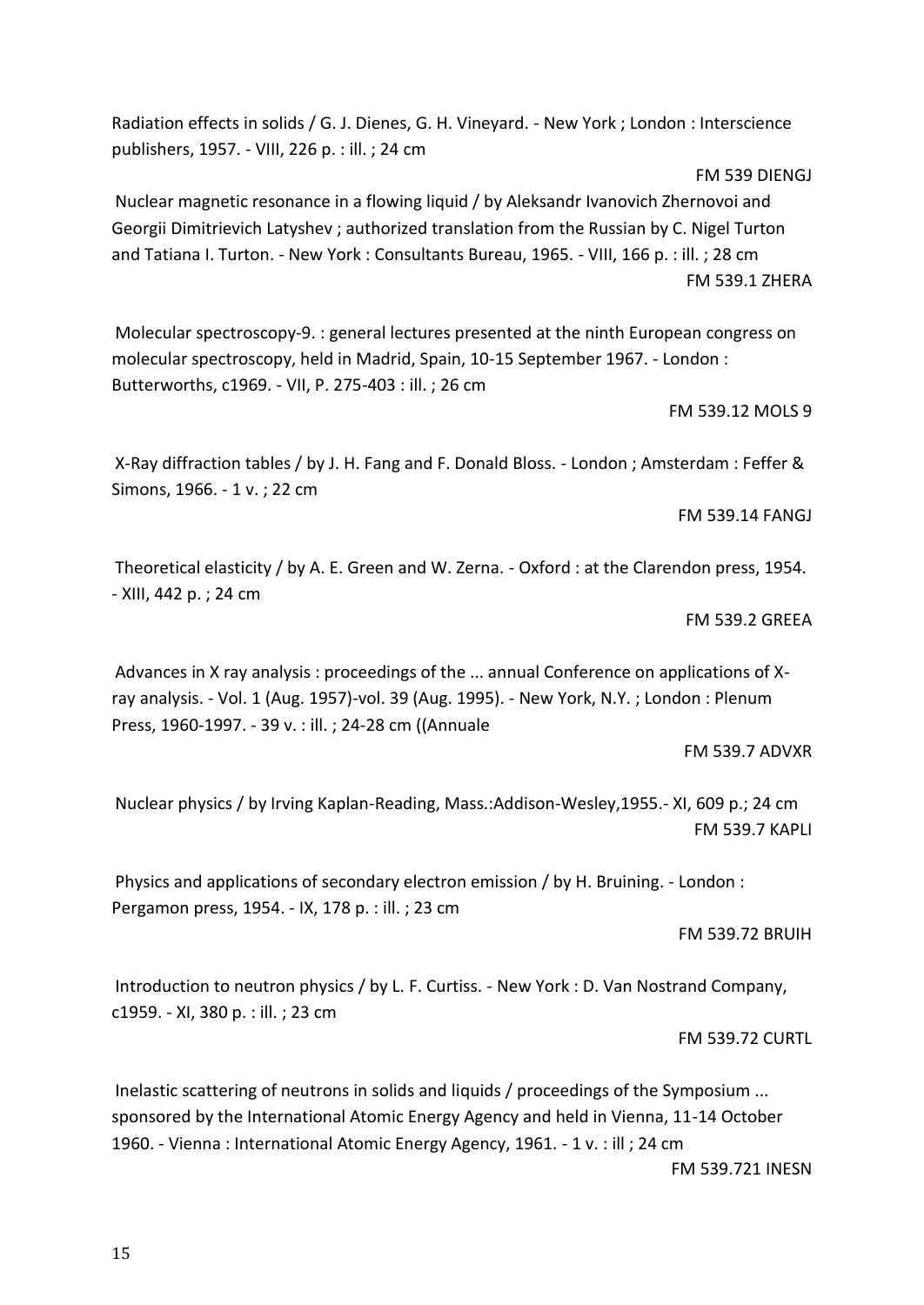Radiation effects in solids / G. J. Dienes, G. H. Vineyard. - New York ; London : Interscience publishers, 1957. - VIII, 226 p. : ill. ; 24 cm

FM 539 DIENGJ

Nuclear magnetic resonance in a flowing liquid / by Aleksandr Ivanovich Zhernovoi and Georgii Dimitrievich Latyshev ; authorized translation from the Russian by C. Nigel Turton and Tatiana I. Turton. - New York : Consultants Bureau, 1965. - VIII, 166 p. : ill. ; 28 cm

FM 539.1 ZHERA

Molecular spectroscopy-9. : general lectures presented at the ninth European congress on molecular spectroscopy, held in Madrid, Spain, 10-15 September 1967. - London : Butterworths, c1969. - VII, P. 275-403 : ill. ; 26 cm

FM 539.12 MOLS 9

X-Ray diffraction tables / by J. H. Fang and F. Donald Bloss. - London ; Amsterdam : Feffer & Simons, 1966. - 1 v. ; 22 cm

FM 539.14 FANGJ

Theoretical elasticity / by A. E. Green and W. Zerna. - Oxford : at the Clarendon press, 1954. - XIII, 442 p. ; 24 cm

FM 539.2 GREEA

Advances in X ray analysis : proceedings of the ... annual Conference on applications of X-ray analysis. - Vol. 1 (Aug. 1957)-vol. 39 (Aug. 1995). - New York, N.Y. ; London : Plenum Press, 1960-1997. - 39 v. : ill. ; 24-28 cm ((Annuale

FM 539.7 ADVXR

Nuclear physics / by Irving Kaplan-Reading, Mass.:Addison-Wesley,1955.- XI, 609 p.; 24 cm

FM 539.7 KAPLI

Physics and applications of secondary electron emission / by H. Bruining. - London : Pergamon press, 1954. - IX, 178 p. : ill. ; 23 cm

FM 539.72 BRUIH

Introduction to neutron physics / by L. F. Curtiss. - New York : D. Van Nostrand Company, c1959. - XI, 380 p. : ill. ; 23 cm

FM 539.72 CURTL

Inelastic scattering of neutrons in solids and liquids / proceedings of the Symposium ... sponsored by the International Atomic Energy Agency and held in Vienna, 11-14 October 1960. - Vienna : International Atomic Energy Agency, 1961. - 1 v. : ill ; 24 cm

FM 539.721 INESN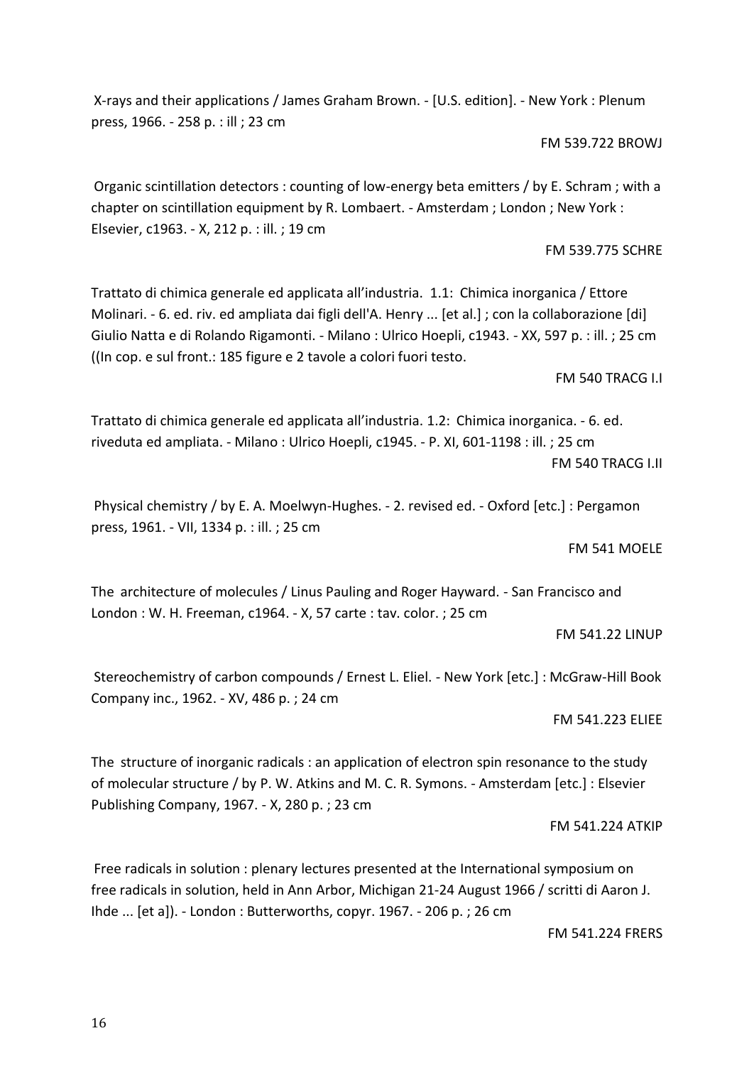X-rays and their applications / James Graham Brown. - [U.S. edition]. - New York : Plenum press, 1966. - 258 p. : ill ; 23 cm

FM 539.722 BROWJ

Organic scintillation detectors : counting of low-energy beta emitters / by E. Schram ; with a chapter on scintillation equipment by R. Lombaert. - Amsterdam ; London ; New York : Elsevier, c1963. - X, 212 p. : ill. ; 19 cm

FM 539.775 SCHRE

Trattato di chimica generale ed applicata all'industria. 1.1: Chimica inorganica / Ettore Molinari. - 6. ed. riv. ed ampliata dai figli dell'A. Henry ... [et al.] ; con la collaborazione [di] Giulio Natta e di Rolando Rigamonti. - Milano : Ulrico Hoepli, c1943. - XX, 597 p. : ill. ; 25 cm ((In cop. e sul front.: 185 figure e 2 tavole a colori fuori testo.

FM 540 TRACG I.I

Trattato di chimica generale ed applicata all'industria. 1.2: Chimica inorganica. - 6. ed. riveduta ed ampliata. - Milano : Ulrico Hoepli, c1945. - P. XI, 601-1198 : ill. ; 25 cm

FM 540 TRACG I.II

Physical chemistry / by E. A. Moelwyn-Hughes. - 2. revised ed. - Oxford [etc.] : Pergamon press, 1961. - VII, 1334 p. : ill. ; 25 cm

FM 541 MOELE

The architecture of molecules / Linus Pauling and Roger Hayward. - San Francisco and London : W. H. Freeman, c1964. - X, 57 carte : tav. color. ; 25 cm

FM 541.22 LINUP

Stereochemistry of carbon compounds / Ernest L. Eliel. - New York [etc.] : McGraw-Hill Book Company inc., 1962. - XV, 486 p. ; 24 cm

FM 541.223 ELIEE

The structure of inorganic radicals : an application of electron spin resonance to the study of molecular structure / by P. W. Atkins and M. C. R. Symons. - Amsterdam [etc.] : Elsevier Publishing Company, 1967. - X, 280 p. ; 23 cm

FM 541.224 ATKIP

Free radicals in solution : plenary lectures presented at the International symposium on free radicals in solution, held in Ann Arbor, Michigan 21-24 August 1966 / scritti di Aaron J. Ihde ... [et a]). - London : Butterworths, copyr. 1967. - 206 p. ; 26 cm

FM 541.224 FRERS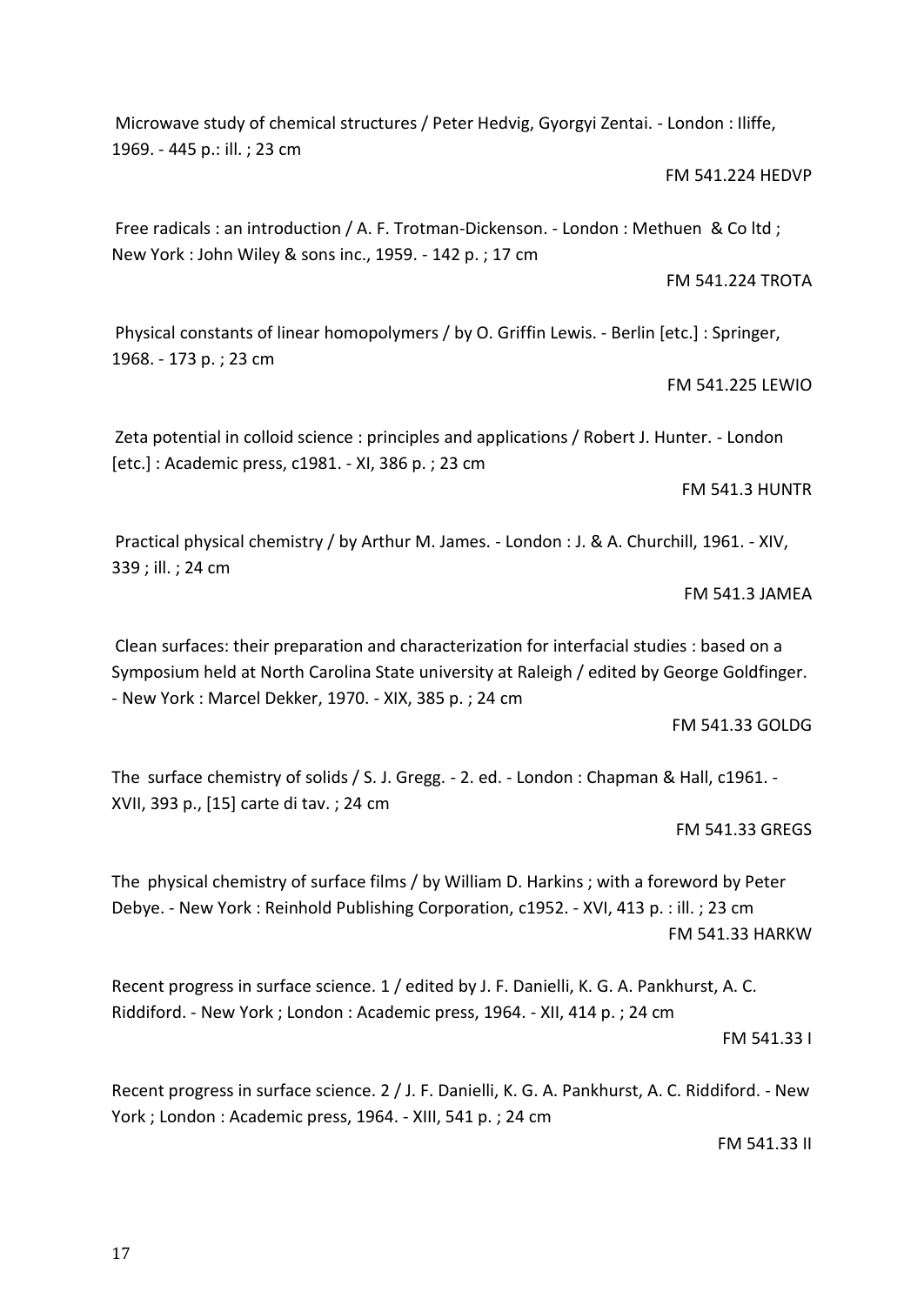Microwave study of chemical structures / Peter Hedvig, Gyorgyi Zentai. - London : Iliffe, 1969. - 445 p.: ill. ; 23 cm

FM 541.224 HEDVP

Free radicals : an introduction / A. F. Trotman-Dickenson. - London : Methuen & Co ltd ; New York : John Wiley & sons inc., 1959. - 142 p. ; 17 cm

FM 541.224 TROTA

Physical constants of linear homopolymers / by O. Griffin Lewis. - Berlin [etc.] : Springer, 1968. - 173 p. ; 23 cm

FM 541.225 LEWIO

Zeta potential in colloid science : principles and applications / Robert J. Hunter. - London [etc.] : Academic press, c1981. - XI, 386 p. ; 23 cm

FM 541.3 HUNTR

Practical physical chemistry / by Arthur M. James. - London : J. & A. Churchill, 1961. - XIV, 339 ; ill. ; 24 cm

FM 541.3 JAMEA

Clean surfaces: their preparation and characterization for interfacial studies : based on a Symposium held at North Carolina State university at Raleigh / edited by George Goldfinger. - New York : Marcel Dekker, 1970. - XIX, 385 p. ; 24 cm

FM 541.33 GOLDG

The surface chemistry of solids / S. J. Gregg. - 2. ed. - London : Chapman & Hall, c1961. - XVII, 393 p., [15] carte di tav. ; 24 cm

FM 541.33 GREGS

The physical chemistry of surface films / by William D. Harkins ; with a foreword by Peter Debye. - New York : Reinhold Publishing Corporation, c1952. - XVI, 413 p. : ill. ; 23 cm

FM 541.33 HARKW

Recent progress in surface science. 1 / edited by J. F. Danielli, K. G. A. Pankhurst, A. C. Riddiford. - New York ; London : Academic press, 1964. - XII, 414 p. ; 24 cm

FM 541.33 I

Recent progress in surface science. 2 / J. F. Danielli, K. G. A. Pankhurst, A. C. Riddiford. - New York ; London : Academic press, 1964. - XIII, 541 p. ; 24 cm

FM 541.33 II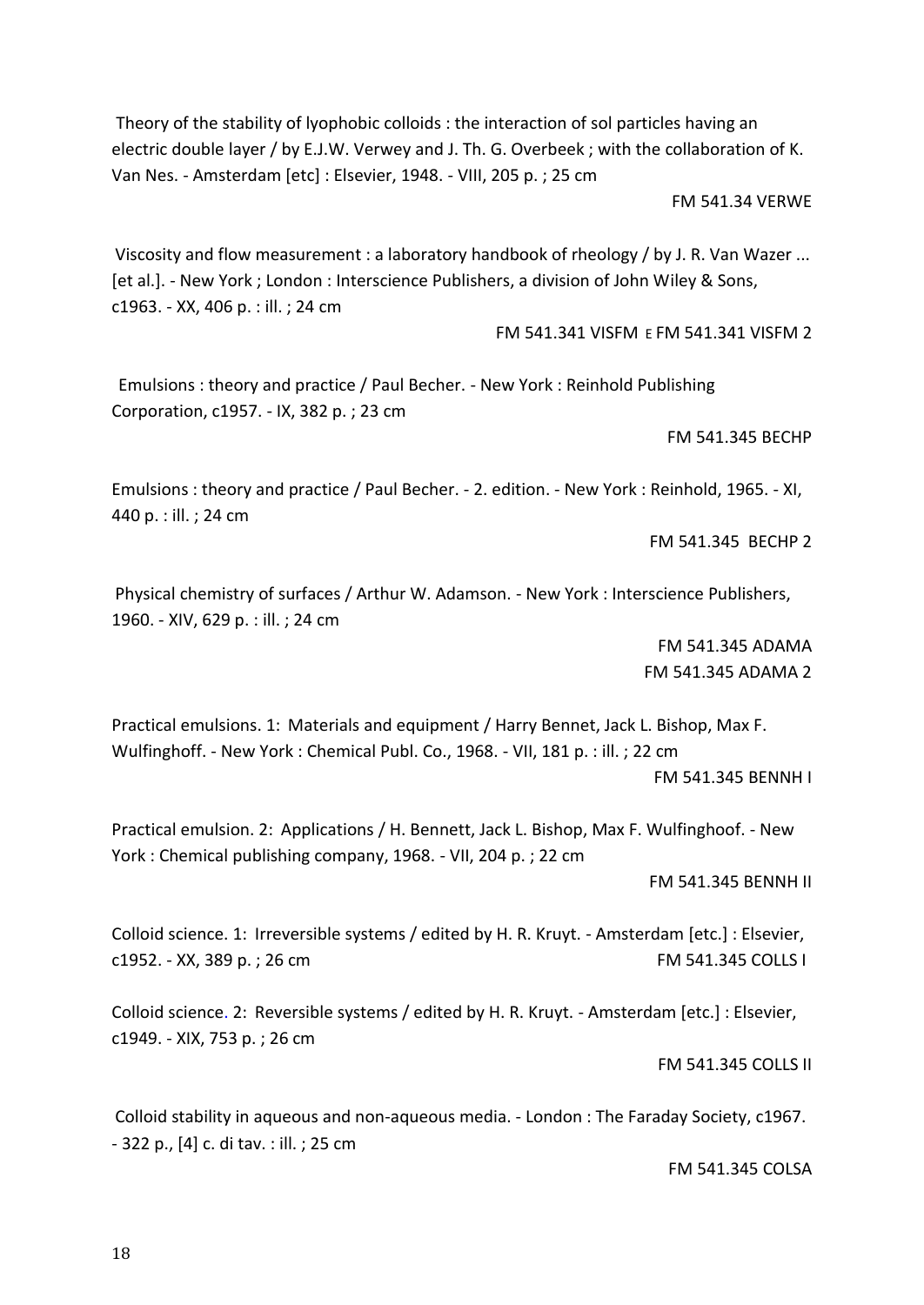Theory of the stability of lyophobic colloids : the interaction of sol particles having an electric double layer / by E.J.W. Verwey and J. Th. G. Overbeek ; with the collaboration of K. Van Nes. - Amsterdam [etc] : Elsevier, 1948. - VIII, 205 p. ; 25 cm

FM 541.34 VERWE

Viscosity and flow measurement : a laboratory handbook of rheology / by J. R. Van Wazer ... [et al.]. - New York ; London : Interscience Publishers, a division of John Wiley & Sons, c1963. - XX, 406 p. : ill. ; 24 cm

FM 541.341 VISFM E FM 541.341 VISFM 2

Emulsions : theory and practice / Paul Becher. - New York : Reinhold Publishing Corporation, c1957. - IX, 382 p. ; 23 cm

FM 541.345 BECHP

Emulsions : theory and practice / Paul Becher. - 2. edition. - New York : Reinhold, 1965. - XI, 440 p. : ill. ; 24 cm

FM 541.345 BECHP 2

Physical chemistry of surfaces / Arthur W. Adamson. - New York : Interscience Publishers, 1960. - XIV, 629 p. : ill. ; 24 cm

FM 541.345 ADAMA
FM 541.345 ADAMA 2

Practical emulsions. 1: Materials and equipment / Harry Bennet, Jack L. Bishop, Max F. Wulfinghoff. - New York : Chemical Publ. Co., 1968. - VII, 181 p. : ill. ; 22 cm

FM 541.345 BENNH I

Practical emulsion. 2: Applications / H. Bennett, Jack L. Bishop, Max F. Wulfinghoof. - New York : Chemical publishing company, 1968. - VII, 204 p. ; 22 cm

FM 541.345 BENNH II

Colloid science. 1: Irreversible systems / edited by H. R. Kruyt. - Amsterdam [etc.] : Elsevier, c1952. - XX, 389 p. ; 26 cm

FM 541.345 COLLS I

Colloid science. 2: Reversible systems / edited by H. R. Kruyt. - Amsterdam [etc.] : Elsevier, c1949. - XIX, 753 p. ; 26 cm

FM 541.345 COLLS II

Colloid stability in aqueous and non-aqueous media. - London : The Faraday Society, c1967. - 322 p., [4] c. di tav. : ill. ; 25 cm

FM 541.345 COLSA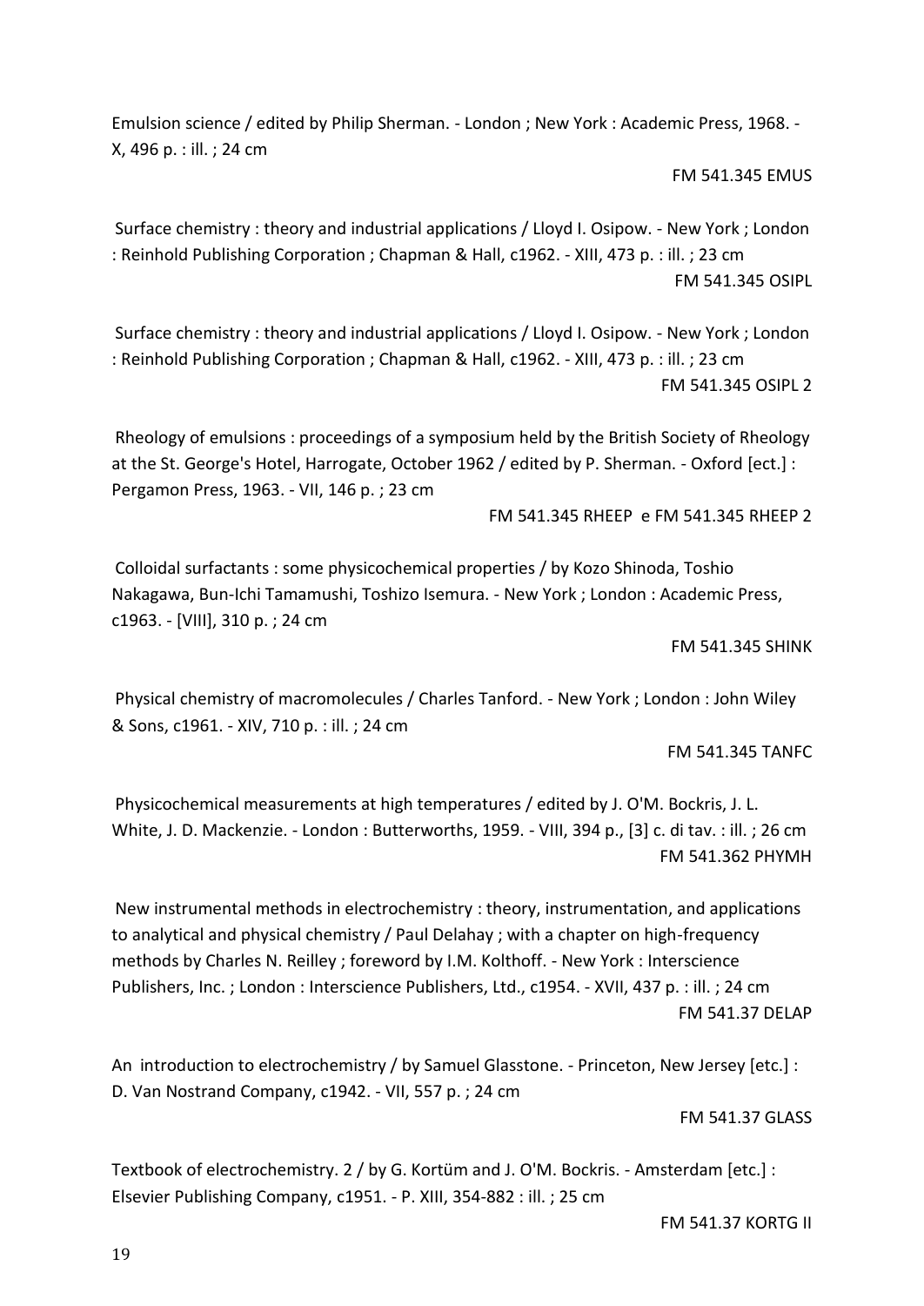Emulsion science / edited by Philip Sherman. - London ; New York : Academic Press, 1968. - X, 496 p. : ill. ; 24 cm

FM 541.345 EMUS

Surface chemistry : theory and industrial applications / Lloyd I. Osipow. - New York ; London : Reinhold Publishing Corporation ; Chapman & Hall, c1962. - XIII, 473 p. : ill. ; 23 cm

FM 541.345 OSIPL

Surface chemistry : theory and industrial applications / Lloyd I. Osipow. - New York ; London : Reinhold Publishing Corporation ; Chapman & Hall, c1962. - XIII, 473 p. : ill. ; 23 cm

FM 541.345 OSIPL 2

Rheology of emulsions : proceedings of a symposium held by the British Society of Rheology at the St. George's Hotel, Harrogate, October 1962 / edited by P. Sherman. - Oxford [ect.] : Pergamon Press, 1963. - VII, 146 p. ; 23 cm

FM 541.345 RHEEP e FM 541.345 RHEEP 2

Colloidal surfactants : some physicochemical properties / by Kozo Shinoda, Toshio Nakagawa, Bun-Ichi Tamamushi, Toshizo Isemura. - New York ; London : Academic Press, c1963. - [VIII], 310 p. ; 24 cm

FM 541.345 SHINK

Physical chemistry of macromolecules / Charles Tanford. - New York ; London : John Wiley & Sons, c1961. - XIV, 710 p. : ill. ; 24 cm

FM 541.345 TANFC

Physicochemical measurements at high temperatures / edited by J. O'M. Bockris, J. L. White, J. D. Mackenzie. - London : Butterworths, 1959. - VIII, 394 p., [3] c. di tav. : ill. ; 26 cm

FM 541.362 PHYMH

New instrumental methods in electrochemistry : theory, instrumentation, and applications to analytical and physical chemistry / Paul Delahay ; with a chapter on high-frequency methods by Charles N. Reilley ; foreword by I.M. Kolthoff. - New York : Interscience Publishers, Inc. ; London : Interscience Publishers, Ltd., c1954. - XVII, 437 p. : ill. ; 24 cm

FM 541.37 DELAP

An introduction to electrochemistry / by Samuel Glasstone. - Princeton, New Jersey [etc.] : D. Van Nostrand Company, c1942. - VII, 557 p. ; 24 cm

FM 541.37 GLASS

Textbook of electrochemistry. 2 / by G. Kortüm and J. O'M. Bockris. - Amsterdam [etc.] : Elsevier Publishing Company, c1951. - P. XIII, 354-882 : ill. ; 25 cm

FM 541.37 KORTG II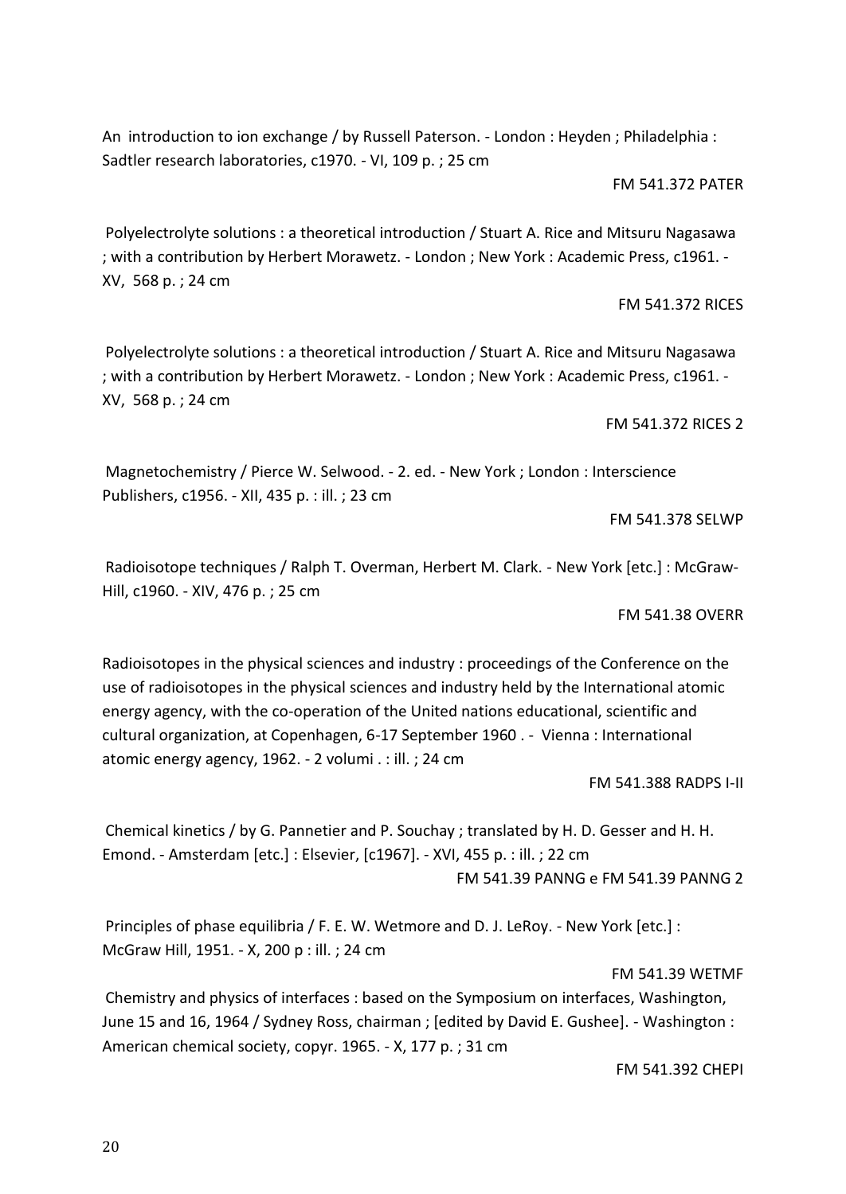An  introduction to ion exchange / by Russell Paterson. - London : Heyden ; Philadelphia : Sadtler research laboratories, c1970. - VI, 109 p. ; 25 cm

FM 541.372 PATER

Polyelectrolyte solutions : a theoretical introduction / Stuart A. Rice and Mitsuru Nagasawa ; with a contribution by Herbert Morawetz. - London ; New York : Academic Press, c1961. - XV,  568 p. ; 24 cm

FM 541.372 RICES

Polyelectrolyte solutions : a theoretical introduction / Stuart A. Rice and Mitsuru Nagasawa ; with a contribution by Herbert Morawetz. - London ; New York : Academic Press, c1961. - XV,  568 p. ; 24 cm

FM 541.372 RICES 2

Magnetochemistry / Pierce W. Selwood. - 2. ed. - New York ; London : Interscience Publishers, c1956. - XII, 435 p. : ill. ; 23 cm

FM 541.378 SELWP

Radioisotope techniques / Ralph T. Overman, Herbert M. Clark. - New York [etc.] : McGraw-Hill, c1960. - XIV, 476 p. ; 25 cm

FM 541.38 OVERR

Radioisotopes in the physical sciences and industry : proceedings of the Conference on the use of radioisotopes in the physical sciences and industry held by the International atomic energy agency, with the co-operation of the United nations educational, scientific and cultural organization, at Copenhagen, 6-17 September 1960 . -  Vienna : International atomic energy agency, 1962. - 2 volumi . : ill. ; 24 cm

FM 541.388 RADPS I-II

Chemical kinetics / by G. Pannetier and P. Souchay ; translated by H. D. Gesser and H. H. Emond. - Amsterdam [etc.] : Elsevier, [c1967]. - XVI, 455 p. : ill. ; 22 cm

FM 541.39 PANNG e FM 541.39 PANNG 2

Principles of phase equilibria / F. E. W. Wetmore and D. J. LeRoy. - New York [etc.] : McGraw Hill, 1951. - X, 200 p : ill. ; 24 cm

FM 541.39 WETMF

Chemistry and physics of interfaces : based on the Symposium on interfaces, Washington, June 15 and 16, 1964 / Sydney Ross, chairman ; [edited by David E. Gushee]. - Washington : American chemical society, copyr. 1965. - X, 177 p. ; 31 cm

FM 541.392 CHEPI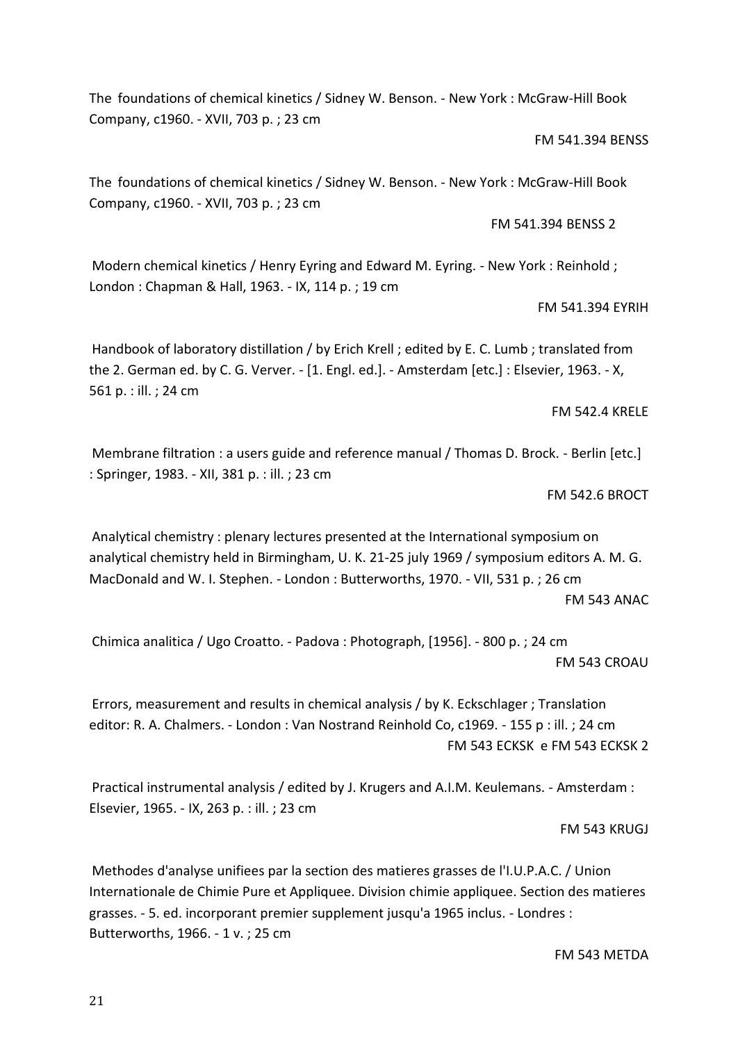The foundations of chemical kinetics / Sidney W. Benson. - New York : McGraw-Hill Book Company, c1960. - XVII, 703 p. ; 23 cm

FM 541.394 BENSS

The foundations of chemical kinetics / Sidney W. Benson. - New York : McGraw-Hill Book Company, c1960. - XVII, 703 p. ; 23 cm

FM 541.394 BENSS 2

Modern chemical kinetics / Henry Eyring and Edward M. Eyring. - New York : Reinhold ; London : Chapman & Hall, 1963. - IX, 114 p. ; 19 cm

FM 541.394 EYRIH

Handbook of laboratory distillation / by Erich Krell ; edited by E. C. Lumb ; translated from the 2. German ed. by C. G. Verver. - [1. Engl. ed.]. - Amsterdam [etc.] : Elsevier, 1963. - X, 561 p. : ill. ; 24 cm

FM 542.4 KRELE

Membrane filtration : a users guide and reference manual / Thomas D. Brock. - Berlin [etc.] : Springer, 1983. - XII, 381 p. : ill. ; 23 cm

FM 542.6 BROCT

Analytical chemistry : plenary lectures presented at the International symposium on analytical chemistry held in Birmingham, U. K. 21-25 july 1969 / symposium editors A. M. G. MacDonald and W. I. Stephen. - London : Butterworths, 1970. - VII, 531 p. ; 26 cm

FM 543 ANAC

Chimica analitica / Ugo Croatto. - Padova : Photograph, [1956]. - 800 p. ; 24 cm

FM 543 CROAU

Errors, measurement and results in chemical analysis / by K. Eckschlager ; Translation editor: R. A. Chalmers. - London : Van Nostrand Reinhold Co, c1969. - 155 p : ill. ; 24 cm

FM 543 ECKSK e FM 543 ECKSK 2

Practical instrumental analysis / edited by J. Krugers and A.I.M. Keulemans. - Amsterdam : Elsevier, 1965. - IX, 263 p. : ill. ; 23 cm

FM 543 KRUGJ

Methodes d'analyse unifiees par la section des matieres grasses de l'I.U.P.A.C. / Union Internationale de Chimie Pure et Appliquee. Division chimie appliquee. Section des matieres grasses. - 5. ed. incorporant premier supplement jusqu'a 1965 inclus. - Londres : Butterworths, 1966. - 1 v. ; 25 cm

FM 543 METDA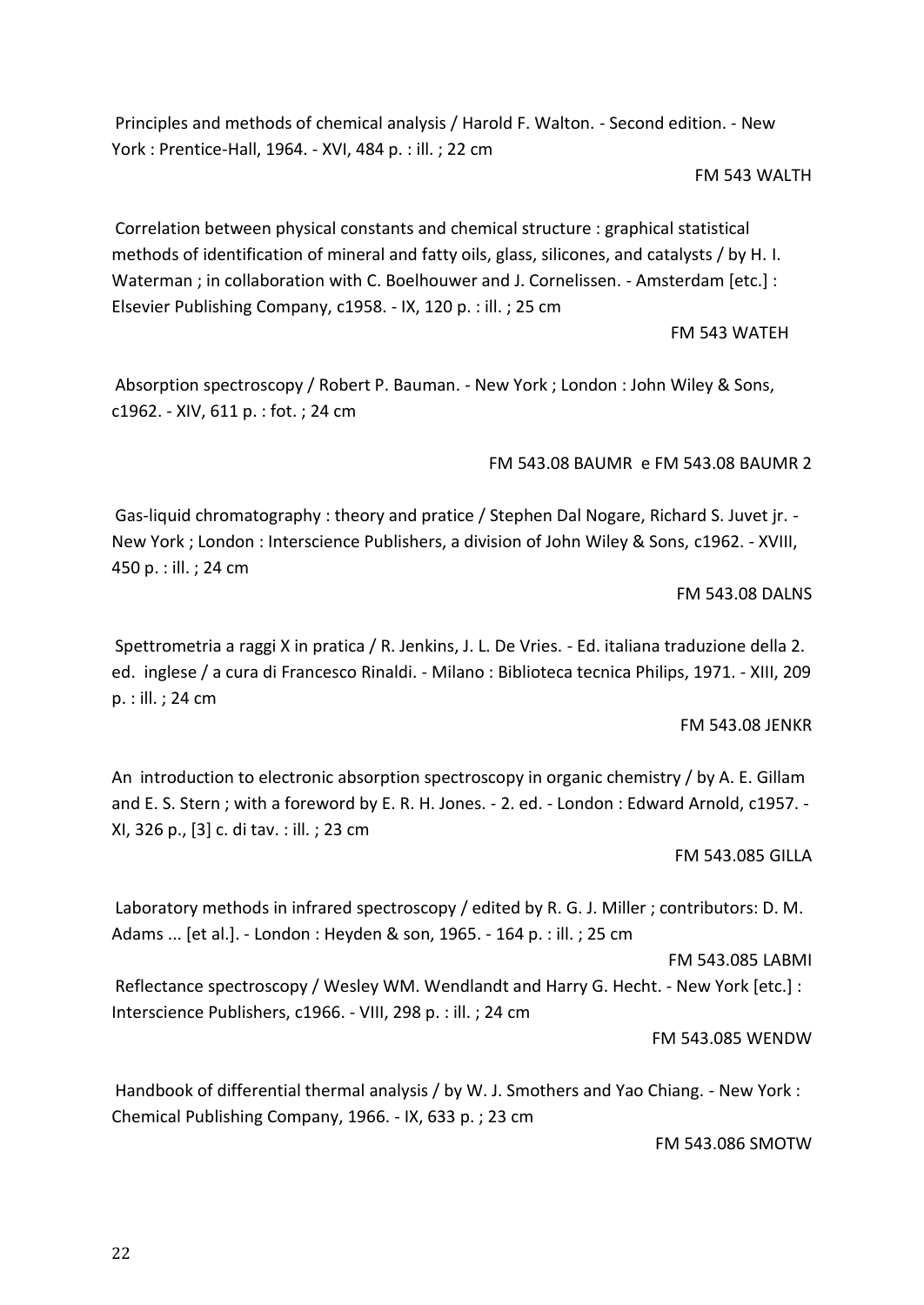Principles and methods of chemical analysis / Harold F. Walton. - Second edition. - New York : Prentice-Hall, 1964. - XVI, 484 p. : ill. ; 22 cm

FM 543 WALTH

Correlation between physical constants and chemical structure : graphical statistical methods of identification of mineral and fatty oils, glass, silicones, and catalysts / by H. I. Waterman ; in collaboration with C. Boelhouwer and J. Cornelissen. - Amsterdam [etc.] : Elsevier Publishing Company, c1958. - IX, 120 p. : ill. ; 25 cm

FM 543 WATEH

Absorption spectroscopy / Robert P. Bauman. - New York ; London : John Wiley & Sons, c1962. - XIV, 611 p. : fot. ; 24 cm

FM 543.08 BAUMR e FM 543.08 BAUMR 2

Gas-liquid chromatography : theory and pratice / Stephen Dal Nogare, Richard S. Juvet jr. - New York ; London : Interscience Publishers, a division of John Wiley & Sons, c1962. - XVIII, 450 p. : ill. ; 24 cm

FM 543.08 DALNS

Spettrometria a raggi X in pratica / R. Jenkins, J. L. De Vries. - Ed. italiana traduzione della 2. ed. inglese / a cura di Francesco Rinaldi. - Milano : Biblioteca tecnica Philips, 1971. - XIII, 209 p. : ill. ; 24 cm

FM 543.08 JENKR

An introduction to electronic absorption spectroscopy in organic chemistry / by A. E. Gillam and E. S. Stern ; with a foreword by E. R. H. Jones. - 2. ed. - London : Edward Arnold, c1957. - XI, 326 p., [3] c. di tav. : ill. ; 23 cm

FM 543.085 GILLA

Laboratory methods in infrared spectroscopy / edited by R. G. J. Miller ; contributors: D. M. Adams ... [et al.]. - London : Heyden & son, 1965. - 164 p. : ill. ; 25 cm

FM 543.085 LABMI

Reflectance spectroscopy / Wesley WM. Wendlandt and Harry G. Hecht. - New York [etc.] : Interscience Publishers, c1966. - VIII, 298 p. : ill. ; 24 cm

FM 543.085 WENDW

Handbook of differential thermal analysis / by W. J. Smothers and Yao Chiang. - New York : Chemical Publishing Company, 1966. - IX, 633 p. ; 23 cm

FM 543.086 SMOTW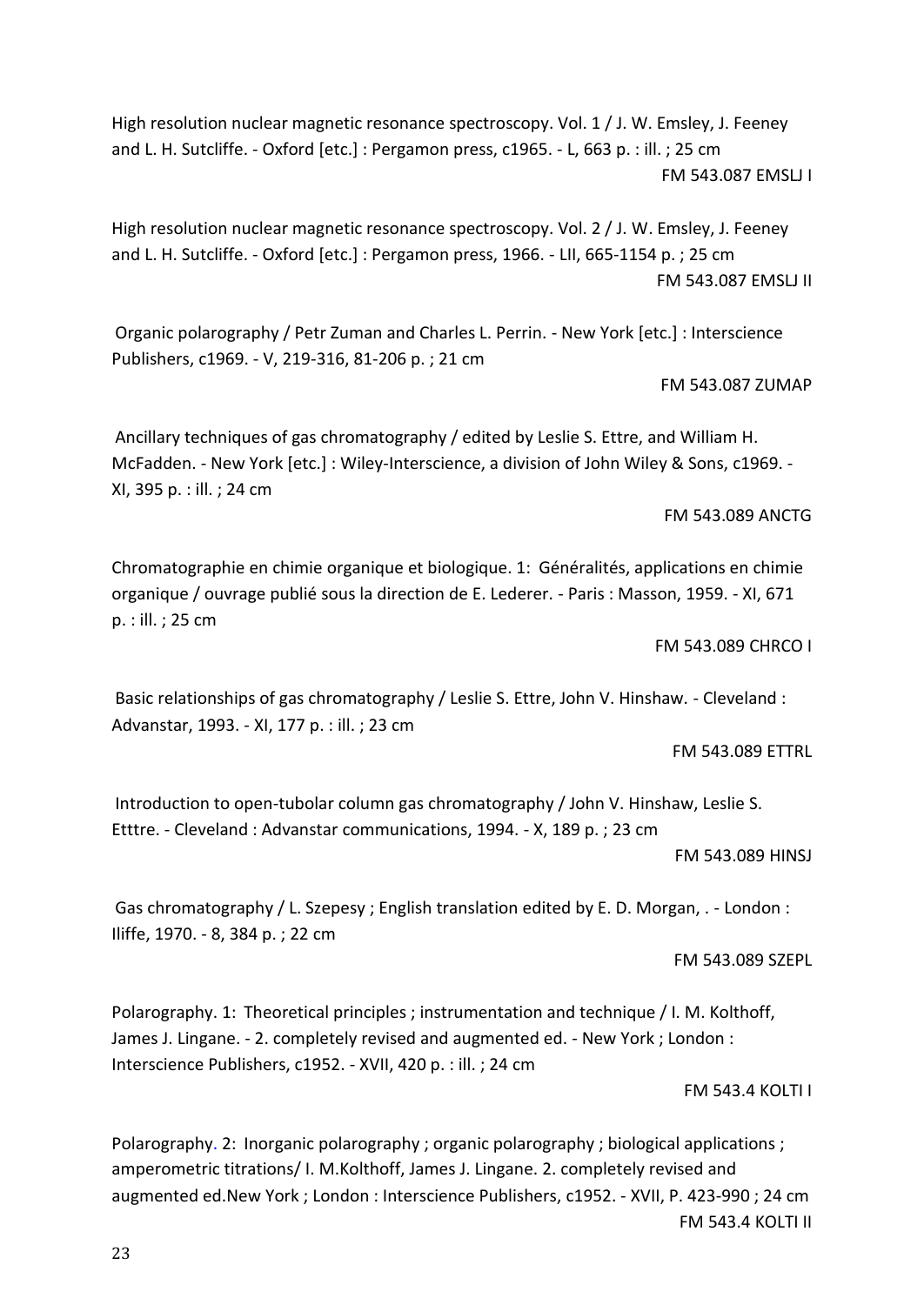High resolution nuclear magnetic resonance spectroscopy. Vol. 1 / J. W. Emsley, J. Feeney and L. H. Sutcliffe. - Oxford [etc.] : Pergamon press, c1965. - L, 663 p. : ill. ; 25 cm

FM 543.087 EMSLJ I

High resolution nuclear magnetic resonance spectroscopy. Vol. 2 / J. W. Emsley, J. Feeney and L. H. Sutcliffe. - Oxford [etc.] : Pergamon press, 1966. - LII, 665-1154 p. ; 25 cm

FM 543.087 EMSLJ II

Organic polarography / Petr Zuman and Charles L. Perrin. - New York [etc.] : Interscience Publishers, c1969. - V, 219-316, 81-206 p. ; 21 cm

FM 543.087 ZUMAP

Ancillary techniques of gas chromatography / edited by Leslie S. Ettre, and William H. McFadden. - New York [etc.] : Wiley-Interscience, a division of John Wiley & Sons, c1969. - XI, 395 p. : ill. ; 24 cm

FM 543.089 ANCTG

Chromatographie en chimie organique et biologique. 1: Généralités, applications en chimie organique / ouvrage publié sous la direction de E. Lederer. - Paris : Masson, 1959. - XI, 671 p. : ill. ; 25 cm

FM 543.089 CHRCO I

Basic relationships of gas chromatography / Leslie S. Ettre, John V. Hinshaw. - Cleveland : Advanstar, 1993. - XI, 177 p. : ill. ; 23 cm

FM 543.089 ETTRL

Introduction to open-tubolar column gas chromatography / John V. Hinshaw, Leslie S. Etttre. - Cleveland : Advanstar communications, 1994. - X, 189 p. ; 23 cm

FM 543.089 HINSJ

Gas chromatography / L. Szepesy ; English translation edited by E. D. Morgan, . - London : Iliffe, 1970. - 8, 384 p. ; 22 cm

FM 543.089 SZEPL

Polarography. 1: Theoretical principles ; instrumentation and technique / I. M. Kolthoff, James J. Lingane. - 2. completely revised and augmented ed. - New York ; London : Interscience Publishers, c1952. - XVII, 420 p. : ill. ; 24 cm

FM 543.4 KOLTI I

Polarography. 2: Inorganic polarography ; organic polarography ; biological applications ; amperometric titrations/ I. M.Kolthoff, James J. Lingane. 2. completely revised and augmented ed.New York ; London : Interscience Publishers, c1952. - XVII, P. 423-990 ; 24 cm

FM 543.4 KOLTI II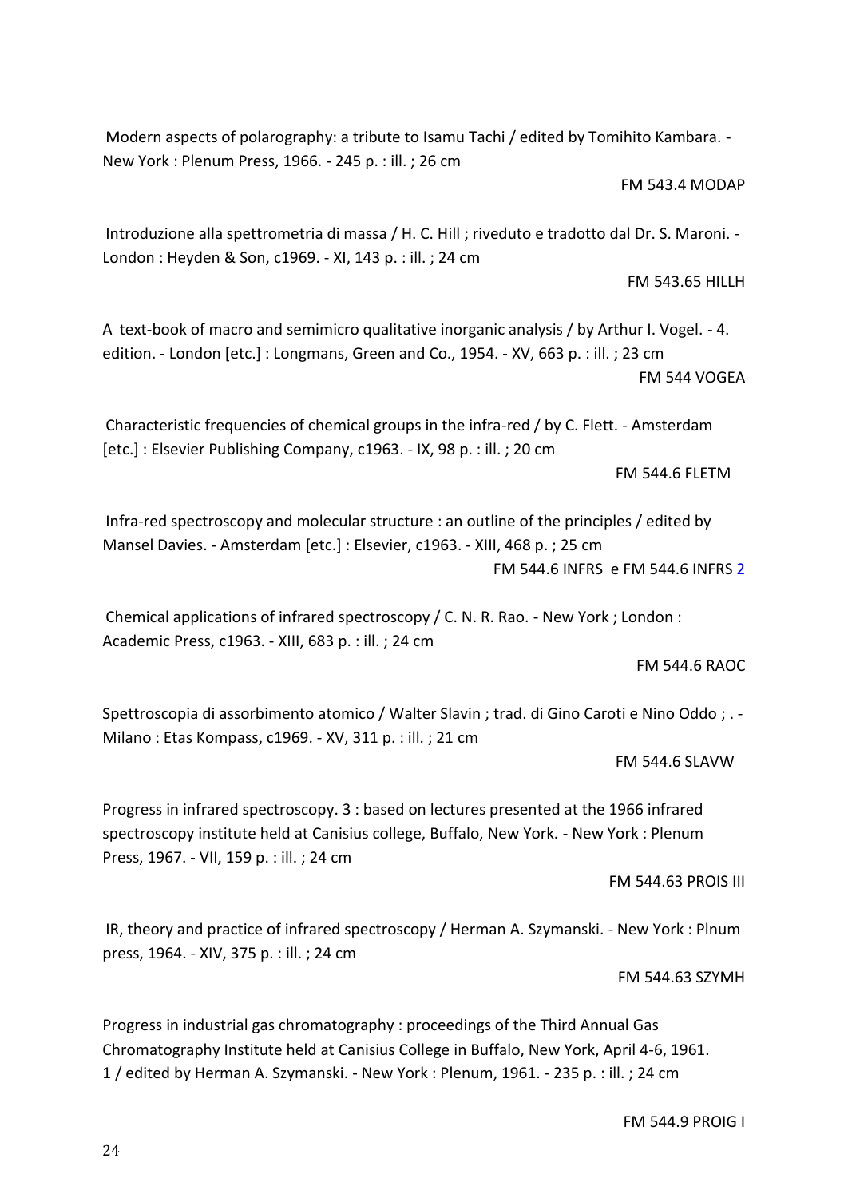Modern aspects of polarography: a tribute to Isamu Tachi / edited by Tomihito Kambara. - New York : Plenum Press, 1966. - 245 p. : ill. ; 26 cm

FM 543.4 MODAP

Introduzione alla spettrometria di massa / H. C. Hill ; riveduto e tradotto dal Dr. S. Maroni. - London : Heyden & Son, c1969. - XI, 143 p. : ill. ; 24 cm

FM 543.65 HILLH

A text-book of macro and semimicro qualitative inorganic analysis / by Arthur I. Vogel. - 4. edition. - London [etc.] : Longmans, Green and Co., 1954. - XV, 663 p. : ill. ; 23 cm

FM 544 VOGEA

Characteristic frequencies of chemical groups in the infra-red / by C. Flett. - Amsterdam [etc.] : Elsevier Publishing Company, c1963. - IX, 98 p. : ill. ; 20 cm

FM 544.6 FLETM

Infra-red spectroscopy and molecular structure : an outline of the principles / edited by Mansel Davies. - Amsterdam [etc.] : Elsevier, c1963. - XIII, 468 p. ; 25 cm

FM 544.6 INFRS e FM 544.6 INFRS 2

Chemical applications of infrared spectroscopy / C. N. R. Rao. - New York ; London : Academic Press, c1963. - XIII, 683 p. : ill. ; 24 cm

FM 544.6 RAOC

Spettroscopia di assorbimento atomico / Walter Slavin ; trad. di Gino Caroti e Nino Oddo ; . - Milano : Etas Kompass, c1969. - XV, 311 p. : ill. ; 21 cm

FM 544.6 SLAVW

Progress in infrared spectroscopy. 3 : based on lectures presented at the 1966 infrared spectroscopy institute held at Canisius college, Buffalo, New York. - New York : Plenum Press, 1967. - VII, 159 p. : ill. ; 24 cm

FM 544.63 PROIS III

IR, theory and practice of infrared spectroscopy / Herman A. Szymanski. - New York : Plnum press, 1964. - XIV, 375 p. : ill. ; 24 cm

FM 544.63 SZYMH

Progress in industrial gas chromatography : proceedings of the Third Annual Gas Chromatography Institute held at Canisius College in Buffalo, New York, April 4-6, 1961. 1 / edited by Herman A. Szymanski. - New York : Plenum, 1961. - 235 p. : ill. ; 24 cm

FM 544.9 PROIG I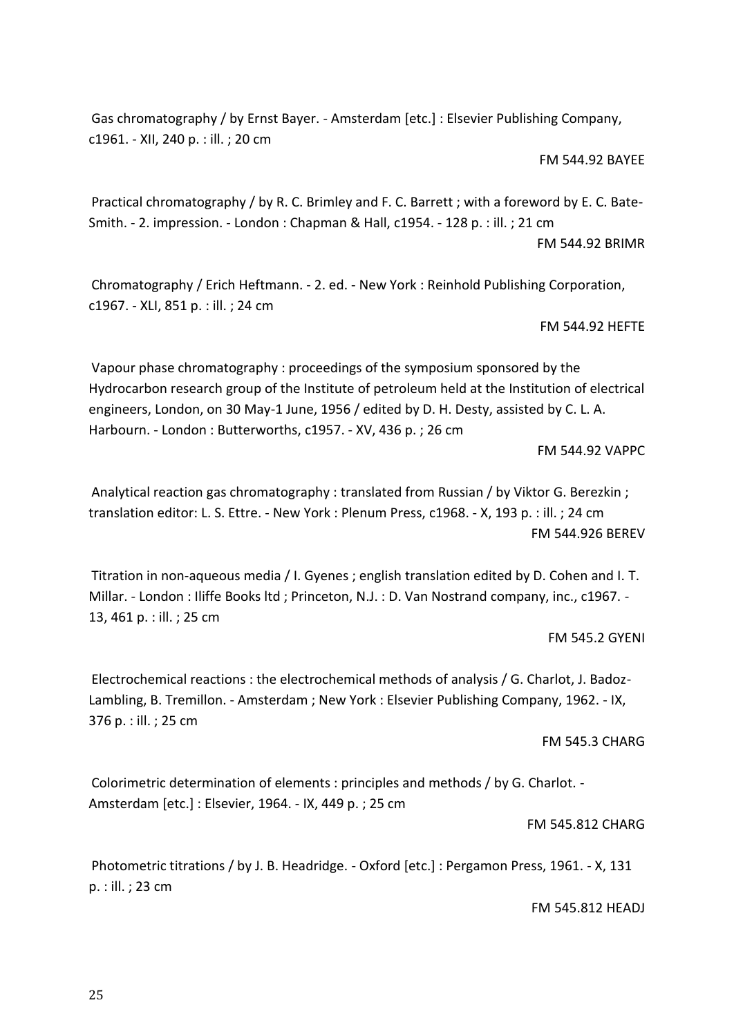Gas chromatography / by Ernst Bayer. - Amsterdam [etc.] : Elsevier Publishing Company, c1961. - XII, 240 p. : ill. ; 20 cm

FM 544.92 BAYEE

Practical chromatography / by R. C. Brimley and F. C. Barrett ; with a foreword by E. C. Bate-Smith. - 2. impression. - London : Chapman & Hall, c1954. - 128 p. : ill. ; 21 cm

FM 544.92 BRIMR

Chromatography / Erich Heftmann. - 2. ed. - New York : Reinhold Publishing Corporation, c1967. - XLI, 851 p. : ill. ; 24 cm

FM 544.92 HEFTE

Vapour phase chromatography : proceedings of the symposium sponsored by the Hydrocarbon research group of the Institute of petroleum held at the Institution of electrical engineers, London, on 30 May-1 June, 1956 / edited by D. H. Desty, assisted by C. L. A. Harbourn. - London : Butterworths, c1957. - XV, 436 p. ; 26 cm

FM 544.92 VAPPC

Analytical reaction gas chromatography : translated from Russian / by Viktor G. Berezkin ; translation editor: L. S. Ettre. - New York : Plenum Press, c1968. - X, 193 p. : ill. ; 24 cm

FM 544.926 BEREV

Titration in non-aqueous media / I. Gyenes ; english translation edited by D. Cohen and I. T. Millar. - London : Iliffe Books ltd ; Princeton, N.J. : D. Van Nostrand company, inc., c1967. - 13, 461 p. : ill. ; 25 cm

FM 545.2 GYENI

Electrochemical reactions : the electrochemical methods of analysis / G. Charlot, J. Badoz-Lambling, B. Tremillon. - Amsterdam ; New York : Elsevier Publishing Company, 1962. - IX, 376 p. : ill. ; 25 cm

FM 545.3 CHARG

Colorimetric determination of elements : principles and methods / by G. Charlot. - Amsterdam [etc.] : Elsevier, 1964. - IX, 449 p. ; 25 cm

FM 545.812 CHARG

Photometric titrations / by J. B. Headridge. - Oxford [etc.] : Pergamon Press, 1961. - X, 131 p. : ill. ; 23 cm

FM 545.812 HEADJ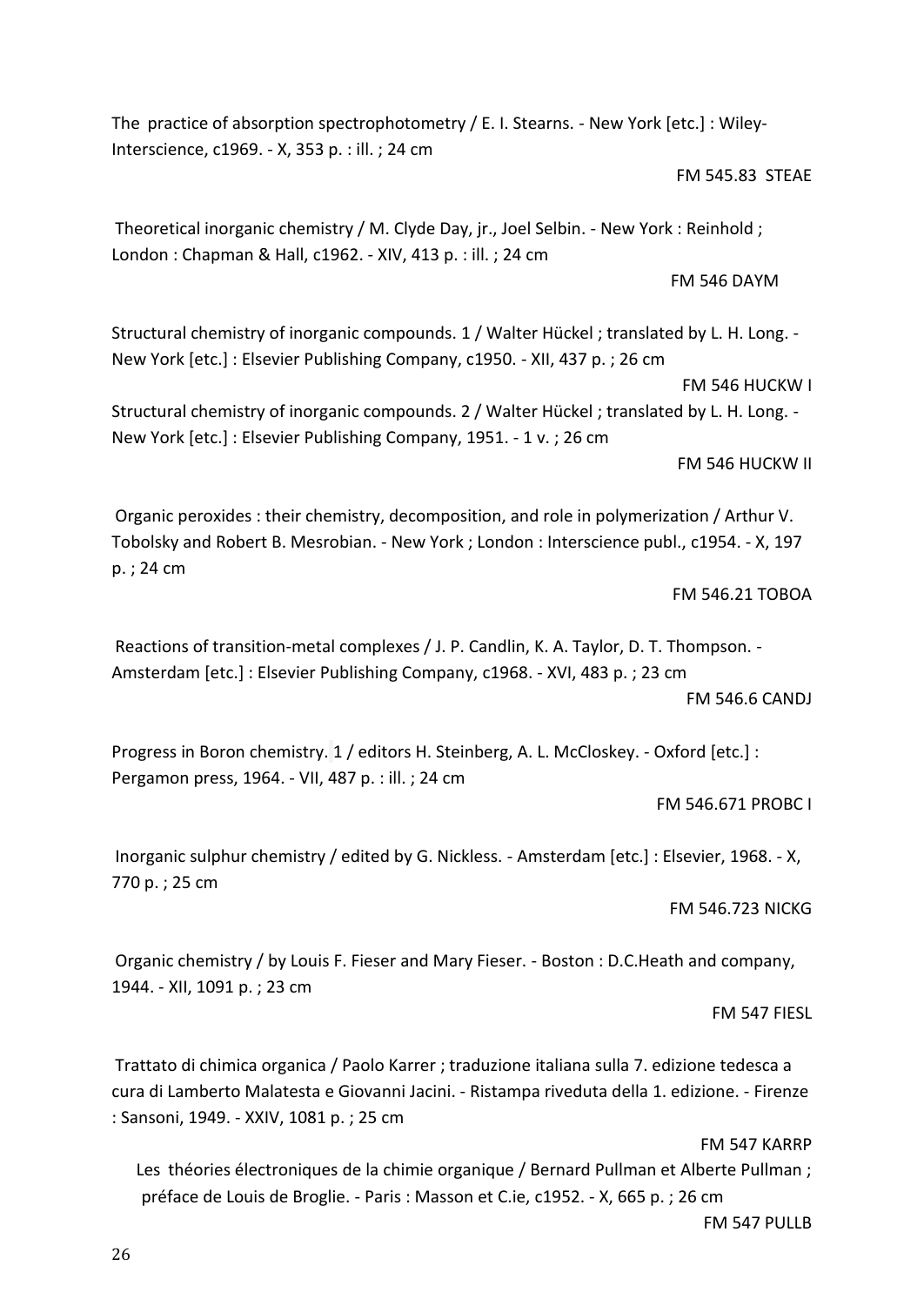The practice of absorption spectrophotometry / E. I. Stearns. - New York [etc.] : Wiley-Interscience, c1969. - X, 353 p. : ill. ; 24 cm

FM 545.83 STEAE

Theoretical inorganic chemistry / M. Clyde Day, jr., Joel Selbin. - New York : Reinhold ; London : Chapman & Hall, c1962. - XIV, 413 p. : ill. ; 24 cm

FM 546 DAYM

Structural chemistry of inorganic compounds. 1 / Walter Hückel ; translated by L. H. Long. - New York [etc.] : Elsevier Publishing Company, c1950. - XII, 437 p. ; 26 cm

FM 546 HUCKW I

Structural chemistry of inorganic compounds. 2 / Walter Hückel ; translated by L. H. Long. - New York [etc.] : Elsevier Publishing Company, 1951. - 1 v. ; 26 cm

FM 546 HUCKW II

Organic peroxides : their chemistry, decomposition, and role in polymerization / Arthur V. Tobolsky and Robert B. Mesrobian. - New York ; London : Interscience publ., c1954. - X, 197 p. ; 24 cm

FM 546.21 TOBOA

Reactions of transition-metal complexes / J. P. Candlin, K. A. Taylor, D. T. Thompson. - Amsterdam [etc.] : Elsevier Publishing Company, c1968. - XVI, 483 p. ; 23 cm

FM 546.6 CANDJ

Progress in Boron chemistry. 1 / editors H. Steinberg, A. L. McCloskey. - Oxford [etc.] : Pergamon press, 1964. - VII, 487 p. : ill. ; 24 cm

FM 546.671 PROBC I

Inorganic sulphur chemistry / edited by G. Nickless. - Amsterdam [etc.] : Elsevier, 1968. - X, 770 p. ; 25 cm

FM 546.723 NICKG

Organic chemistry / by Louis F. Fieser and Mary Fieser. - Boston : D.C.Heath and company, 1944. - XII, 1091 p. ; 23 cm

FM 547 FIESL

Trattato di chimica organica / Paolo Karrer ; traduzione italiana sulla 7. edizione tedesca a cura di Lamberto Malatesta e Giovanni Jacini. - Ristampa riveduta della 1. edizione. - Firenze : Sansoni, 1949. - XXIV, 1081 p. ; 25 cm

FM 547 KARRP

Les théories électroniques de la chimie organique / Bernard Pullman et Alberte Pullman ; préface de Louis de Broglie. - Paris : Masson et C.ie, c1952. - X, 665 p. ; 26 cm

FM 547 PULLB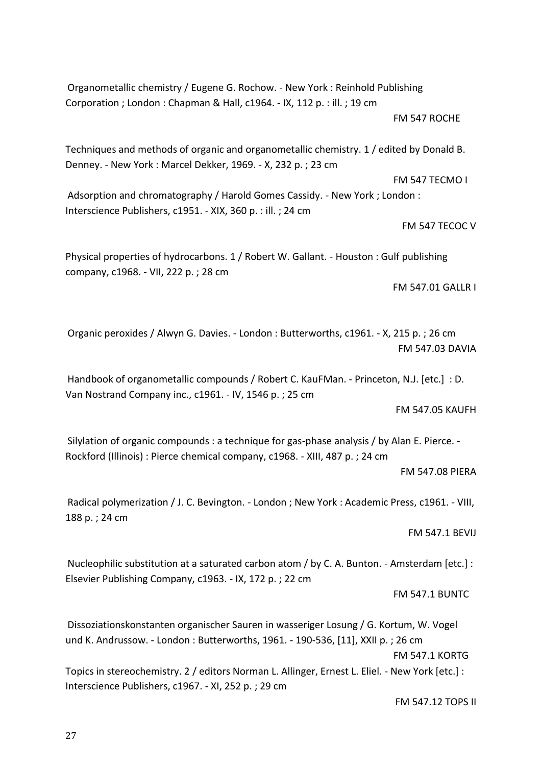Organometallic chemistry / Eugene G. Rochow. - New York : Reinhold Publishing Corporation ; London : Chapman & Hall, c1964. - IX, 112 p. : ill. ; 19 cm

FM 547 ROCHE

Techniques and methods of organic and organometallic chemistry. 1 / edited by Donald B. Denney. - New York : Marcel Dekker, 1969. - X, 232 p. ; 23 cm

FM 547 TECMO I

Adsorption and chromatography / Harold Gomes Cassidy. - New York ; London : Interscience Publishers, c1951. - XIX, 360 p. : ill. ; 24 cm

FM 547 TECOC V

Physical properties of hydrocarbons. 1 / Robert W. Gallant. - Houston : Gulf publishing company, c1968. - VII, 222 p. ; 28 cm

FM 547.01 GALLR I

Organic peroxides / Alwyn G. Davies. - London : Butterworths, c1961. - X, 215 p. ; 26 cm

FM 547.03 DAVIA

Handbook of organometallic compounds / Robert C. KauFMan. - Princeton, N.J. [etc.] : D. Van Nostrand Company inc., c1961. - IV, 1546 p. ; 25 cm

FM 547.05 KAUFH

Silylation of organic compounds : a technique for gas-phase analysis / by Alan E. Pierce. - Rockford (Illinois) : Pierce chemical company, c1968. - XIII, 487 p. ; 24 cm

FM 547.08 PIERA

Radical polymerization / J. C. Bevington. - London ; New York : Academic Press, c1961. - VIII, 188 p. ; 24 cm

FM 547.1 BEVIJ

Nucleophilic substitution at a saturated carbon atom / by C. A. Bunton. - Amsterdam [etc.] : Elsevier Publishing Company, c1963. - IX, 172 p. ; 22 cm

FM 547.1 BUNTC

Dissoziationskonstanten organischer Sauren in wasseriger Losung / G. Kortum, W. Vogel und K. Andrussow. - London : Butterworths, 1961. - 190-536, [11], XXII p. ; 26 cm

FM 547.1 KORTG

Topics in stereochemistry. 2 / editors Norman L. Allinger, Ernest L. Eliel. - New York [etc.] : Interscience Publishers, c1967. - XI, 252 p. ; 29 cm

FM 547.12 TOPS II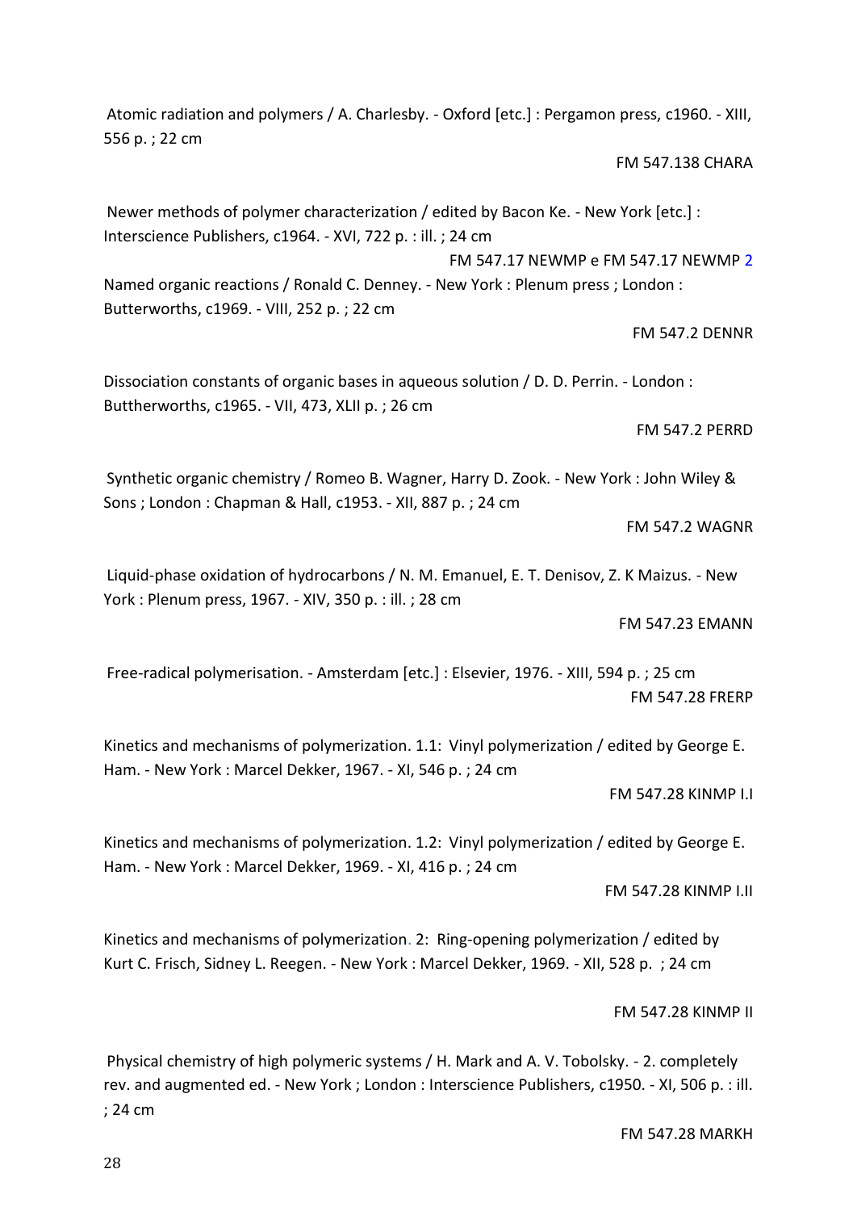Atomic radiation and polymers / A. Charlesby. - Oxford [etc.] : Pergamon press, c1960. - XIII, 556 p. ; 22 cm

FM 547.138 CHARA

Newer methods of polymer characterization / edited by Bacon Ke. - New York [etc.] : Interscience Publishers, c1964. - XVI, 722 p. : ill. ; 24 cm

FM 547.17 NEWMP e FM 547.17 NEWMP 2

Named organic reactions / Ronald C. Denney. - New York : Plenum press ; London : Butterworths, c1969. - VIII, 252 p. ; 22 cm

FM 547.2 DENNR

Dissociation constants of organic bases in aqueous solution / D. D. Perrin. - London : Buttherworths, c1965. - VII, 473, XLII p. ; 26 cm

FM 547.2 PERRD

Synthetic organic chemistry / Romeo B. Wagner, Harry D. Zook. - New York : John Wiley & Sons ; London : Chapman & Hall, c1953. - XII, 887 p. ; 24 cm

FM 547.2 WAGNR

Liquid-phase oxidation of hydrocarbons / N. M. Emanuel, E. T. Denisov, Z. K Maizus. - New York : Plenum press, 1967. - XIV, 350 p. : ill. ; 28 cm

FM 547.23 EMANN

Free-radical polymerisation. - Amsterdam [etc.] : Elsevier, 1976. - XIII, 594 p. ; 25 cm

FM 547.28 FRERP

Kinetics and mechanisms of polymerization. 1.1: Vinyl polymerization / edited by George E. Ham. - New York : Marcel Dekker, 1967. - XI, 546 p. ; 24 cm

FM 547.28 KINMP I.I

Kinetics and mechanisms of polymerization. 1.2: Vinyl polymerization / edited by George E. Ham. - New York : Marcel Dekker, 1969. - XI, 416 p. ; 24 cm

FM 547.28 KINMP I.II

Kinetics and mechanisms of polymerization. 2: Ring-opening polymerization / edited by Kurt C. Frisch, Sidney L. Reegen. - New York : Marcel Dekker, 1969. - XII, 528 p. ; 24 cm

FM 547.28 KINMP II

Physical chemistry of high polymeric systems / H. Mark and A. V. Tobolsky. - 2. completely rev. and augmented ed. - New York ; London : Interscience Publishers, c1950. - XI, 506 p. : ill. ; 24 cm

FM 547.28 MARKH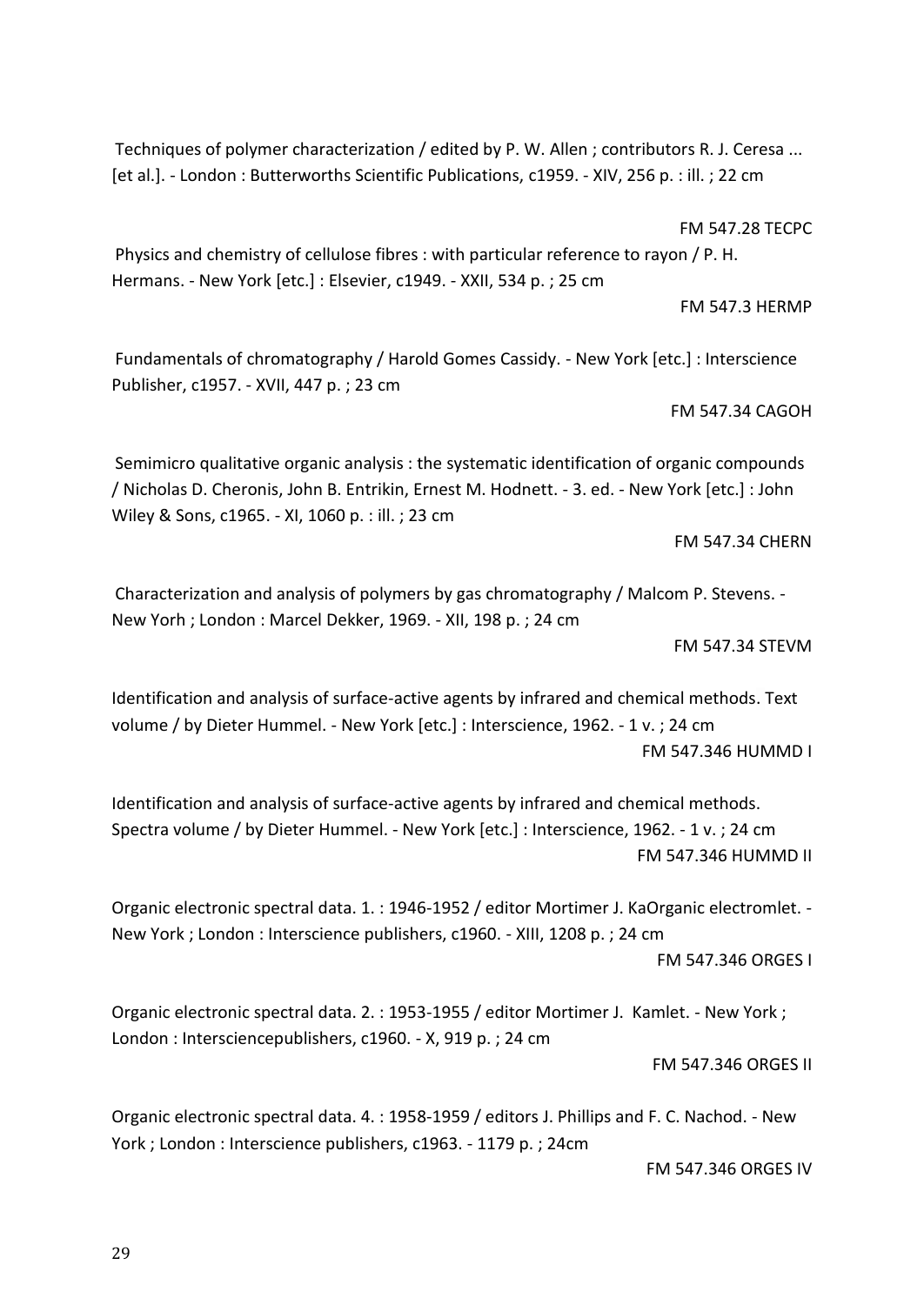Techniques of polymer characterization / edited by P. W. Allen ; contributors R. J. Ceresa ... [et al.]. - London : Butterworths Scientific Publications, c1959. - XIV, 256 p. : ill. ; 22 cm

FM 547.28 TECPC

Physics and chemistry of cellulose fibres : with particular reference to rayon / P. H. Hermans. - New York [etc.] : Elsevier, c1949. - XXII, 534 p. ; 25 cm

FM 547.3 HERMP

Fundamentals of chromatography / Harold Gomes Cassidy. - New York [etc.] : Interscience Publisher, c1957. - XVII, 447 p. ; 23 cm

FM 547.34 CAGOH

Semimicro qualitative organic analysis : the systematic identification of organic compounds / Nicholas D. Cheronis, John B. Entrikin, Ernest M. Hodnett. - 3. ed. - New York [etc.] : John Wiley & Sons, c1965. - XI, 1060 p. : ill. ; 23 cm

FM 547.34 CHERN

Characterization and analysis of polymers by gas chromatography / Malcom P. Stevens. - New Yorh ; London : Marcel Dekker, 1969. - XII, 198 p. ; 24 cm

FM 547.34 STEVM

Identification and analysis of surface-active agents by infrared and chemical methods. Text volume / by Dieter Hummel. - New York [etc.] : Interscience, 1962. - 1 v. ; 24 cm

FM 547.346 HUMMD I

Identification and analysis of surface-active agents by infrared and chemical methods. Spectra volume / by Dieter Hummel. - New York [etc.] : Interscience, 1962. - 1 v. ; 24 cm

FM 547.346 HUMMD II

Organic electronic spectral data. 1. : 1946-1952 / editor Mortimer J. KaOrganic electromlet. - New York ; London : Interscience publishers, c1960. - XIII, 1208 p. ; 24 cm

FM 547.346 ORGES I

Organic electronic spectral data. 2. : 1953-1955 / editor Mortimer J. Kamlet. - New York ; London : Intersciencepublishers, c1960. - X, 919 p. ; 24 cm

FM 547.346 ORGES II

Organic electronic spectral data. 4. : 1958-1959 / editors J. Phillips and F. C. Nachod. - New York ; London : Interscience publishers, c1963. - 1179 p. ; 24cm

FM 547.346 ORGES IV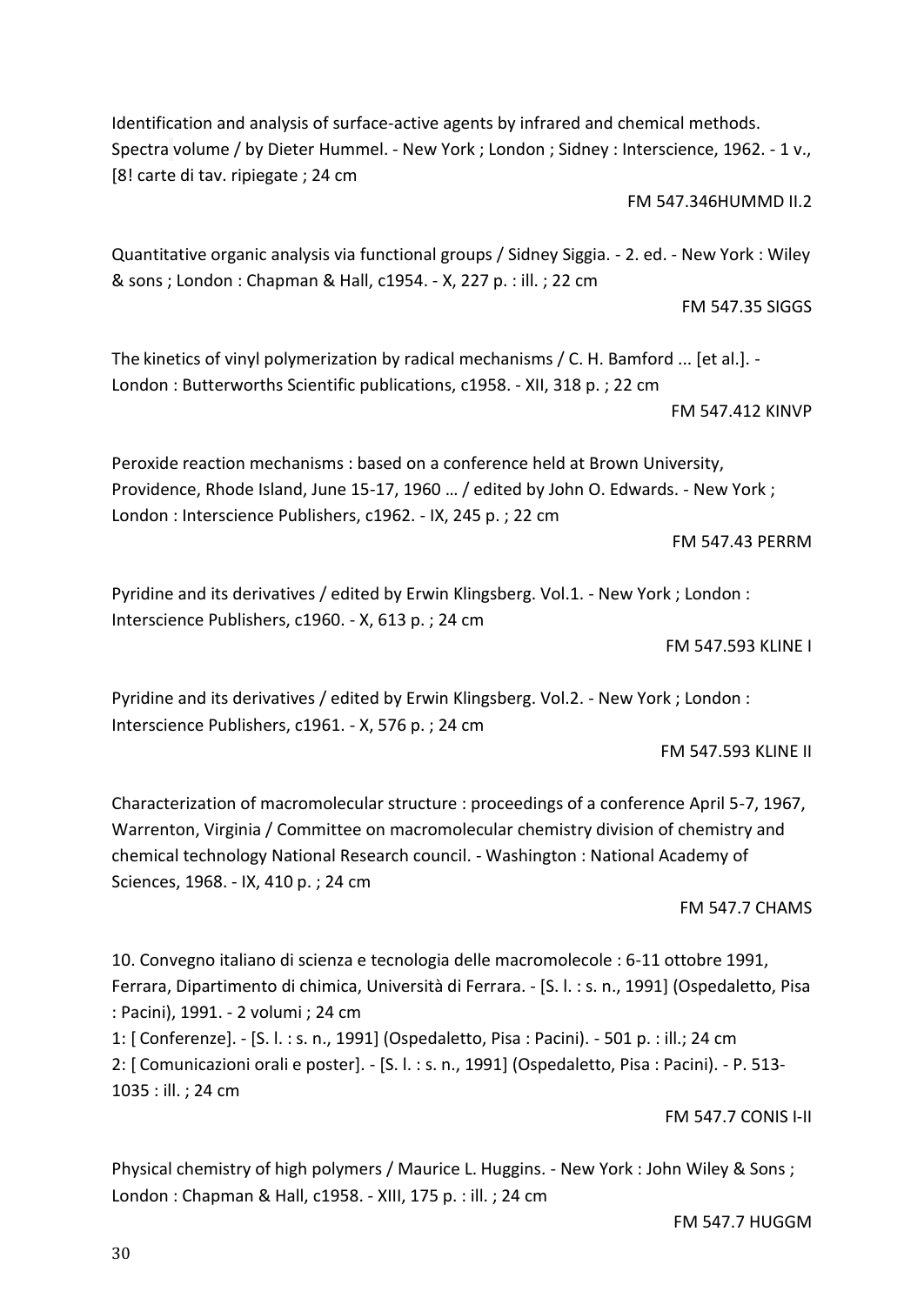Identification and analysis of surface-active agents by infrared and chemical methods. Spectra volume / by Dieter Hummel. - New York ; London ; Sidney : Interscience, 1962. - 1 v., [8! carte di tav. ripiegate ; 24 cm

FM 547.346HUMMD II.2

Quantitative organic analysis via functional groups / Sidney Siggia. - 2. ed. - New York : Wiley & sons ; London : Chapman & Hall, c1954. - X, 227 p. : ill. ; 22 cm

FM 547.35 SIGGS

The kinetics of vinyl polymerization by radical mechanisms / C. H. Bamford ... [et al.]. - London : Butterworths Scientific publications, c1958. - XII, 318 p. ; 22 cm

FM 547.412 KINVP

Peroxide reaction mechanisms : based on a conference held at Brown University, Providence, Rhode Island, June 15-17, 1960 … / edited by John O. Edwards. - New York ; London : Interscience Publishers, c1962. - IX, 245 p. ; 22 cm

FM 547.43 PERRM

Pyridine and its derivatives / edited by Erwin Klingsberg. Vol.1. - New York ; London : Interscience Publishers, c1960. - X, 613 p. ; 24 cm

FM 547.593 KLINE I

Pyridine and its derivatives / edited by Erwin Klingsberg. Vol.2. - New York ; London : Interscience Publishers, c1961. - X, 576 p. ; 24 cm

FM 547.593 KLINE II

Characterization of macromolecular structure : proceedings of a conference April 5-7, 1967, Warrenton, Virginia / Committee on macromolecular chemistry division of chemistry and chemical technology National Research council. - Washington : National Academy of Sciences, 1968. - IX, 410 p. ; 24 cm

FM 547.7 CHAMS

10. Convegno italiano di scienza e tecnologia delle macromolecole : 6-11 ottobre 1991, Ferrara, Dipartimento di chimica, Università di Ferrara. - [S. l. : s. n., 1991] (Ospedaletto, Pisa : Pacini), 1991. - 2 volumi ; 24 cm
1: [ Conferenze]. - [S. l. : s. n., 1991] (Ospedaletto, Pisa : Pacini). - 501 p. : ill.; 24 cm
2: [ Comunicazioni orali e poster]. - [S. l. : s. n., 1991] (Ospedaletto, Pisa : Pacini). - P. 513-1035 : ill. ; 24 cm

FM 547.7 CONIS I-II

Physical chemistry of high polymers / Maurice L. Huggins. - New York : John Wiley & Sons ; London : Chapman & Hall, c1958. - XIII, 175 p. : ill. ; 24 cm

FM 547.7 HUGGM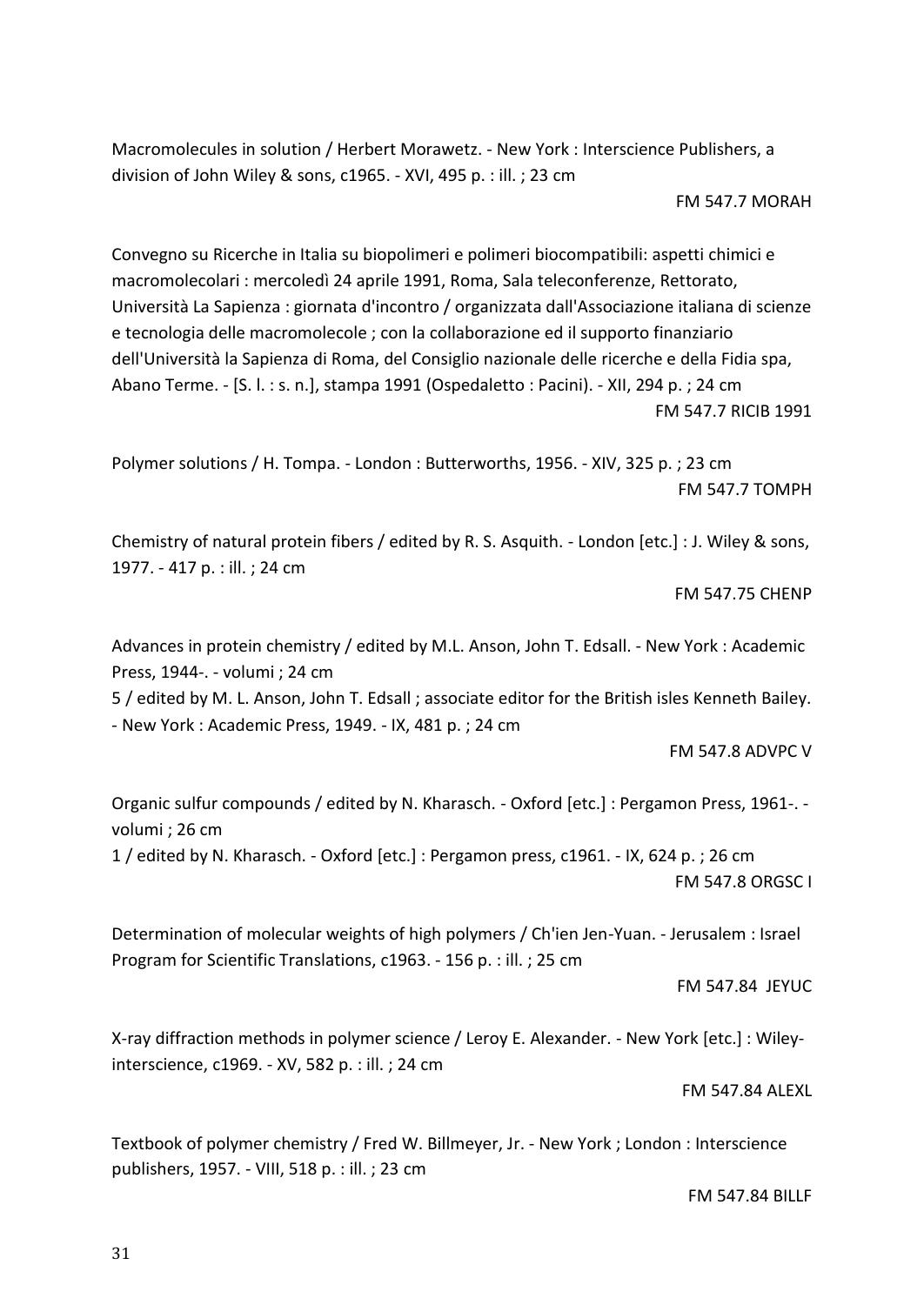Macromolecules in solution / Herbert Morawetz. - New York : Interscience Publishers, a division of John Wiley & sons, c1965. - XVI, 495 p. : ill. ; 23 cm

FM 547.7 MORAH

Convegno su Ricerche in Italia su biopolimeri e polimeri biocompatibili: aspetti chimici e macromolecolari : mercoledì 24 aprile 1991, Roma, Sala teleconferenze, Rettorato, Università La Sapienza : giornata d'incontro / organizzata dall'Associazione italiana di scienze e tecnologia delle macromolecole ; con la collaborazione ed il supporto finanziario dell'Università la Sapienza di Roma, del Consiglio nazionale delle ricerche e della Fidia spa, Abano Terme. - [S. l. : s. n.], stampa 1991 (Ospedaletto : Pacini). - XII, 294 p. ; 24 cm

FM 547.7 RICIB 1991

Polymer solutions / H. Tompa. - London : Butterworths, 1956. - XIV, 325 p. ; 23 cm

FM 547.7 TOMPH

Chemistry of natural protein fibers / edited by R. S. Asquith. - London [etc.] : J. Wiley & sons, 1977. - 417 p. : ill. ; 24 cm

FM 547.75 CHENP

Advances in protein chemistry / edited by M.L. Anson, John T. Edsall. - New York : Academic Press, 1944-. - volumi ; 24 cm

5 / edited by M. L. Anson, John T. Edsall ; associate editor for the British isles Kenneth Bailey. - New York : Academic Press, 1949. - IX, 481 p. ; 24 cm

FM 547.8 ADVPC V

Organic sulfur compounds / edited by N. Kharasch. - Oxford [etc.] : Pergamon Press, 1961-. - volumi ; 26 cm

1 / edited by N. Kharasch. - Oxford [etc.] : Pergamon press, c1961. - IX, 624 p. ; 26 cm

FM 547.8 ORGSC I

Determination of molecular weights of high polymers / Ch'ien Jen-Yuan. - Jerusalem : Israel Program for Scientific Translations, c1963. - 156 p. : ill. ; 25 cm

FM 547.84 JEYUC

X-ray diffraction methods in polymer science / Leroy E. Alexander. - New York [etc.] : Wiley-interscience, c1969. - XV, 582 p. : ill. ; 24 cm

FM 547.84 ALEXL

Textbook of polymer chemistry / Fred W. Billmeyer, Jr. - New York ; London : Interscience publishers, 1957. - VIII, 518 p. : ill. ; 23 cm

FM 547.84 BILLF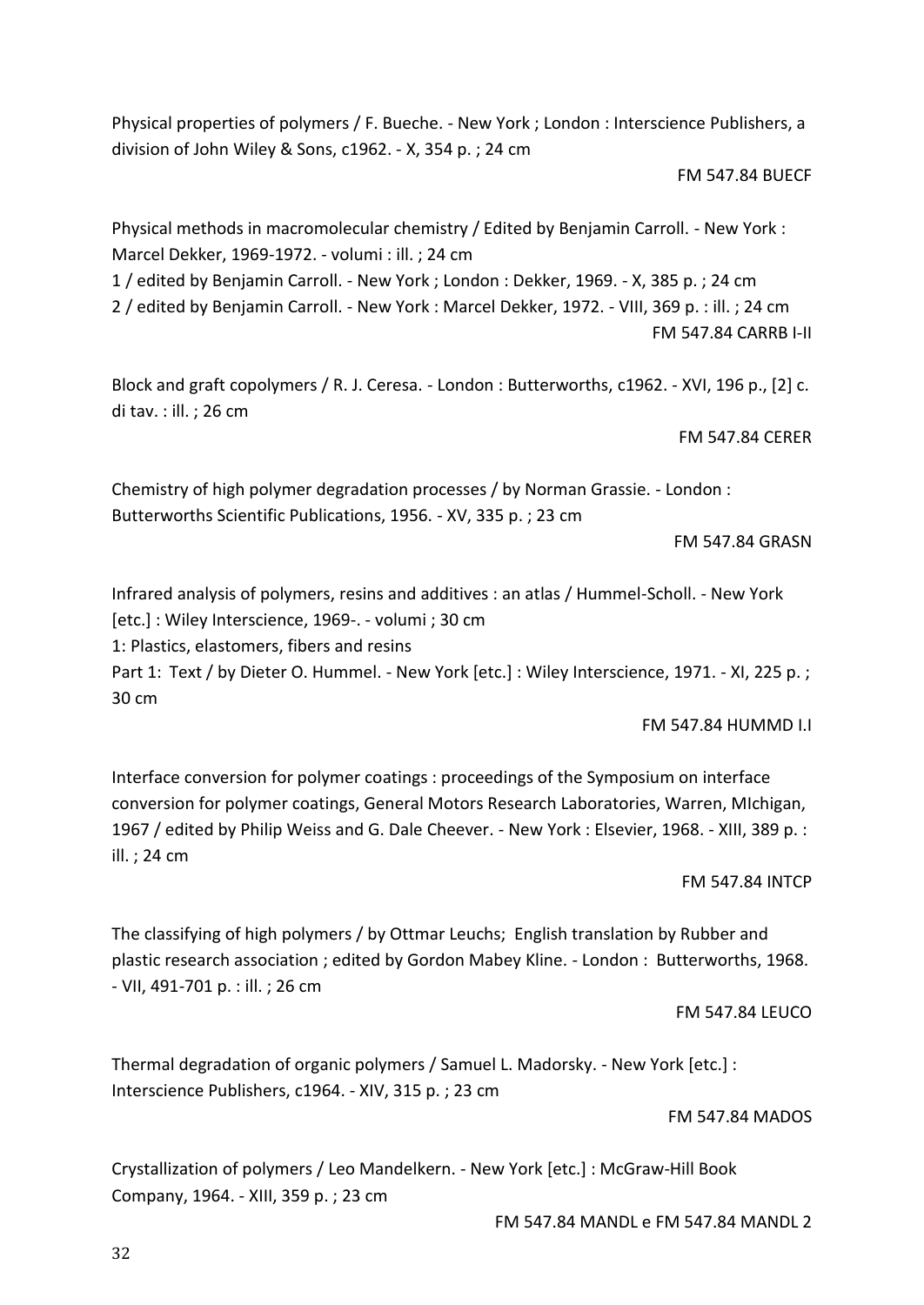Physical properties of polymers / F. Bueche. - New York ; London : Interscience Publishers, a division of John Wiley & Sons, c1962. - X, 354 p. ; 24 cm

FM 547.84 BUECF

Physical methods in macromolecular chemistry / Edited by Benjamin Carroll. - New York : Marcel Dekker, 1969-1972. - volumi : ill. ; 24 cm

1 / edited by Benjamin Carroll. - New York ; London : Dekker, 1969. - X, 385 p. ; 24 cm

2 / edited by Benjamin Carroll. - New York : Marcel Dekker, 1972. - VIII, 369 p. : ill. ; 24 cm

FM 547.84 CARRB I-II

Block and graft copolymers / R. J. Ceresa. - London : Butterworths, c1962. - XVI, 196 p., [2] c. di tav. : ill. ; 26 cm

FM 547.84 CERER

Chemistry of high polymer degradation processes / by Norman Grassie. - London : Butterworths Scientific Publications, 1956. - XV, 335 p. ; 23 cm

FM 547.84 GRASN

Infrared analysis of polymers, resins and additives : an atlas / Hummel-Scholl. - New York [etc.] : Wiley Interscience, 1969-. - volumi ; 30 cm

1: Plastics, elastomers, fibers and resins

Part 1: Text / by Dieter O. Hummel. - New York [etc.] : Wiley Interscience, 1971. - XI, 225 p. ; 30 cm

FM 547.84 HUMMD I.I

Interface conversion for polymer coatings : proceedings of the Symposium on interface conversion for polymer coatings, General Motors Research Laboratories, Warren, MIchigan, 1967 / edited by Philip Weiss and G. Dale Cheever. - New York : Elsevier, 1968. - XIII, 389 p. : ill. ; 24 cm

FM 547.84 INTCP

The classifying of high polymers / by Ottmar Leuchs; English translation by Rubber and plastic research association ; edited by Gordon Mabey Kline. - London : Butterworths, 1968. - VII, 491-701 p. : ill. ; 26 cm

FM 547.84 LEUCO

Thermal degradation of organic polymers / Samuel L. Madorsky. - New York [etc.] : Interscience Publishers, c1964. - XIV, 315 p. ; 23 cm

FM 547.84 MADOS

Crystallization of polymers / Leo Mandelkern. - New York [etc.] : McGraw-Hill Book Company, 1964. - XIII, 359 p. ; 23 cm

FM 547.84 MANDL e FM 547.84 MANDL 2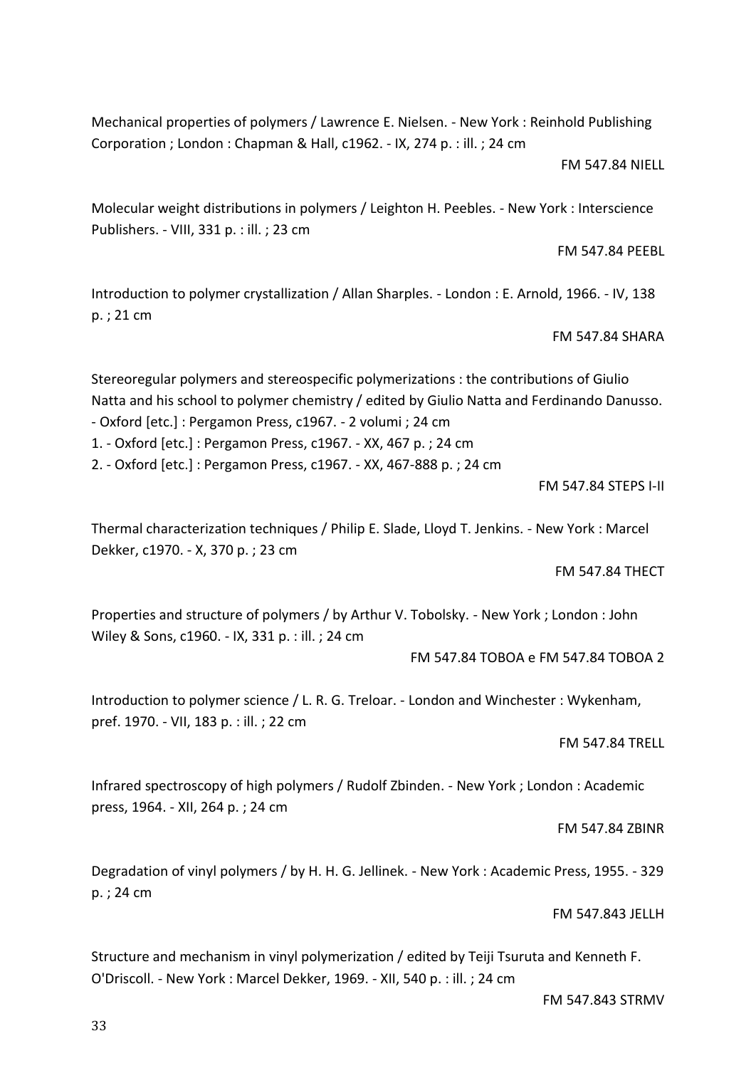Mechanical properties of polymers / Lawrence E. Nielsen. - New York : Reinhold Publishing Corporation ; London : Chapman & Hall, c1962. - IX, 274 p. : ill. ; 24 cm

FM 547.84 NIELL

Molecular weight distributions in polymers / Leighton H. Peebles. - New York : Interscience Publishers. - VIII, 331 p. : ill. ; 23 cm

FM 547.84 PEEBL

Introduction to polymer crystallization / Allan Sharples. - London : E. Arnold, 1966. - IV, 138 p. ; 21 cm

FM 547.84 SHARA

Stereoregular polymers and stereospecific polymerizations : the contributions of Giulio Natta and his school to polymer chemistry / edited by Giulio Natta and Ferdinando Danusso. - Oxford [etc.] : Pergamon Press, c1967. - 2 volumi ; 24 cm
1. - Oxford [etc.] : Pergamon Press, c1967. - XX, 467 p. ; 24 cm
2. - Oxford [etc.] : Pergamon Press, c1967. - XX, 467-888 p. ; 24 cm

FM 547.84 STEPS I-II

Thermal characterization techniques / Philip E. Slade, Lloyd T. Jenkins. - New York : Marcel Dekker, c1970. - X, 370 p. ; 23 cm

FM 547.84 THECT

Properties and structure of polymers / by Arthur V. Tobolsky. - New York ; London : John Wiley & Sons, c1960. - IX, 331 p. : ill. ; 24 cm

FM 547.84 TOBOA e FM 547.84 TOBOA 2

Introduction to polymer science / L. R. G. Treloar. - London and Winchester : Wykenham, pref. 1970. - VII, 183 p. : ill. ; 22 cm

FM 547.84 TRELL

Infrared spectroscopy of high polymers / Rudolf Zbinden. - New York ; London : Academic press, 1964. - XII, 264 p. ; 24 cm

FM 547.84 ZBINR

Degradation of vinyl polymers / by H. H. G. Jellinek. - New York : Academic Press, 1955. - 329 p. ; 24 cm

FM 547.843 JELLH

Structure and mechanism in vinyl polymerization / edited by Teiji Tsuruta and Kenneth F. O'Driscoll. - New York : Marcel Dekker, 1969. - XII, 540 p. : ill. ; 24 cm

FM 547.843 STRMV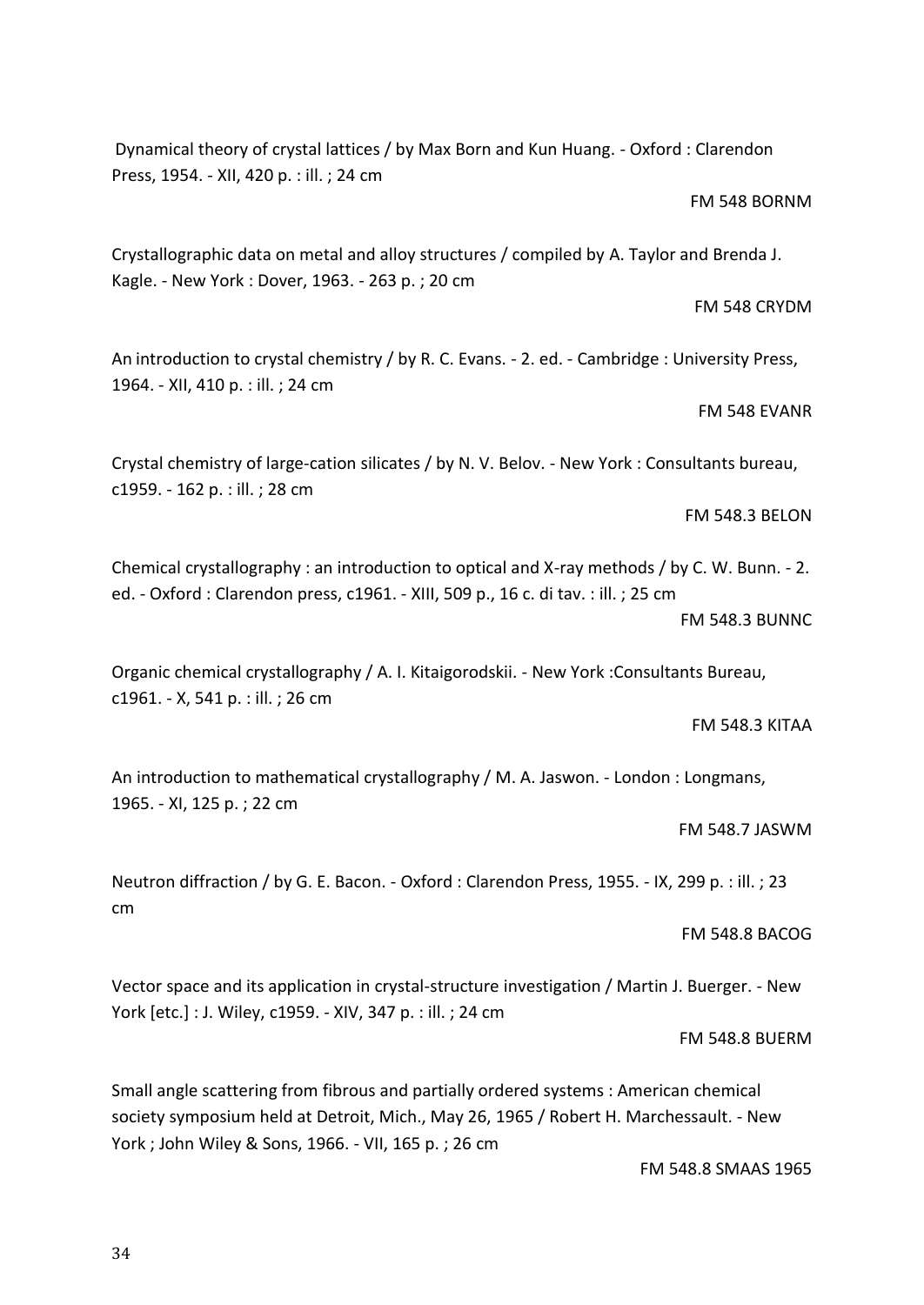Dynamical theory of crystal lattices / by Max Born and Kun Huang. - Oxford : Clarendon Press, 1954. - XII, 420 p. : ill. ; 24 cm

FM 548 BORNM

Crystallographic data on metal and alloy structures / compiled by A. Taylor and Brenda J. Kagle. - New York : Dover, 1963. - 263 p. ; 20 cm

FM 548 CRYDM

An introduction to crystal chemistry / by R. C. Evans. - 2. ed. - Cambridge : University Press, 1964. - XII, 410 p. : ill. ; 24 cm

FM 548 EVANR

Crystal chemistry of large-cation silicates / by N. V. Belov. - New York : Consultants bureau, c1959. - 162 p. : ill. ; 28 cm

FM 548.3 BELON

Chemical crystallography : an introduction to optical and X-ray methods / by C. W. Bunn. - 2. ed. - Oxford : Clarendon press, c1961. - XIII, 509 p., 16 c. di tav. : ill. ; 25 cm

FM 548.3 BUNNC

Organic chemical crystallography / A. I. Kitaigorodskii. - New York :Consultants Bureau, c1961. - X, 541 p. : ill. ; 26 cm

FM 548.3 KITAA

An introduction to mathematical crystallography / M. A. Jaswon. - London : Longmans, 1965. - XI, 125 p. ; 22 cm

FM 548.7 JASWM

Neutron diffraction / by G. E. Bacon. - Oxford : Clarendon Press, 1955. - IX, 299 p. : ill. ; 23 cm

FM 548.8 BACOG

Vector space and its application in crystal-structure investigation / Martin J. Buerger. - New York [etc.] : J. Wiley, c1959. - XIV, 347 p. : ill. ; 24 cm

FM 548.8 BUERM

Small angle scattering from fibrous and partially ordered systems : American chemical society symposium held at Detroit, Mich., May 26, 1965 / Robert H. Marchessault. - New York ; John Wiley & Sons, 1966. - VII, 165 p. ; 26 cm

FM 548.8 SMAAS 1965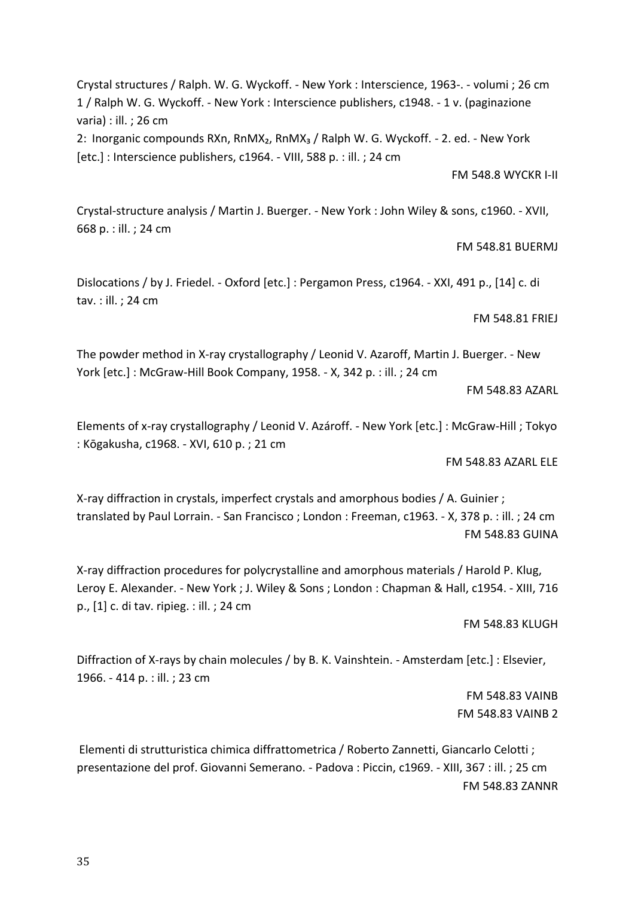Crystal structures / Ralph. W. G. Wyckoff. - New York : Interscience, 1963-. - volumi ; 26 cm
1 / Ralph W. G. Wyckoff. - New York : Interscience publishers, c1948. - 1 v. (paginazione varia) : ill. ; 26 cm
2: Inorganic compounds RXn, $RnMX_2$, $RnMX_3$ / Ralph W. G. Wyckoff. - 2. ed. - New York [etc.] : Interscience publishers, c1964. - VIII, 588 p. : ill. ; 24 cm

FM 548.8 WYCKR I-II

Crystal-structure analysis / Martin J. Buerger. - New York : John Wiley & sons, c1960. - XVII, 668 p. : ill. ; 24 cm

FM 548.81 BUERMJ

Dislocations / by J. Friedel. - Oxford [etc.] : Pergamon Press, c1964. - XXI, 491 p., [14] c. di tav. : ill. ; 24 cm

FM 548.81 FRIEJ

The powder method in X-ray crystallography / Leonid V. Azaroff, Martin J. Buerger. - New York [etc.] : McGraw-Hill Book Company, 1958. - X, 342 p. : ill. ; 24 cm

FM 548.83 AZARL

Elements of x-ray crystallography / Leonid V. Azároff. - New York [etc.] : McGraw-Hill ; Tokyo : Kōgakusha, c1968. - XVI, 610 p. ; 21 cm

FM 548.83 AZARL ELE

X-ray diffraction in crystals, imperfect crystals and amorphous bodies / A. Guinier ; translated by Paul Lorrain. - San Francisco ; London : Freeman, c1963. - X, 378 p. : ill. ; 24 cm

FM 548.83 GUINA

X-ray diffraction procedures for polycrystalline and amorphous materials / Harold P. Klug, Leroy E. Alexander. - New York ; J. Wiley & Sons ; London : Chapman & Hall, c1954. - XIII, 716 p., [1] c. di tav. ripieg. : ill. ; 24 cm

FM 548.83 KLUGH

Diffraction of X-rays by chain molecules / by B. K. Vainshtein. - Amsterdam [etc.] : Elsevier, 1966. - 414 p. : ill. ; 23 cm

FM 548.83 VAINB
FM 548.83 VAINB 2

Elementi di strutturistica chimica diffrattometrica / Roberto Zannetti, Giancarlo Celotti ; presentazione del prof. Giovanni Semerano. - Padova : Piccin, c1969. - XIII, 367 : ill. ; 25 cm

FM 548.83 ZANNR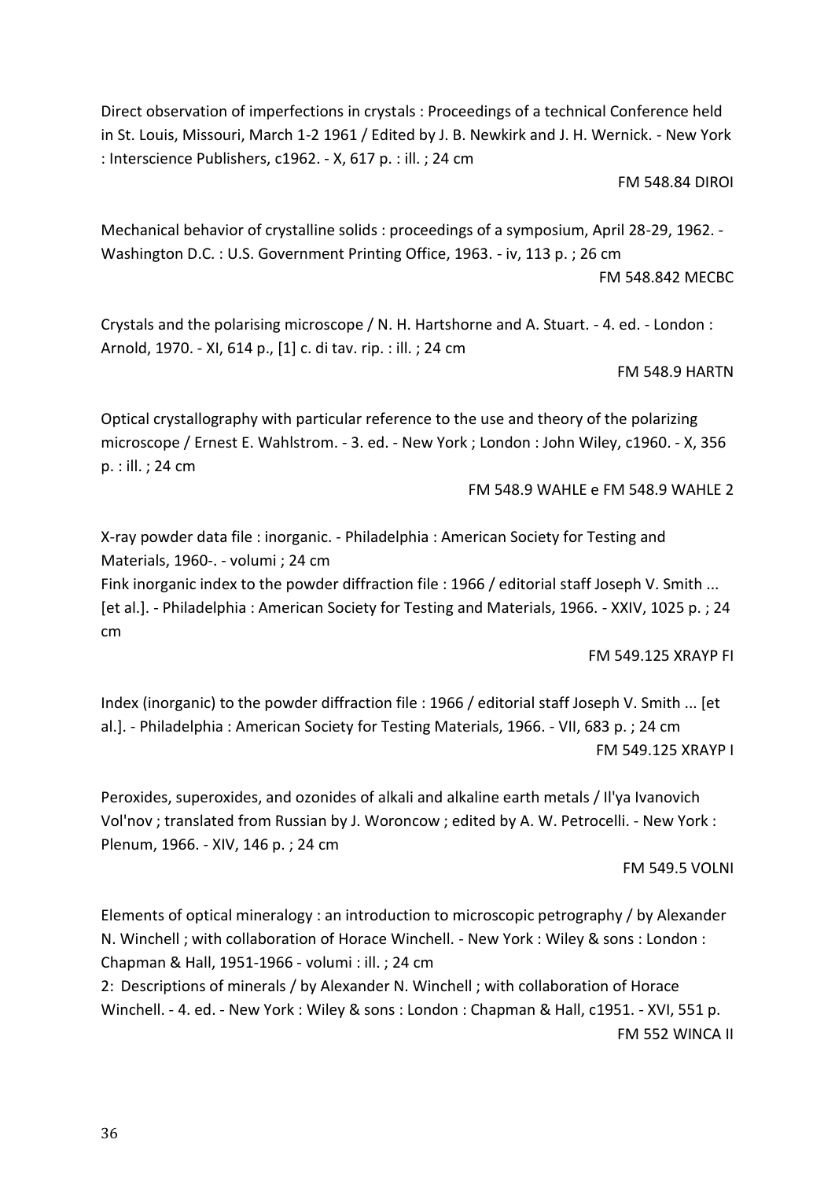Direct observation of imperfections in crystals : Proceedings of a technical Conference held in St. Louis, Missouri, March 1-2 1961 / Edited by J. B. Newkirk and J. H. Wernick. - New York : Interscience Publishers, c1962. - X, 617 p. : ill. ; 24 cm

FM 548.84 DIROI

Mechanical behavior of crystalline solids : proceedings of a symposium, April 28-29, 1962. - Washington D.C. : U.S. Government Printing Office, 1963. - iv, 113 p. ; 26 cm

FM 548.842 MECBC

Crystals and the polarising microscope / N. H. Hartshorne and A. Stuart. - 4. ed. - London : Arnold, 1970. - XI, 614 p., [1] c. di tav. rip. : ill. ; 24 cm

FM 548.9 HARTN

Optical crystallography with particular reference to the use and theory of the polarizing microscope / Ernest E. Wahlstrom. - 3. ed. - New York ; London : John Wiley, c1960. - X, 356 p. : ill. ; 24 cm

FM 548.9 WAHLE e FM 548.9 WAHLE 2

X-ray powder data file : inorganic. - Philadelphia : American Society for Testing and Materials, 1960-. - volumi ; 24 cm
Fink inorganic index to the powder diffraction file : 1966 / editorial staff Joseph V. Smith ... [et al.]. - Philadelphia : American Society for Testing and Materials, 1966. - XXIV, 1025 p. ; 24 cm

FM 549.125 XRAYP FI

Index (inorganic) to the powder diffraction file : 1966 / editorial staff Joseph V. Smith ... [et al.]. - Philadelphia : American Society for Testing Materials, 1966. - VII, 683 p. ; 24 cm

FM 549.125 XRAYP I

Peroxides, superoxides, and ozonides of alkali and alkaline earth metals / Il'ya Ivanovich Vol'nov ; translated from Russian by J. Woroncow ; edited by A. W. Petrocelli. - New York : Plenum, 1966. - XIV, 146 p. ; 24 cm

FM 549.5 VOLNI

Elements of optical mineralogy : an introduction to microscopic petrography / by Alexander N. Winchell ; with collaboration of Horace Winchell. - New York : Wiley & sons : London : Chapman & Hall, 1951-1966 - volumi : ill. ; 24 cm
2: Descriptions of minerals / by Alexander N. Winchell ; with collaboration of Horace Winchell. - 4. ed. - New York : Wiley & sons : London : Chapman & Hall, c1951. - XVI, 551 p.

FM 552 WINCA II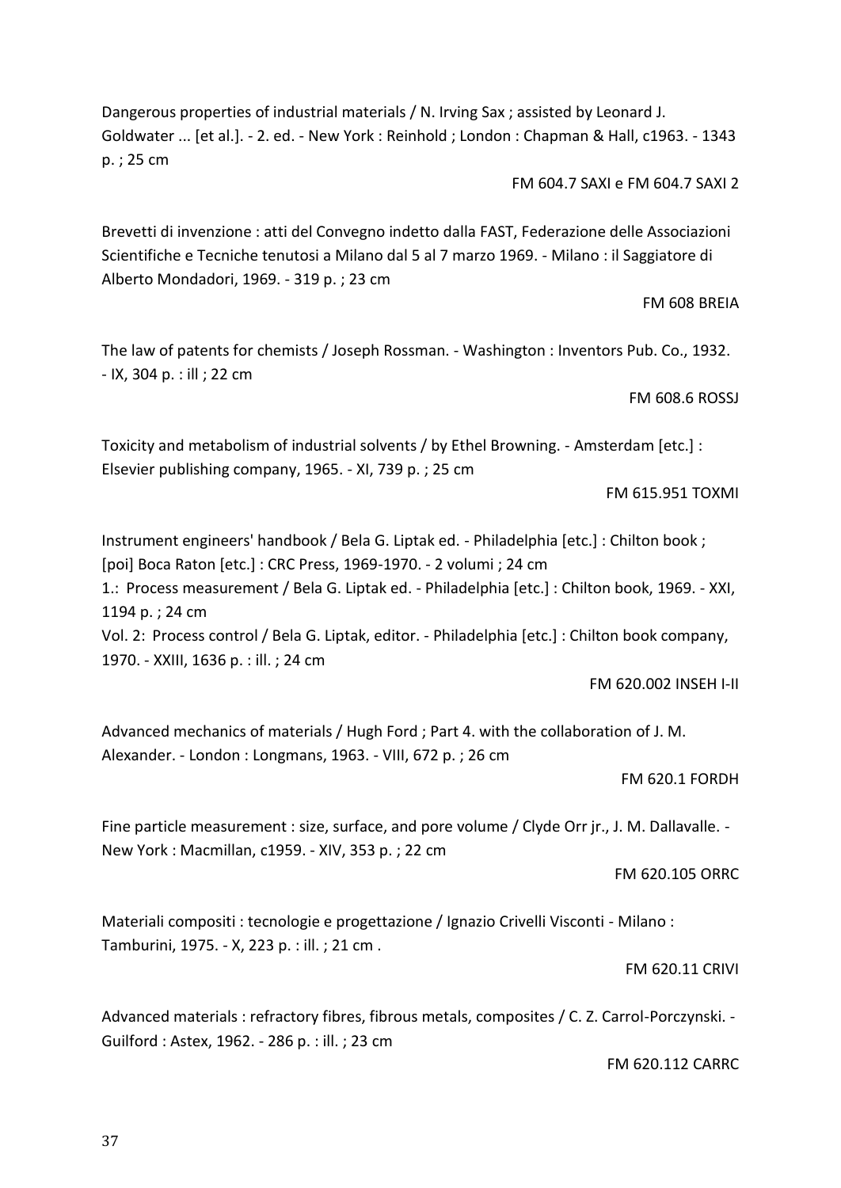Dangerous properties of industrial materials / N. Irving Sax ; assisted by Leonard J. Goldwater ... [et al.]. - 2. ed. - New York : Reinhold ; London : Chapman & Hall, c1963. - 1343 p. ; 25 cm

FM 604.7 SAXI e FM 604.7 SAXI 2

Brevetti di invenzione : atti del Convegno indetto dalla FAST, Federazione delle Associazioni Scientifiche e Tecniche tenutosi a Milano dal 5 al 7 marzo 1969. - Milano : il Saggiatore di Alberto Mondadori, 1969. - 319 p. ; 23 cm

FM 608 BREIA

The law of patents for chemists / Joseph Rossman. - Washington : Inventors Pub. Co., 1932. - IX, 304 p. : ill ; 22 cm

FM 608.6 ROSSJ

Toxicity and metabolism of industrial solvents / by Ethel Browning. - Amsterdam [etc.] : Elsevier publishing company, 1965. - XI, 739 p. ; 25 cm

FM 615.951 TOXMI

Instrument engineers' handbook / Bela G. Liptak ed. - Philadelphia [etc.] : Chilton book ; [poi] Boca Raton [etc.] : CRC Press, 1969-1970. - 2 volumi ; 24 cm
1.: Process measurement / Bela G. Liptak ed. - Philadelphia [etc.] : Chilton book, 1969. - XXI, 1194 p. ; 24 cm
Vol. 2: Process control / Bela G. Liptak, editor. - Philadelphia [etc.] : Chilton book company, 1970. - XXIII, 1636 p. : ill. ; 24 cm

FM 620.002 INSEH I-II

Advanced mechanics of materials / Hugh Ford ; Part 4. with the collaboration of J. M. Alexander. - London : Longmans, 1963. - VIII, 672 p. ; 26 cm

FM 620.1 FORDH

Fine particle measurement : size, surface, and pore volume / Clyde Orr jr., J. M. Dallavalle. - New York : Macmillan, c1959. - XIV, 353 p. ; 22 cm

FM 620.105 ORRC

Materiali compositi : tecnologie e progettazione / Ignazio Crivelli Visconti - Milano : Tamburini, 1975. - X, 223 p. : ill. ; 21 cm .

FM 620.11 CRIVI

Advanced materials : refractory fibres, fibrous metals, composites / C. Z. Carrol-Porczynski. - Guilford : Astex, 1962. - 286 p. : ill. ; 23 cm

FM 620.112 CARRC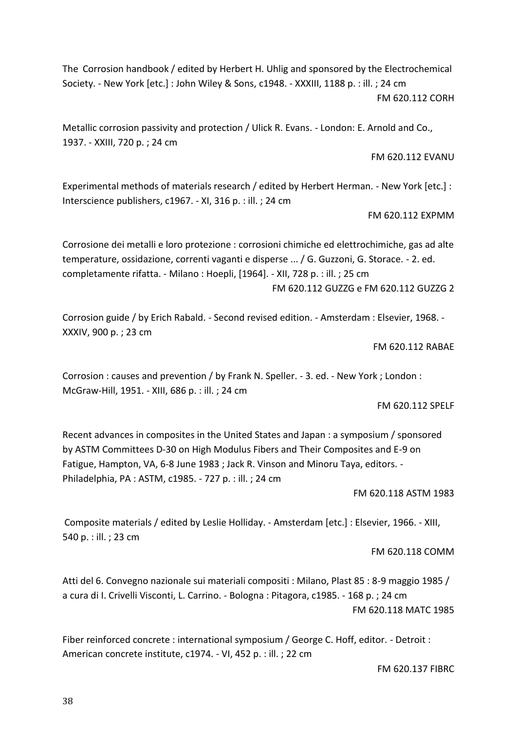The Corrosion handbook / edited by Herbert H. Uhlig and sponsored by the Electrochemical Society. - New York [etc.] : John Wiley & Sons, c1948. - XXXIII, 1188 p. : ill. ; 24 cm

FM 620.112 CORH

Metallic corrosion passivity and protection / Ulick R. Evans. - London: E. Arnold and Co., 1937. - XXIII, 720 p. ; 24 cm

FM 620.112 EVANU

Experimental methods of materials research / edited by Herbert Herman. - New York [etc.] : Interscience publishers, c1967. - XI, 316 p. : ill. ; 24 cm

FM 620.112 EXPMM

Corrosione dei metalli e loro protezione : corrosioni chimiche ed elettrochimiche, gas ad alte temperature, ossidazione, correnti vaganti e disperse ... / G. Guzzoni, G. Storace. - 2. ed. completamente rifatta. - Milano : Hoepli, [1964]. - XII, 728 p. : ill. ; 25 cm

FM 620.112 GUZZG e FM 620.112 GUZZG 2

Corrosion guide / by Erich Rabald. - Second revised edition. - Amsterdam : Elsevier, 1968. - XXXIV, 900 p. ; 23 cm

FM 620.112 RABAE

Corrosion : causes and prevention / by Frank N. Speller. - 3. ed. - New York ; London : McGraw-Hill, 1951. - XIII, 686 p. : ill. ; 24 cm

FM 620.112 SPELF

Recent advances in composites in the United States and Japan : a symposium / sponsored by ASTM Committees D-30 on High Modulus Fibers and Their Composites and E-9 on Fatigue, Hampton, VA, 6-8 June 1983 ; Jack R. Vinson and Minoru Taya, editors. - Philadelphia, PA : ASTM, c1985. - 727 p. : ill. ; 24 cm

FM 620.118 ASTM 1983

Composite materials / edited by Leslie Holliday. - Amsterdam [etc.] : Elsevier, 1966. - XIII, 540 p. : ill. ; 23 cm

FM 620.118 COMM

Atti del 6. Convegno nazionale sui materiali compositi : Milano, Plast 85 : 8-9 maggio 1985 / a cura di I. Crivelli Visconti, L. Carrino. - Bologna : Pitagora, c1985. - 168 p. ; 24 cm

FM 620.118 MATC 1985

Fiber reinforced concrete : international symposium / George C. Hoff, editor. - Detroit : American concrete institute, c1974. - VI, 452 p. : ill. ; 22 cm

FM 620.137 FIBRC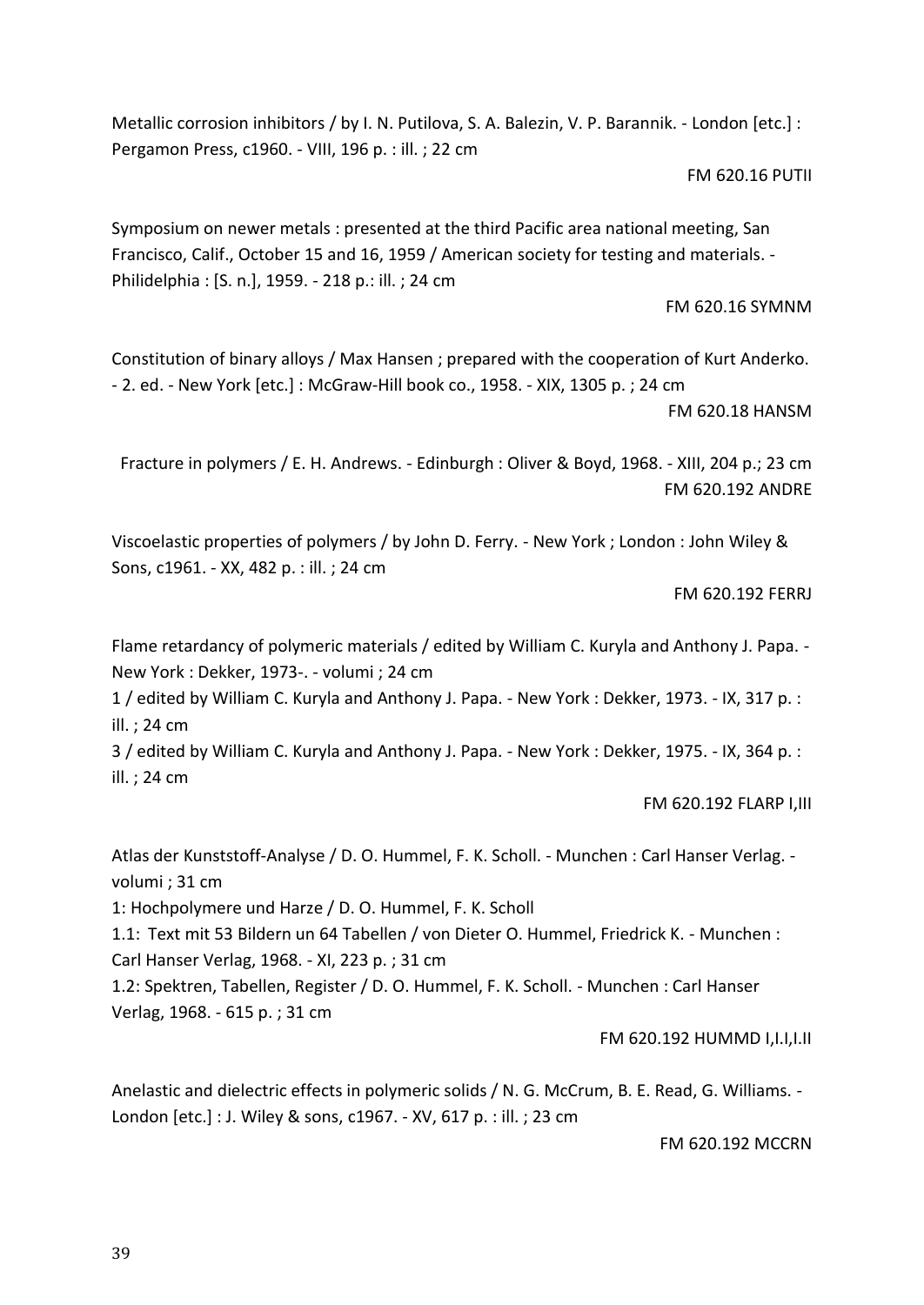Metallic corrosion inhibitors / by I. N. Putilova, S. A. Balezin, V. P. Barannik. - London [etc.] : Pergamon Press, c1960. - VIII, 196 p. : ill. ; 22 cm

FM 620.16 PUTII

Symposium on newer metals : presented at the third Pacific area national meeting, San Francisco, Calif., October 15 and 16, 1959 / American society for testing and materials. - Philidelphia : [S. n.], 1959. - 218 p.: ill. ; 24 cm

FM 620.16 SYMNM

Constitution of binary alloys / Max Hansen ; prepared with the cooperation of Kurt Anderko. - 2. ed. - New York [etc.] : McGraw-Hill book co., 1958. - XIX, 1305 p. ; 24 cm

FM 620.18 HANSM

Fracture in polymers / E. H. Andrews. - Edinburgh : Oliver & Boyd, 1968. - XIII, 204 p.; 23 cm

FM 620.192 ANDRE

Viscoelastic properties of polymers / by John D. Ferry. - New York ; London : John Wiley & Sons, c1961. - XX, 482 p. : ill. ; 24 cm

FM 620.192 FERRJ

Flame retardancy of polymeric materials / edited by William C. Kuryla and Anthony J. Papa. - New York : Dekker, 1973-. - volumi ; 24 cm

1 / edited by William C. Kuryla and Anthony J. Papa. - New York : Dekker, 1973. - IX, 317 p. : ill. ; 24 cm

3 / edited by William C. Kuryla and Anthony J. Papa. - New York : Dekker, 1975. - IX, 364 p. : ill. ; 24 cm

FM 620.192 FLARP I,III

Atlas der Kunststoff-Analyse / D. O. Hummel, F. K. Scholl. - Munchen : Carl Hanser Verlag. - volumi ; 31 cm

1: Hochpolymere und Harze / D. O. Hummel, F. K. Scholl

1.1: Text mit 53 Bildern un 64 Tabellen / von Dieter O. Hummel, Friedrick K. - Munchen : Carl Hanser Verlag, 1968. - XI, 223 p. ; 31 cm

1.2: Spektren, Tabellen, Register / D. O. Hummel, F. K. Scholl. - Munchen : Carl Hanser Verlag, 1968. - 615 p. ; 31 cm

FM 620.192 HUMMD I,I.I,I.II

Anelastic and dielectric effects in polymeric solids / N. G. McCrum, B. E. Read, G. Williams. - London [etc.] : J. Wiley & sons, c1967. - XV, 617 p. : ill. ; 23 cm

FM 620.192 MCCRN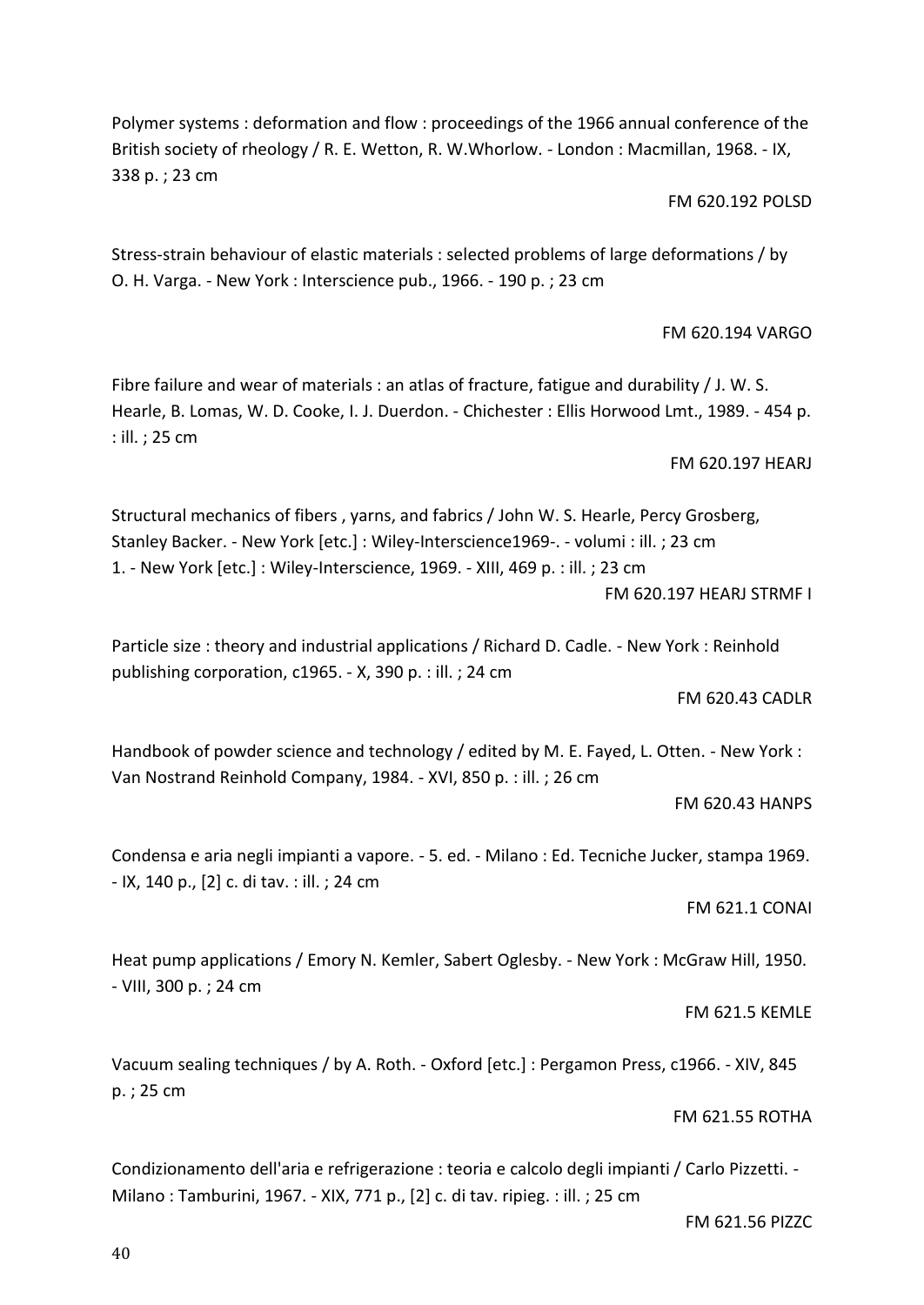Polymer systems : deformation and flow : proceedings of the 1966 annual conference of the British society of rheology / R. E. Wetton, R. W.Whorlow. - London : Macmillan, 1968. - IX, 338 p. ; 23 cm

FM 620.192 POLSD

Stress-strain behaviour of elastic materials : selected problems of large deformations / by O. H. Varga. - New York : Interscience pub., 1966. - 190 p. ; 23 cm

FM 620.194 VARGO

Fibre failure and wear of materials : an atlas of fracture, fatigue and durability / J. W. S. Hearle, B. Lomas, W. D. Cooke, I. J. Duerdon. - Chichester : Ellis Horwood Lmt., 1989. - 454 p. : ill. ; 25 cm

FM 620.197 HEARJ

Structural mechanics of fibers , yarns, and fabrics / John W. S. Hearle, Percy Grosberg, Stanley Backer. - New York [etc.] : Wiley-Interscience1969-. - volumi : ill. ; 23 cm
1. - New York [etc.] : Wiley-Interscience, 1969. - XIII, 469 p. : ill. ; 23 cm

FM 620.197 HEARJ STRMF I

Particle size : theory and industrial applications / Richard D. Cadle. - New York : Reinhold publishing corporation, c1965. - X, 390 p. : ill. ; 24 cm

FM 620.43 CADLR

Handbook of powder science and technology / edited by M. E. Fayed, L. Otten. - New York : Van Nostrand Reinhold Company, 1984. - XVI, 850 p. : ill. ; 26 cm

FM 620.43 HANPS

Condensa e aria negli impianti a vapore. - 5. ed. - Milano : Ed. Tecniche Jucker, stampa 1969. - IX, 140 p., [2] c. di tav. : ill. ; 24 cm

FM 621.1 CONAI

Heat pump applications / Emory N. Kemler, Sabert Oglesby. - New York : McGraw Hill, 1950. - VIII, 300 p. ; 24 cm

FM 621.5 KEMLE

Vacuum sealing techniques / by A. Roth. - Oxford [etc.] : Pergamon Press, c1966. - XIV, 845 p. ; 25 cm

FM 621.55 ROTHA

Condizionamento dell'aria e refrigerazione : teoria e calcolo degli impianti / Carlo Pizzetti. - Milano : Tamburini, 1967. - XIX, 771 p., [2] c. di tav. ripieg. : ill. ; 25 cm

FM 621.56 PIZZC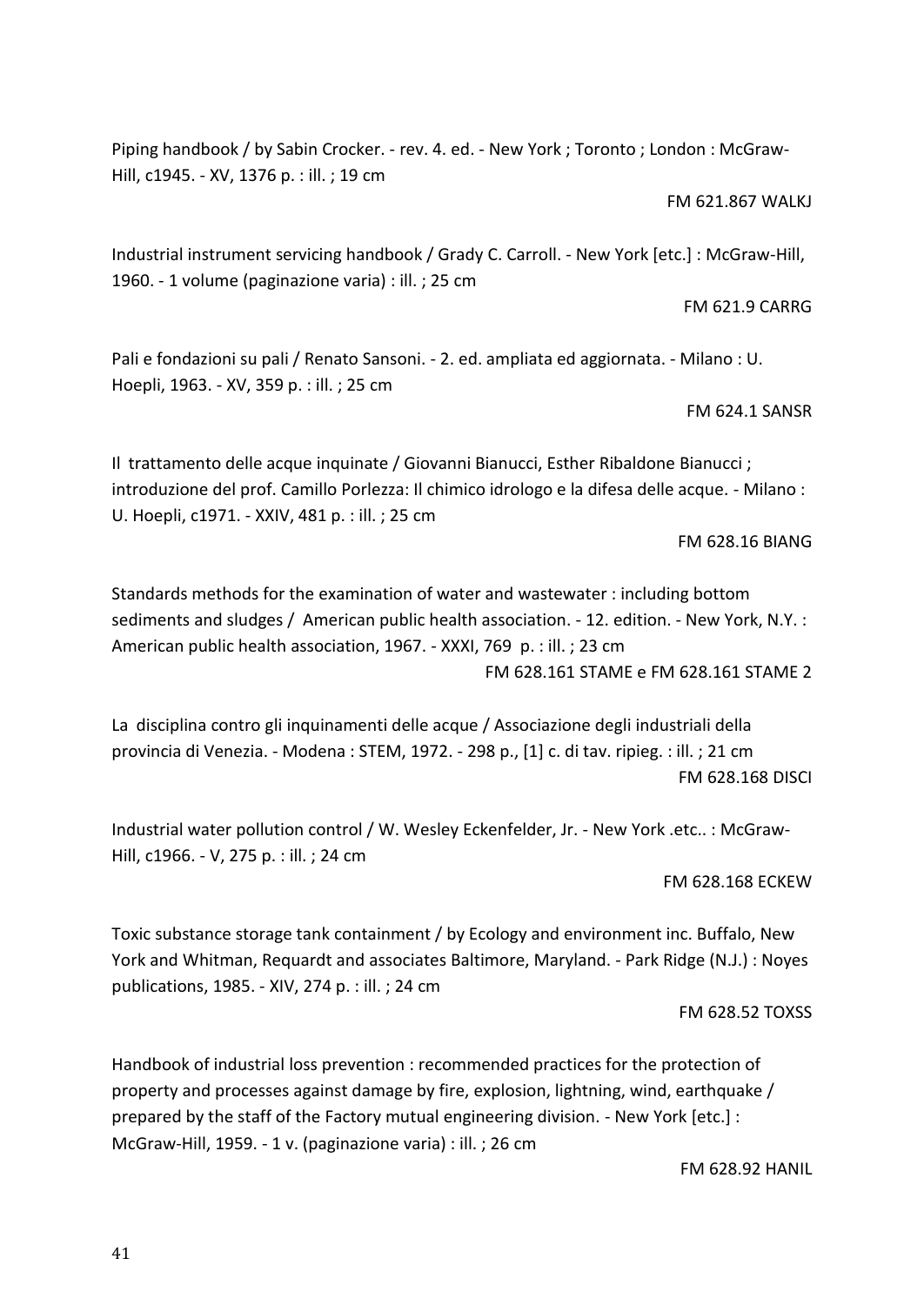Piping handbook / by Sabin Crocker. - rev. 4. ed. - New York ; Toronto ; London : McGraw-Hill, c1945. - XV, 1376 p. : ill. ; 19 cm

FM 621.867 WALKJ

Industrial instrument servicing handbook / Grady C. Carroll. - New York [etc.] : McGraw-Hill, 1960. - 1 volume (paginazione varia) : ill. ; 25 cm

FM 621.9 CARRG

Pali e fondazioni su pali / Renato Sansoni. - 2. ed. ampliata ed aggiornata. - Milano : U. Hoepli, 1963. - XV, 359 p. : ill. ; 25 cm

FM 624.1 SANSR

Il trattamento delle acque inquinate / Giovanni Bianucci, Esther Ribaldone Bianucci ; introduzione del prof. Camillo Porlezza: Il chimico idrologo e la difesa delle acque. - Milano : U. Hoepli, c1971. - XXIV, 481 p. : ill. ; 25 cm

FM 628.16 BIANG

Standards methods for the examination of water and wastewater : including bottom sediments and sludges / American public health association. - 12. edition. - New York, N.Y. : American public health association, 1967. - XXXI, 769 p. : ill. ; 23 cm

FM 628.161 STAME e FM 628.161 STAME 2

La disciplina contro gli inquinamenti delle acque / Associazione degli industriali della provincia di Venezia. - Modena : STEM, 1972. - 298 p., [1] c. di tav. ripieg. : ill. ; 21 cm

FM 628.168 DISCI

Industrial water pollution control / W. Wesley Eckenfelder, Jr. - New York .etc.. : McGraw-Hill, c1966. - V, 275 p. : ill. ; 24 cm

FM 628.168 ECKEW

Toxic substance storage tank containment / by Ecology and environment inc. Buffalo, New York and Whitman, Requardt and associates Baltimore, Maryland. - Park Ridge (N.J.) : Noyes publications, 1985. - XIV, 274 p. : ill. ; 24 cm

FM 628.52 TOXSS

Handbook of industrial loss prevention : recommended practices for the protection of property and processes against damage by fire, explosion, lightning, wind, earthquake / prepared by the staff of the Factory mutual engineering division. - New York [etc.] : McGraw-Hill, 1959. - 1 v. (paginazione varia) : ill. ; 26 cm

FM 628.92 HANIL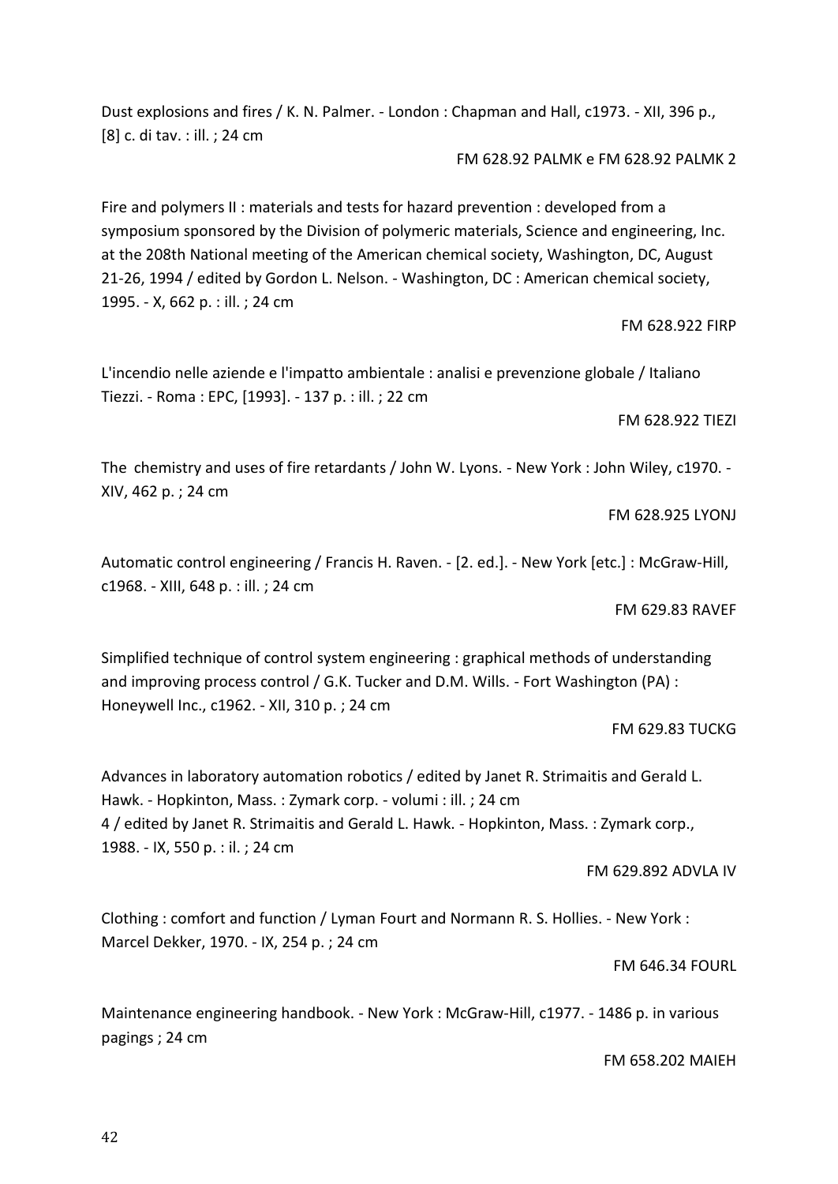Dust explosions and fires / K. N. Palmer. - London : Chapman and Hall, c1973. - XII, 396 p., [8] c. di tav. : ill. ; 24 cm

FM 628.92 PALMK e FM 628.92 PALMK 2

Fire and polymers II : materials and tests for hazard prevention : developed from a symposium sponsored by the Division of polymeric materials, Science and engineering, Inc. at the 208th National meeting of the American chemical society, Washington, DC, August 21-26, 1994 / edited by Gordon L. Nelson. - Washington, DC : American chemical society, 1995. - X, 662 p. : ill. ; 24 cm

FM 628.922 FIRP

L'incendio nelle aziende e l'impatto ambientale : analisi e prevenzione globale / Italiano Tiezzi. - Roma : EPC, [1993]. - 137 p. : ill. ; 22 cm

FM 628.922 TIEZI

The chemistry and uses of fire retardants / John W. Lyons. - New York : John Wiley, c1970. - XIV, 462 p. ; 24 cm

FM 628.925 LYONJ

Automatic control engineering / Francis H. Raven. - [2. ed.]. - New York [etc.] : McGraw-Hill, c1968. - XIII, 648 p. : ill. ; 24 cm

FM 629.83 RAVEF

Simplified technique of control system engineering : graphical methods of understanding and improving process control / G.K. Tucker and D.M. Wills. - Fort Washington (PA) : Honeywell Inc., c1962. - XII, 310 p. ; 24 cm

FM 629.83 TUCKG

Advances in laboratory automation robotics / edited by Janet R. Strimaitis and Gerald L. Hawk. - Hopkinton, Mass. : Zymark corp. - volumi : ill. ; 24 cm
4 / edited by Janet R. Strimaitis and Gerald L. Hawk. - Hopkinton, Mass. : Zymark corp., 1988. - IX, 550 p. : il. ; 24 cm

FM 629.892 ADVLA IV

Clothing : comfort and function / Lyman Fourt and Normann R. S. Hollies. - New York : Marcel Dekker, 1970. - IX, 254 p. ; 24 cm

FM 646.34 FOURL

Maintenance engineering handbook. - New York : McGraw-Hill, c1977. - 1486 p. in various pagings ; 24 cm

FM 658.202 MAIEH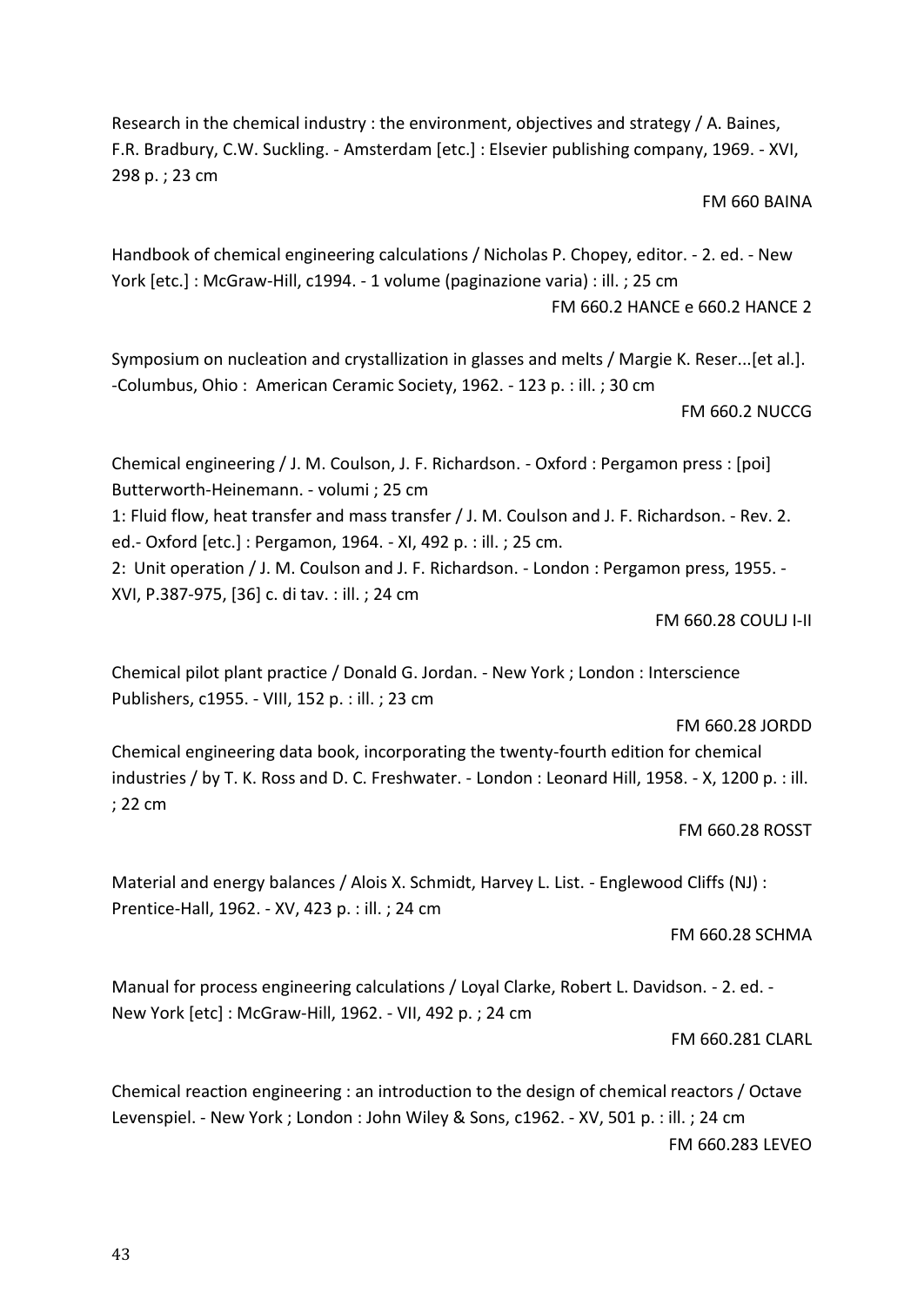Research in the chemical industry : the environment, objectives and strategy / A. Baines, F.R. Bradbury, C.W. Suckling. - Amsterdam [etc.] : Elsevier publishing company, 1969. - XVI, 298 p. ; 23 cm

FM 660 BAINA

Handbook of chemical engineering calculations / Nicholas P. Chopey, editor. - 2. ed. - New York [etc.] : McGraw-Hill, c1994. - 1 volume (paginazione varia) : ill. ; 25 cm

FM 660.2 HANCE e 660.2 HANCE 2

Symposium on nucleation and crystallization in glasses and melts / Margie K. Reser...[et al.]. -Columbus, Ohio : American Ceramic Society, 1962. - 123 p. : ill. ; 30 cm

FM 660.2 NUCCG

Chemical engineering / J. M. Coulson, J. F. Richardson. - Oxford : Pergamon press : [poi] Butterworth-Heinemann. - volumi ; 25 cm

1: Fluid flow, heat transfer and mass transfer / J. M. Coulson and J. F. Richardson. - Rev. 2. ed.- Oxford [etc.] : Pergamon, 1964. - XI, 492 p. : ill. ; 25 cm.

2: Unit operation / J. M. Coulson and J. F. Richardson. - London : Pergamon press, 1955. - XVI, P.387-975, [36] c. di tav. : ill. ; 24 cm

FM 660.28 COULJ I-II

Chemical pilot plant practice / Donald G. Jordan. - New York ; London : Interscience Publishers, c1955. - VIII, 152 p. : ill. ; 23 cm

FM 660.28 JORDD

Chemical engineering data book, incorporating the twenty-fourth edition for chemical industries / by T. K. Ross and D. C. Freshwater. - London : Leonard Hill, 1958. - X, 1200 p. : ill. ; 22 cm

FM 660.28 ROSST

Material and energy balances / Alois X. Schmidt, Harvey L. List. - Englewood Cliffs (NJ) : Prentice-Hall, 1962. - XV, 423 p. : ill. ; 24 cm

FM 660.28 SCHMA

Manual for process engineering calculations / Loyal Clarke, Robert L. Davidson. - 2. ed. - New York [etc] : McGraw-Hill, 1962. - VII, 492 p. ; 24 cm

FM 660.281 CLARL

Chemical reaction engineering : an introduction to the design of chemical reactors / Octave Levenspiel. - New York ; London : John Wiley & Sons, c1962. - XV, 501 p. : ill. ; 24 cm

FM 660.283 LEVEO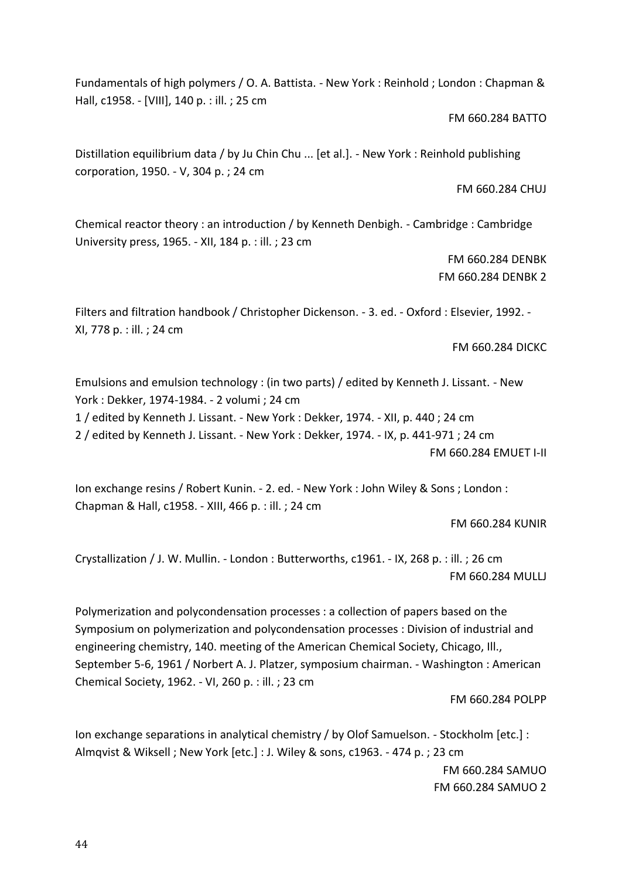Fundamentals of high polymers / O. A. Battista. - New York : Reinhold ; London : Chapman & Hall, c1958. - [VIII], 140 p. : ill. ; 25 cm

FM 660.284 BATTO

Distillation equilibrium data / by Ju Chin Chu ... [et al.]. - New York : Reinhold publishing corporation, 1950. - V, 304 p. ; 24 cm

FM 660.284 CHUJ

Chemical reactor theory : an introduction / by Kenneth Denbigh. - Cambridge : Cambridge University press, 1965. - XII, 184 p. : ill. ; 23 cm

FM 660.284 DENBK
FM 660.284 DENBK 2

Filters and filtration handbook / Christopher Dickenson. - 3. ed. - Oxford : Elsevier, 1992. - XI, 778 p. : ill. ; 24 cm

FM 660.284 DICKC

Emulsions and emulsion technology : (in two parts) / edited by Kenneth J. Lissant. - New York : Dekker, 1974-1984. - 2 volumi ; 24 cm
1 / edited by Kenneth J. Lissant. - New York : Dekker, 1974. - XII, p. 440 ; 24 cm
2 / edited by Kenneth J. Lissant. - New York : Dekker, 1974. - IX, p. 441-971 ; 24 cm

FM 660.284 EMUET I-II

Ion exchange resins / Robert Kunin. - 2. ed. - New York : John Wiley & Sons ; London : Chapman & Hall, c1958. - XIII, 466 p. : ill. ; 24 cm

FM 660.284 KUNIR

Crystallization / J. W. Mullin. - London : Butterworths, c1961. - IX, 268 p. : ill. ; 26 cm

FM 660.284 MULLJ

Polymerization and polycondensation processes : a collection of papers based on the Symposium on polymerization and polycondensation processes : Division of industrial and engineering chemistry, 140. meeting of the American Chemical Society, Chicago, Ill., September 5-6, 1961 / Norbert A. J. Platzer, symposium chairman. - Washington : American Chemical Society, 1962. - VI, 260 p. : ill. ; 23 cm

FM 660.284 POLPP

Ion exchange separations in analytical chemistry / by Olof Samuelson. - Stockholm [etc.] : Almqvist & Wiksell ; New York [etc.] : J. Wiley & sons, c1963. - 474 p. ; 23 cm

FM 660.284 SAMUO
FM 660.284 SAMUO 2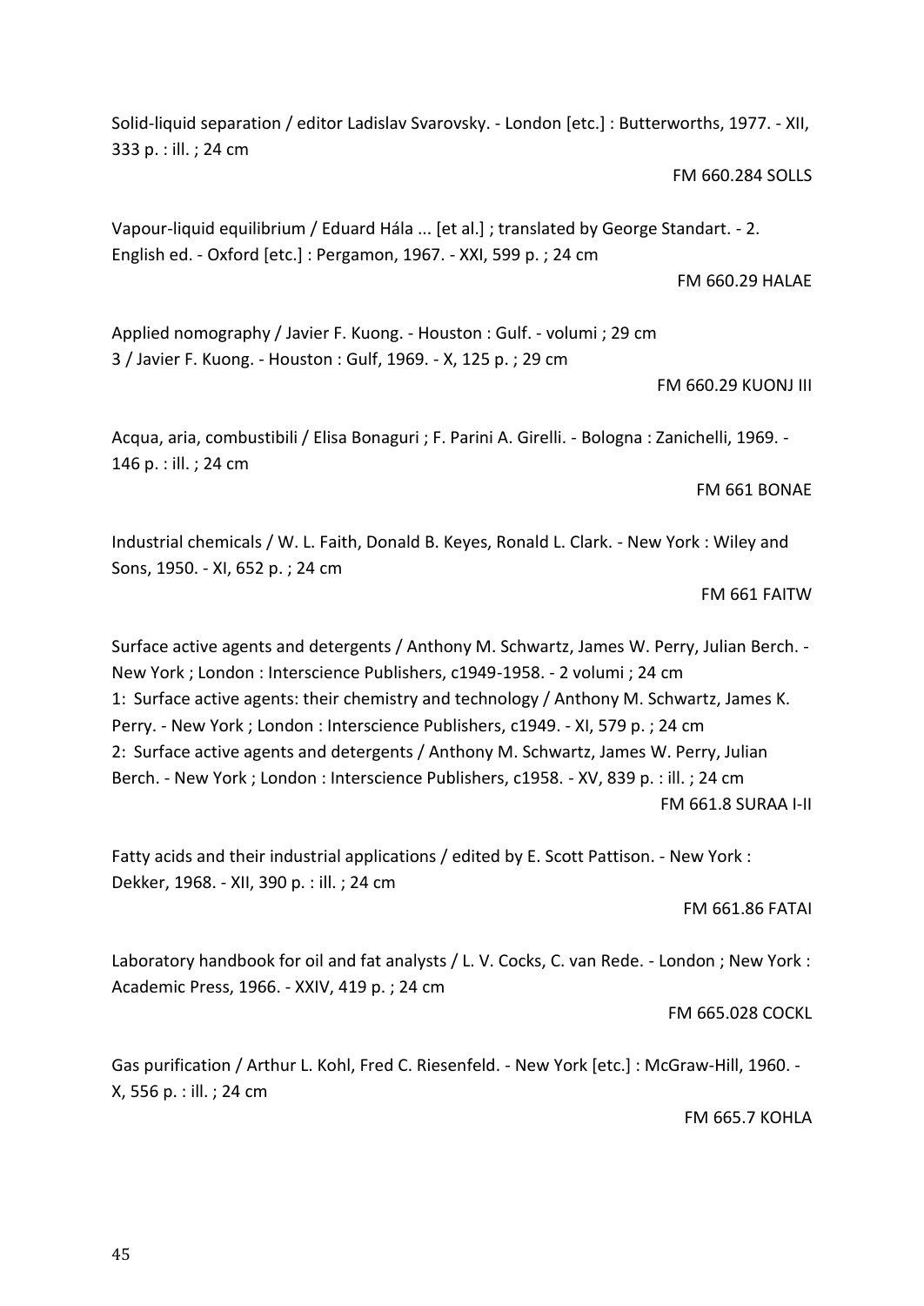Solid-liquid separation / editor Ladislav Svarovsky. - London [etc.] : Butterworths, 1977. - XII, 333 p. : ill. ; 24 cm

FM 660.284 SOLLS

Vapour-liquid equilibrium / Eduard Hála ... [et al.] ; translated by George Standart. - 2. English ed. - Oxford [etc.] : Pergamon, 1967. - XXI, 599 p. ; 24 cm

FM 660.29 HALAE

Applied nomography / Javier F. Kuong. - Houston : Gulf. - volumi ; 29 cm
3 / Javier F. Kuong. - Houston : Gulf, 1969. - X, 125 p. ; 29 cm

FM 660.29 KUONJ III

Acqua, aria, combustibili / Elisa Bonaguri ; F. Parini A. Girelli. - Bologna : Zanichelli, 1969. - 146 p. : ill. ; 24 cm

FM 661 BONAE

Industrial chemicals / W. L. Faith, Donald B. Keyes, Ronald L. Clark. - New York : Wiley and Sons, 1950. - XI, 652 p. ; 24 cm

FM 661 FAITW

Surface active agents and detergents / Anthony M. Schwartz, James W. Perry, Julian Berch. - New York ; London : Interscience Publishers, c1949-1958. - 2 volumi ; 24 cm
1: Surface active agents: their chemistry and technology / Anthony M. Schwartz, James K. Perry. - New York ; London : Interscience Publishers, c1949. - XI, 579 p. ; 24 cm
2: Surface active agents and detergents / Anthony M. Schwartz, James W. Perry, Julian Berch. - New York ; London : Interscience Publishers, c1958. - XV, 839 p. : ill. ; 24 cm

FM 661.8 SURAA I-II

Fatty acids and their industrial applications / edited by E. Scott Pattison. - New York : Dekker, 1968. - XII, 390 p. : ill. ; 24 cm

FM 661.86 FATAI

Laboratory handbook for oil and fat analysts / L. V. Cocks, C. van Rede. - London ; New York : Academic Press, 1966. - XXIV, 419 p. ; 24 cm

FM 665.028 COCKL

Gas purification / Arthur L. Kohl, Fred C. Riesenfeld. - New York [etc.] : McGraw-Hill, 1960. - X, 556 p. : ill. ; 24 cm

FM 665.7 KOHLA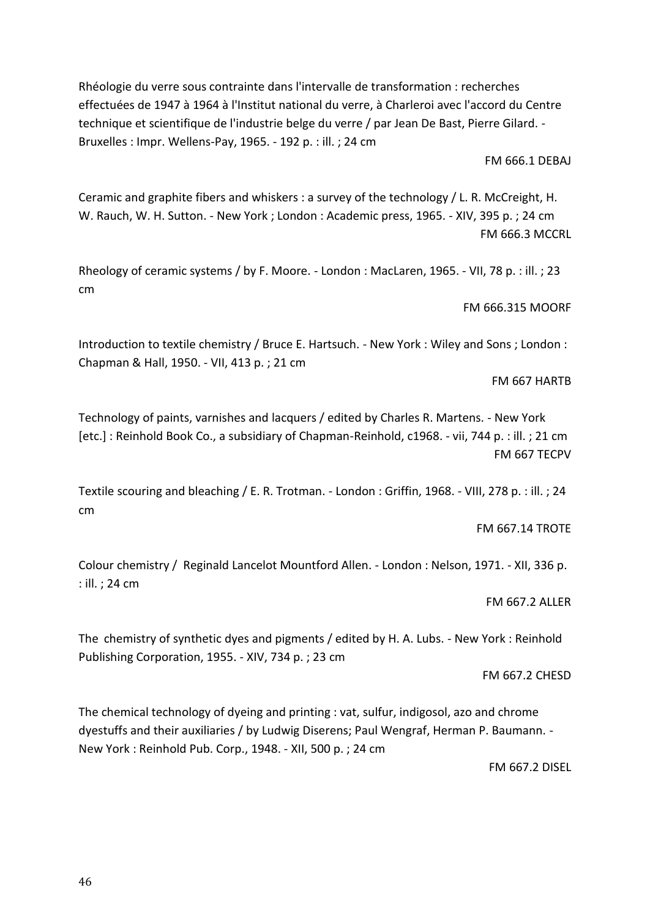Rhéologie du verre sous contrainte dans l'intervalle de transformation : recherches effectuées de 1947 à 1964 à l'Institut national du verre, à Charleroi avec l'accord du Centre technique et scientifique de l'industrie belge du verre / par Jean De Bast, Pierre Gilard. - Bruxelles : Impr. Wellens-Pay, 1965. - 192 p. : ill. ; 24 cm

FM 666.1 DEBAJ

Ceramic and graphite fibers and whiskers : a survey of the technology / L. R. McCreight, H. W. Rauch, W. H. Sutton. - New York ; London : Academic press, 1965. - XIV, 395 p. ; 24 cm

FM 666.3 MCCRL

Rheology of ceramic systems / by F. Moore. - London : MacLaren, 1965. - VII, 78 p. : ill. ; 23 cm

FM 666.315 MOORF

Introduction to textile chemistry / Bruce E. Hartsuch. - New York : Wiley and Sons ; London : Chapman & Hall, 1950. - VII, 413 p. ; 21 cm

FM 667 HARTB

Technology of paints, varnishes and lacquers / edited by Charles R. Martens. - New York [etc.] : Reinhold Book Co., a subsidiary of Chapman-Reinhold, c1968. - vii, 744 p. : ill. ; 21 cm

FM 667 TECPV

Textile scouring and bleaching / E. R. Trotman. - London : Griffin, 1968. - VIII, 278 p. : ill. ; 24 cm

FM 667.14 TROTE

Colour chemistry / Reginald Lancelot Mountford Allen. - London : Nelson, 1971. - XII, 336 p. : ill. ; 24 cm

FM 667.2 ALLER

The chemistry of synthetic dyes and pigments / edited by H. A. Lubs. - New York : Reinhold Publishing Corporation, 1955. - XIV, 734 p. ; 23 cm

FM 667.2 CHESD

The chemical technology of dyeing and printing : vat, sulfur, indigosol, azo and chrome dyestuffs and their auxiliaries / by Ludwig Diserens; Paul Wengraf, Herman P. Baumann. - New York : Reinhold Pub. Corp., 1948. - XII, 500 p. ; 24 cm

FM 667.2 DISEL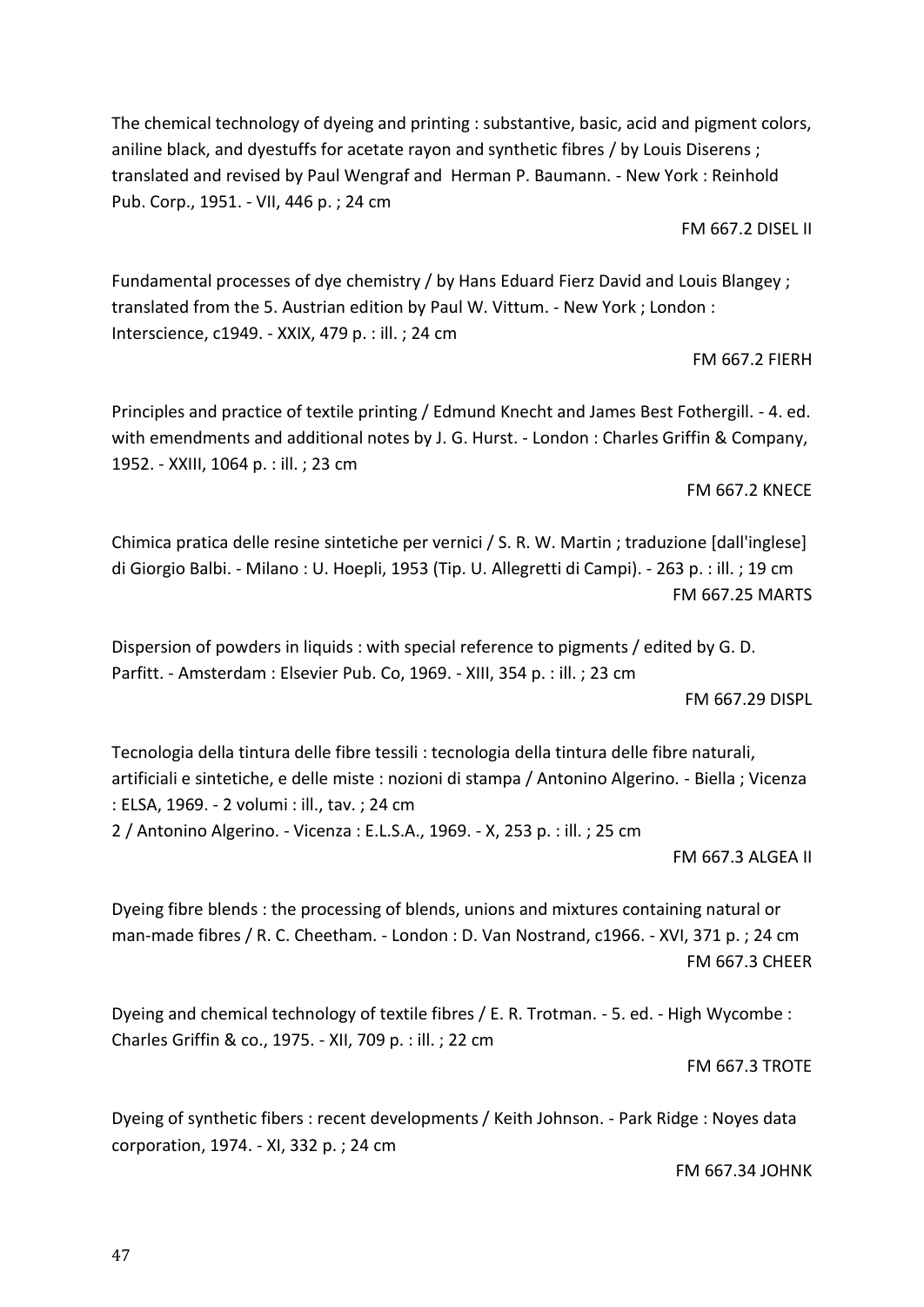The chemical technology of dyeing and printing : substantive, basic, acid and pigment colors, aniline black, and dyestuffs for acetate rayon and synthetic fibres / by Louis Diserens ; translated and revised by Paul Wengraf and Herman P. Baumann. - New York : Reinhold Pub. Corp., 1951. - VII, 446 p. ; 24 cm

FM 667.2 DISEL II

Fundamental processes of dye chemistry / by Hans Eduard Fierz David and Louis Blangey ; translated from the 5. Austrian edition by Paul W. Vittum. - New York ; London : Interscience, c1949. - XXIX, 479 p. : ill. ; 24 cm

FM 667.2 FIERH

Principles and practice of textile printing / Edmund Knecht and James Best Fothergill. - 4. ed. with emendments and additional notes by J. G. Hurst. - London : Charles Griffin & Company, 1952. - XXIII, 1064 p. : ill. ; 23 cm

FM 667.2 KNECE

Chimica pratica delle resine sintetiche per vernici / S. R. W. Martin ; traduzione [dall'inglese] di Giorgio Balbi. - Milano : U. Hoepli, 1953 (Tip. U. Allegretti di Campi). - 263 p. : ill. ; 19 cm

FM 667.25 MARTS

Dispersion of powders in liquids : with special reference to pigments / edited by G. D. Parfitt. - Amsterdam : Elsevier Pub. Co, 1969. - XIII, 354 p. : ill. ; 23 cm

FM 667.29 DISPL

Tecnologia della tintura delle fibre tessili : tecnologia della tintura delle fibre naturali, artificiali e sintetiche, e delle miste : nozioni di stampa / Antonino Algerino. - Biella ; Vicenza : ELSA, 1969. - 2 volumi : ill., tav. ; 24 cm
2 / Antonino Algerino. - Vicenza : E.L.S.A., 1969. - X, 253 p. : ill. ; 25 cm

FM 667.3 ALGEA II

Dyeing fibre blends : the processing of blends, unions and mixtures containing natural or man-made fibres / R. C. Cheetham. - London : D. Van Nostrand, c1966. - XVI, 371 p. ; 24 cm

FM 667.3 CHEER

Dyeing and chemical technology of textile fibres / E. R. Trotman. - 5. ed. - High Wycombe : Charles Griffin & co., 1975. - XII, 709 p. : ill. ; 22 cm

FM 667.3 TROTE

Dyeing of synthetic fibers : recent developments / Keith Johnson. - Park Ridge : Noyes data corporation, 1974. - XI, 332 p. ; 24 cm

FM 667.34 JOHNK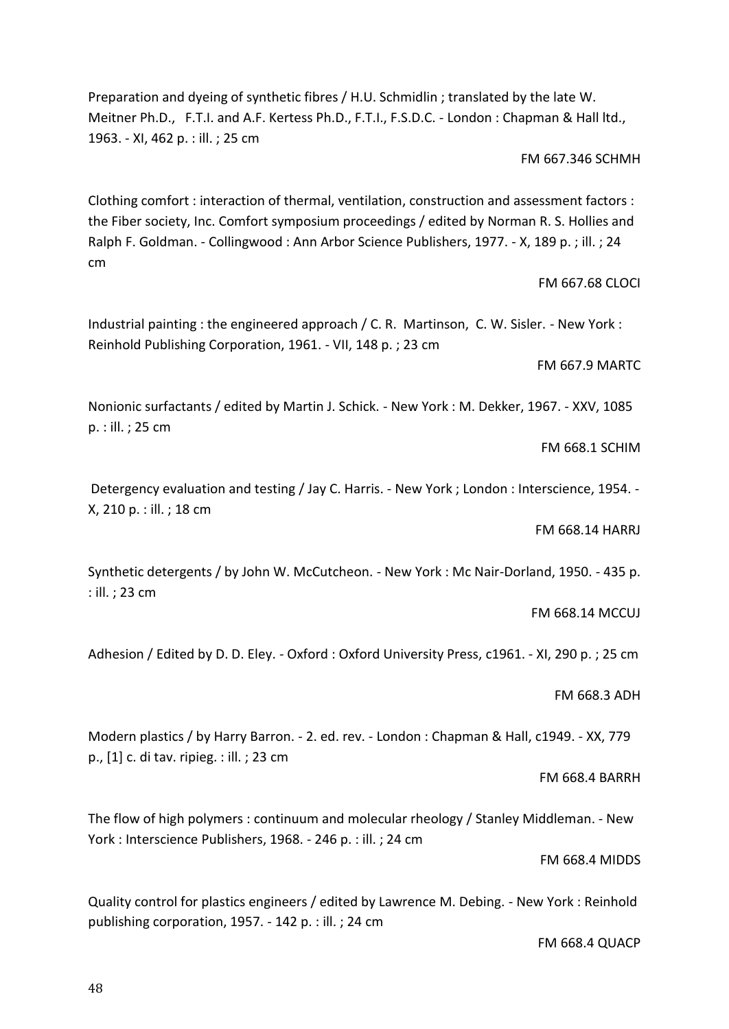Preparation and dyeing of synthetic fibres / H.U. Schmidlin ; translated by the late W. Meitner Ph.D., F.T.I. and A.F. Kertess Ph.D., F.T.I., F.S.D.C. - London : Chapman & Hall ltd., 1963. - XI, 462 p. : ill. ; 25 cm

FM 667.346 SCHMH

Clothing comfort : interaction of thermal, ventilation, construction and assessment factors : the Fiber society, Inc. Comfort symposium proceedings / edited by Norman R. S. Hollies and Ralph F. Goldman. - Collingwood : Ann Arbor Science Publishers, 1977. - X, 189 p. ; ill. ; 24 cm

FM 667.68 CLOCI

Industrial painting : the engineered approach / C. R. Martinson, C. W. Sisler. - New York : Reinhold Publishing Corporation, 1961. - VII, 148 p. ; 23 cm

FM 667.9 MARTC

Nonionic surfactants / edited by Martin J. Schick. - New York : M. Dekker, 1967. - XXV, 1085 p. : ill. ; 25 cm

FM 668.1 SCHIM

Detergency evaluation and testing / Jay C. Harris. - New York ; London : Interscience, 1954. - X, 210 p. : ill. ; 18 cm

FM 668.14 HARRJ

Synthetic detergents / by John W. McCutcheon. - New York : Mc Nair-Dorland, 1950. - 435 p. : ill. ; 23 cm

FM 668.14 MCCUJ

Adhesion / Edited by D. D. Eley. - Oxford : Oxford University Press, c1961. - XI, 290 p. ; 25 cm

FM 668.3 ADH

Modern plastics / by Harry Barron. - 2. ed. rev. - London : Chapman & Hall, c1949. - XX, 779 p., [1] c. di tav. ripieg. : ill. ; 23 cm

FM 668.4 BARRH

The flow of high polymers : continuum and molecular rheology / Stanley Middleman. - New York : Interscience Publishers, 1968. - 246 p. : ill. ; 24 cm

FM 668.4 MIDDS

Quality control for plastics engineers / edited by Lawrence M. Debing. - New York : Reinhold publishing corporation, 1957. - 142 p. : ill. ; 24 cm

FM 668.4 QUACP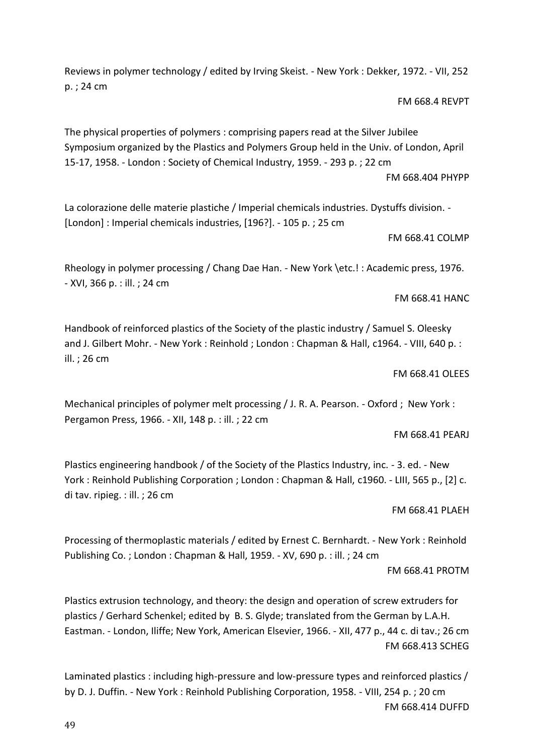Reviews in polymer technology / edited by Irving Skeist. - New York : Dekker, 1972. - VII, 252 p. ; 24 cm

FM 668.4 REVPT

The physical properties of polymers : comprising papers read at the Silver Jubilee Symposium organized by the Plastics and Polymers Group held in the Univ. of London, April 15-17, 1958. - London : Society of Chemical Industry, 1959. - 293 p. ; 22 cm

FM 668.404 PHYPP

La colorazione delle materie plastiche / Imperial chemicals industries. Dystuffs division. - [London] : Imperial chemicals industries, [196?]. - 105 p. ; 25 cm

FM 668.41 COLMP

Rheology in polymer processing / Chang Dae Han. - New York \etc.! : Academic press, 1976. - XVI, 366 p. : ill. ; 24 cm

FM 668.41 HANC

Handbook of reinforced plastics of the Society of the plastic industry / Samuel S. Oleesky and J. Gilbert Mohr. - New York : Reinhold ; London : Chapman & Hall, c1964. - VIII, 640 p. : ill. ; 26 cm

FM 668.41 OLEES

Mechanical principles of polymer melt processing / J. R. A. Pearson. - Oxford ; New York : Pergamon Press, 1966. - XII, 148 p. : ill. ; 22 cm

FM 668.41 PEARJ

Plastics engineering handbook / of the Society of the Plastics Industry, inc. - 3. ed. - New York : Reinhold Publishing Corporation ; London : Chapman & Hall, c1960. - LIII, 565 p., [2] c. di tav. ripieg. : ill. ; 26 cm

FM 668.41 PLAEH

Processing of thermoplastic materials / edited by Ernest C. Bernhardt. - New York : Reinhold Publishing Co. ; London : Chapman & Hall, 1959. - XV, 690 p. : ill. ; 24 cm

FM 668.41 PROTM

Plastics extrusion technology, and theory: the design and operation of screw extruders for plastics / Gerhard Schenkel; edited by B. S. Glyde; translated from the German by L.A.H. Eastman. - London, Iliffe; New York, American Elsevier, 1966. - XII, 477 p., 44 c. di tav.; 26 cm

FM 668.413 SCHEG

Laminated plastics : including high-pressure and low-pressure types and reinforced plastics / by D. J. Duffin. - New York : Reinhold Publishing Corporation, 1958. - VIII, 254 p. ; 20 cm

FM 668.414 DUFFD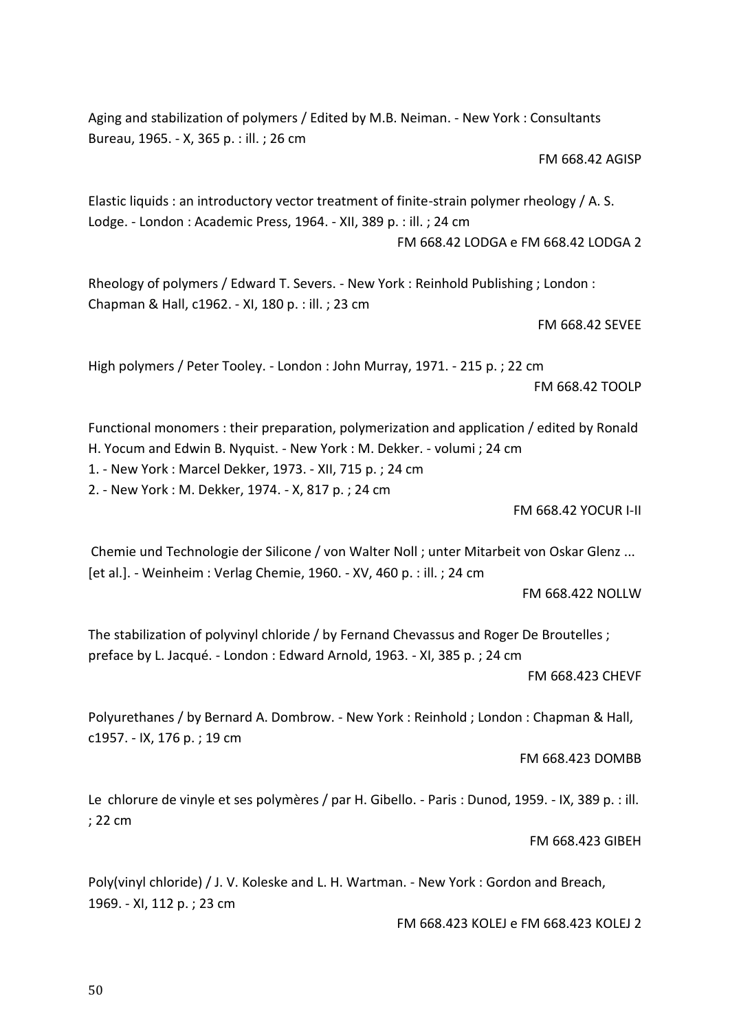Aging and stabilization of polymers / Edited by M.B. Neiman. - New York : Consultants Bureau, 1965. - X, 365 p. : ill. ; 26 cm

FM 668.42 AGISP

Elastic liquids : an introductory vector treatment of finite-strain polymer rheology / A. S. Lodge. - London : Academic Press, 1964. - XII, 389 p. : ill. ; 24 cm

FM 668.42 LODGA e FM 668.42 LODGA 2

Rheology of polymers / Edward T. Severs. - New York : Reinhold Publishing ; London : Chapman & Hall, c1962. - XI, 180 p. : ill. ; 23 cm

FM 668.42 SEVEE

High polymers / Peter Tooley. - London : John Murray, 1971. - 215 p. ; 22 cm

FM 668.42 TOOLP

Functional monomers : their preparation, polymerization and application / edited by Ronald H. Yocum and Edwin B. Nyquist. - New York : M. Dekker. - volumi ; 24 cm
1. - New York : Marcel Dekker, 1973. - XII, 715 p. ; 24 cm
2. - New York : M. Dekker, 1974. - X, 817 p. ; 24 cm

FM 668.42 YOCUR I-II

Chemie und Technologie der Silicone / von Walter Noll ; unter Mitarbeit von Oskar Glenz ... [et al.]. - Weinheim : Verlag Chemie, 1960. - XV, 460 p. : ill. ; 24 cm

FM 668.422 NOLLW

The stabilization of polyvinyl chloride / by Fernand Chevassus and Roger De Broutelles ; preface by L. Jacqué. - London : Edward Arnold, 1963. - XI, 385 p. ; 24 cm

FM 668.423 CHEVF

Polyurethanes / by Bernard A. Dombrow. - New York : Reinhold ; London : Chapman & Hall, c1957. - IX, 176 p. ; 19 cm

FM 668.423 DOMBB

Le chlorure de vinyle et ses polymères / par H. Gibello. - Paris : Dunod, 1959. - IX, 389 p. : ill. ; 22 cm

FM 668.423 GIBEH

Poly(vinyl chloride) / J. V. Koleske and L. H. Wartman. - New York : Gordon and Breach, 1969. - XI, 112 p. ; 23 cm

FM 668.423 KOLEJ e FM 668.423 KOLEJ 2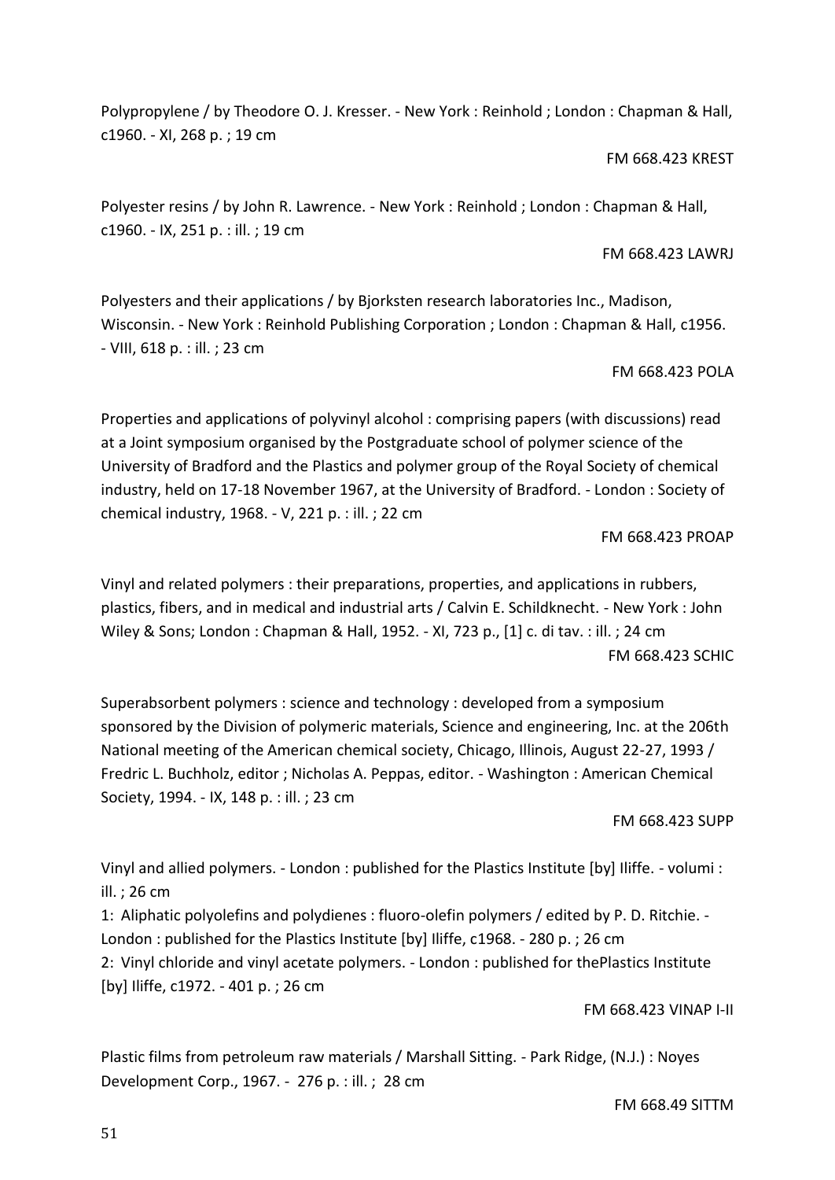Polypropylene / by Theodore O. J. Kresser. - New York : Reinhold ; London : Chapman & Hall, c1960. - XI, 268 p. ; 19 cm

FM 668.423 KREST

Polyester resins / by John R. Lawrence. - New York : Reinhold ; London : Chapman & Hall, c1960. - IX, 251 p. : ill. ; 19 cm

FM 668.423 LAWRJ

Polyesters and their applications / by Bjorksten research laboratories Inc., Madison, Wisconsin. - New York : Reinhold Publishing Corporation ; London : Chapman & Hall, c1956. - VIII, 618 p. : ill. ; 23 cm

FM 668.423 POLA

Properties and applications of polyvinyl alcohol : comprising papers (with discussions) read at a Joint symposium organised by the Postgraduate school of polymer science of the University of Bradford and the Plastics and polymer group of the Royal Society of chemical industry, held on 17-18 November 1967, at the University of Bradford. - London : Society of chemical industry, 1968. - V, 221 p. : ill. ; 22 cm

FM 668.423 PROAP

Vinyl and related polymers : their preparations, properties, and applications in rubbers, plastics, fibers, and in medical and industrial arts / Calvin E. Schildknecht. - New York : John Wiley & Sons; London : Chapman & Hall, 1952. - XI, 723 p., [1] c. di tav. : ill. ; 24 cm

FM 668.423 SCHIC

Superabsorbent polymers : science and technology : developed from a symposium sponsored by the Division of polymeric materials, Science and engineering, Inc. at the 206th National meeting of the American chemical society, Chicago, Illinois, August 22-27, 1993 / Fredric L. Buchholz, editor ; Nicholas A. Peppas, editor. - Washington : American Chemical Society, 1994. - IX, 148 p. : ill. ; 23 cm

FM 668.423 SUPP

Vinyl and allied polymers. - London : published for the Plastics Institute [by] Iliffe. - volumi : ill. ; 26 cm

1: Aliphatic polyolefins and polydienes : fluoro-olefin polymers / edited by P. D. Ritchie. - London : published for the Plastics Institute [by] Iliffe, c1968. - 280 p. ; 26 cm

2: Vinyl chloride and vinyl acetate polymers. - London : published for thePlastics Institute [by] Iliffe, c1972. - 401 p. ; 26 cm

FM 668.423 VINAP I-II

Plastic films from petroleum raw materials / Marshall Sitting. - Park Ridge, (N.J.) : Noyes Development Corp., 1967. - 276 p. : ill. ; 28 cm

FM 668.49 SITTM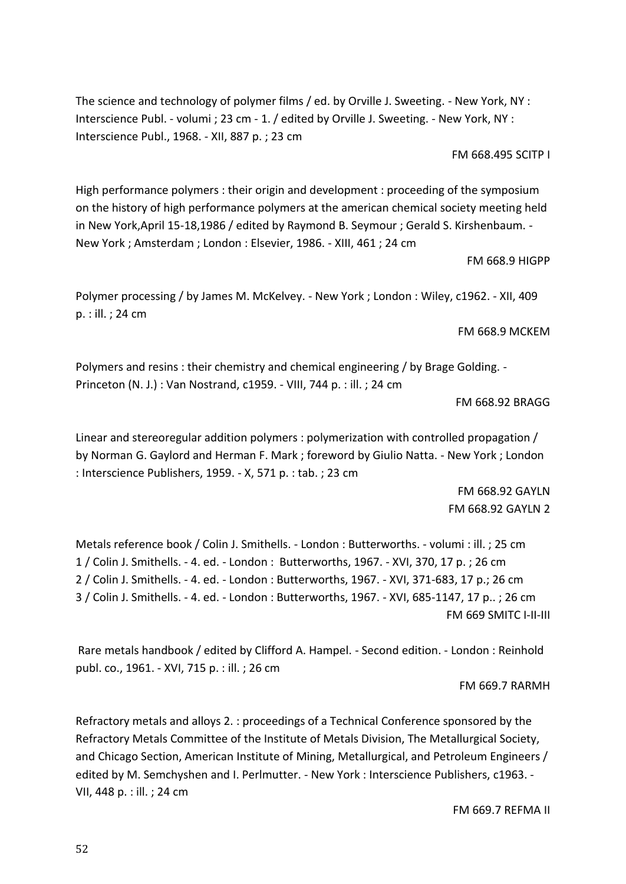The science and technology of polymer films / ed. by Orville J. Sweeting. - New York, NY : Interscience Publ. - volumi ; 23 cm - 1. / edited by Orville J. Sweeting. - New York, NY : Interscience Publ., 1968. - XII, 887 p. ; 23 cm

FM 668.495 SCITP I

High performance polymers : their origin and development : proceeding of the symposium on the history of high performance polymers at the american chemical society meeting held in New York,April 15-18,1986 / edited by Raymond B. Seymour ; Gerald S. Kirshenbaum. - New York ; Amsterdam ; London : Elsevier, 1986. - XIII, 461 ; 24 cm

FM 668.9 HIGPP

Polymer processing / by James M. McKelvey. - New York ; London : Wiley, c1962. - XII, 409 p. : ill. ; 24 cm

FM 668.9 MCKEM

Polymers and resins : their chemistry and chemical engineering / by Brage Golding. - Princeton (N. J.) : Van Nostrand, c1959. - VIII, 744 p. : ill. ; 24 cm

FM 668.92 BRAGG

Linear and stereoregular addition polymers : polymerization with controlled propagation / by Norman G. Gaylord and Herman F. Mark ; foreword by Giulio Natta. - New York ; London : Interscience Publishers, 1959. - X, 571 p. : tab. ; 23 cm

FM 668.92 GAYLN
FM 668.92 GAYLN 2

Metals reference book / Colin J. Smithells. - London : Butterworths. - volumi : ill. ; 25 cm
1 / Colin J. Smithells. - 4. ed. - London : Butterworths, 1967. - XVI, 370, 17 p. ; 26 cm
2 / Colin J. Smithells. - 4. ed. - London : Butterworths, 1967. - XVI, 371-683, 17 p.; 26 cm
3 / Colin J. Smithells. - 4. ed. - London : Butterworths, 1967. - XVI, 685-1147, 17 p.. ; 26 cm

FM 669 SMITC I-II-III

Rare metals handbook / edited by Clifford A. Hampel. - Second edition. - London : Reinhold publ. co., 1961. - XVI, 715 p. : ill. ; 26 cm

FM 669.7 RARMH

Refractory metals and alloys 2. : proceedings of a Technical Conference sponsored by the Refractory Metals Committee of the Institute of Metals Division, The Metallurgical Society, and Chicago Section, American Institute of Mining, Metallurgical, and Petroleum Engineers / edited by M. Semchyshen and I. Perlmutter. - New York : Interscience Publishers, c1963. - VII, 448 p. : ill. ; 24 cm

FM 669.7 REFMA II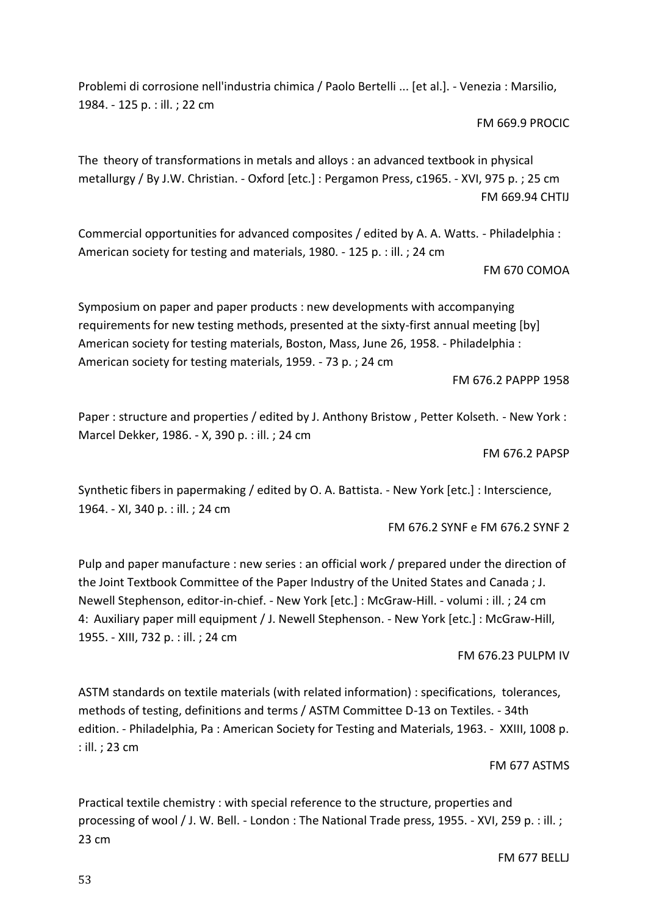Problemi di corrosione nell'industria chimica / Paolo Bertelli ... [et al.]. - Venezia : Marsilio, 1984. - 125 p. : ill. ; 22 cm

FM 669.9 PROCIC

The theory of transformations in metals and alloys : an advanced textbook in physical metallurgy / By J.W. Christian. - Oxford [etc.] : Pergamon Press, c1965. - XVI, 975 p. ; 25 cm

FM 669.94 CHTIJ

Commercial opportunities for advanced composites / edited by A. A. Watts. - Philadelphia : American society for testing and materials, 1980. - 125 p. : ill. ; 24 cm

FM 670 COMOA

Symposium on paper and paper products : new developments with accompanying requirements for new testing methods, presented at the sixty-first annual meeting [by] American society for testing materials, Boston, Mass, June 26, 1958. - Philadelphia : American society for testing materials, 1959. - 73 p. ; 24 cm

FM 676.2 PAPPP 1958

Paper : structure and properties / edited by J. Anthony Bristow , Petter Kolseth. - New York : Marcel Dekker, 1986. - X, 390 p. : ill. ; 24 cm

FM 676.2 PAPSP

Synthetic fibers in papermaking / edited by O. A. Battista. - New York [etc.] : Interscience, 1964. - XI, 340 p. : ill. ; 24 cm

FM 676.2 SYNF e FM 676.2 SYNF 2

Pulp and paper manufacture : new series : an official work / prepared under the direction of the Joint Textbook Committee of the Paper Industry of the United States and Canada ; J. Newell Stephenson, editor-in-chief. - New York [etc.] : McGraw-Hill. - volumi : ill. ; 24 cm
4: Auxiliary paper mill equipment / J. Newell Stephenson. - New York [etc.] : McGraw-Hill, 1955. - XIII, 732 p. : ill. ; 24 cm

FM 676.23 PULPM IV

ASTM standards on textile materials (with related information) : specifications, tolerances, methods of testing, definitions and terms / ASTM Committee D-13 on Textiles. - 34th edition. - Philadelphia, Pa : American Society for Testing and Materials, 1963. - XXIII, 1008 p. : ill. ; 23 cm

FM 677 ASTMS

Practical textile chemistry : with special reference to the structure, properties and processing of wool / J. W. Bell. - London : The National Trade press, 1955. - XVI, 259 p. : ill. ; 23 cm

FM 677 BELLJ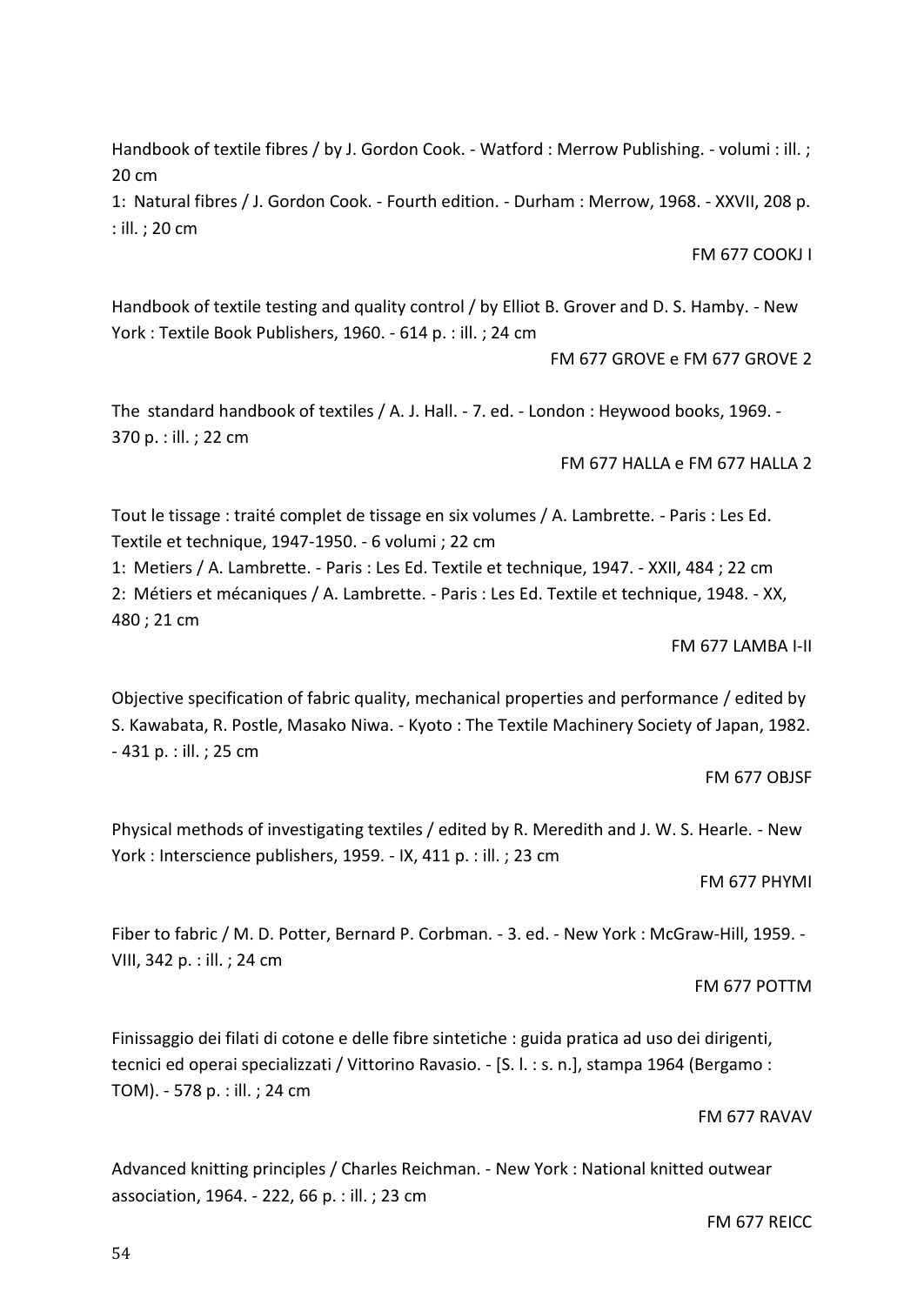Handbook of textile fibres / by J. Gordon Cook. - Watford : Merrow Publishing. - volumi : ill. ; 20 cm
1: Natural fibres / J. Gordon Cook. - Fourth edition. - Durham : Merrow, 1968. - XXVII, 208 p. : ill. ; 20 cm

FM 677 COOKJ I

Handbook of textile testing and quality control / by Elliot B. Grover and D. S. Hamby. - New York : Textile Book Publishers, 1960. - 614 p. : ill. ; 24 cm

FM 677 GROVE e FM 677 GROVE 2

The standard handbook of textiles / A. J. Hall. - 7. ed. - London : Heywood books, 1969. - 370 p. : ill. ; 22 cm

FM 677 HALLA e FM 677 HALLA 2

Tout le tissage : traité complet de tissage en six volumes / A. Lambrette. - Paris : Les Ed. Textile et technique, 1947-1950. - 6 volumi ; 22 cm
1: Metiers / A. Lambrette. - Paris : Les Ed. Textile et technique, 1947. - XXII, 484 ; 22 cm
2: Métiers et mécaniques / A. Lambrette. - Paris : Les Ed. Textile et technique, 1948. - XX, 480 ; 21 cm

FM 677 LAMBA I-II

Objective specification of fabric quality, mechanical properties and performance / edited by S. Kawabata, R. Postle, Masako Niwa. - Kyoto : The Textile Machinery Society of Japan, 1982. - 431 p. : ill. ; 25 cm

FM 677 OBJSF

Physical methods of investigating textiles / edited by R. Meredith and J. W. S. Hearle. - New York : Interscience publishers, 1959. - IX, 411 p. : ill. ; 23 cm

FM 677 PHYMI

Fiber to fabric / M. D. Potter, Bernard P. Corbman. - 3. ed. - New York : McGraw-Hill, 1959. - VIII, 342 p. : ill. ; 24 cm

FM 677 POTTM

Finissaggio dei filati di cotone e delle fibre sintetiche : guida pratica ad uso dei dirigenti, tecnici ed operai specializzati / Vittorino Ravasio. - [S. l. : s. n.], stampa 1964 (Bergamo : TOM). - 578 p. : ill. ; 24 cm

FM 677 RAVAV

Advanced knitting principles / Charles Reichman. - New York : National knitted outwear association, 1964. - 222, 66 p. : ill. ; 23 cm

FM 677 REICC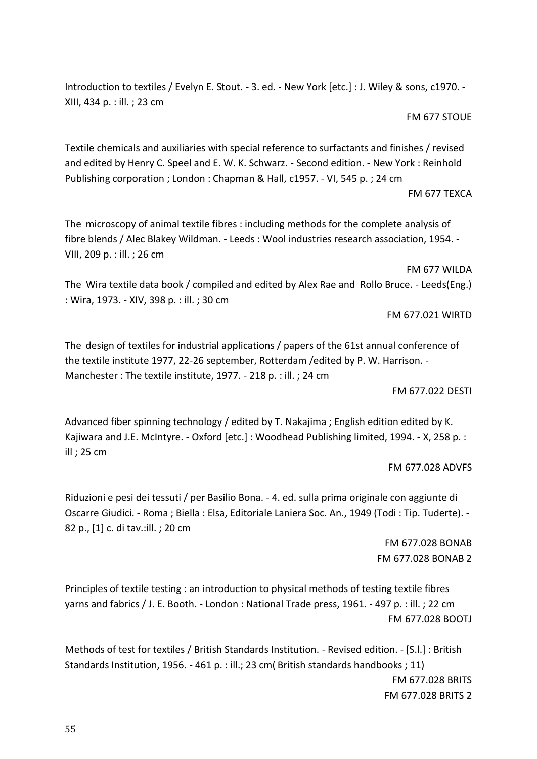Introduction to textiles / Evelyn E. Stout. - 3. ed. - New York [etc.] : J. Wiley & sons, c1970. - XIII, 434 p. : ill. ; 23 cm

FM 677 STOUE

Textile chemicals and auxiliaries with special reference to surfactants and finishes / revised and edited by Henry C. Speel and E. W. K. Schwarz. - Second edition. - New York : Reinhold Publishing corporation ; London : Chapman & Hall, c1957. - VI, 545 p. ; 24 cm

FM 677 TEXCA

The microscopy of animal textile fibres : including methods for the complete analysis of fibre blends / Alec Blakey Wildman. - Leeds : Wool industries research association, 1954. - VIII, 209 p. : ill. ; 26 cm

FM 677 WILDA

The Wira textile data book / compiled and edited by Alex Rae and Rollo Bruce. - Leeds(Eng.) : Wira, 1973. - XIV, 398 p. : ill. ; 30 cm

FM 677.021 WIRTD

The design of textiles for industrial applications / papers of the 61st annual conference of the textile institute 1977, 22-26 september, Rotterdam /edited by P. W. Harrison. - Manchester : The textile institute, 1977. - 218 p. : ill. ; 24 cm

FM 677.022 DESTI

Advanced fiber spinning technology / edited by T. Nakajima ; English edition edited by K. Kajiwara and J.E. McIntyre. - Oxford [etc.] : Woodhead Publishing limited, 1994. - X, 258 p. : ill ; 25 cm

FM 677.028 ADVFS

Riduzioni e pesi dei tessuti / per Basilio Bona. - 4. ed. sulla prima originale con aggiunte di Oscarre Giudici. - Roma ; Biella : Elsa, Editoriale Laniera Soc. An., 1949 (Todi : Tip. Tuderte). - 82 p., [1] c. di tav.:ill. ; 20 cm

FM 677.028 BONAB
FM 677.028 BONAB 2

Principles of textile testing : an introduction to physical methods of testing textile fibres yarns and fabrics / J. E. Booth. - London : National Trade press, 1961. - 497 p. : ill. ; 22 cm

FM 677.028 BOOTJ

Methods of test for textiles / British Standards Institution. - Revised edition. - [S.l.] : British Standards Institution, 1956. - 461 p. : ill.; 23 cm( British standards handbooks ; 11)

FM 677.028 BRITS
FM 677.028 BRITS 2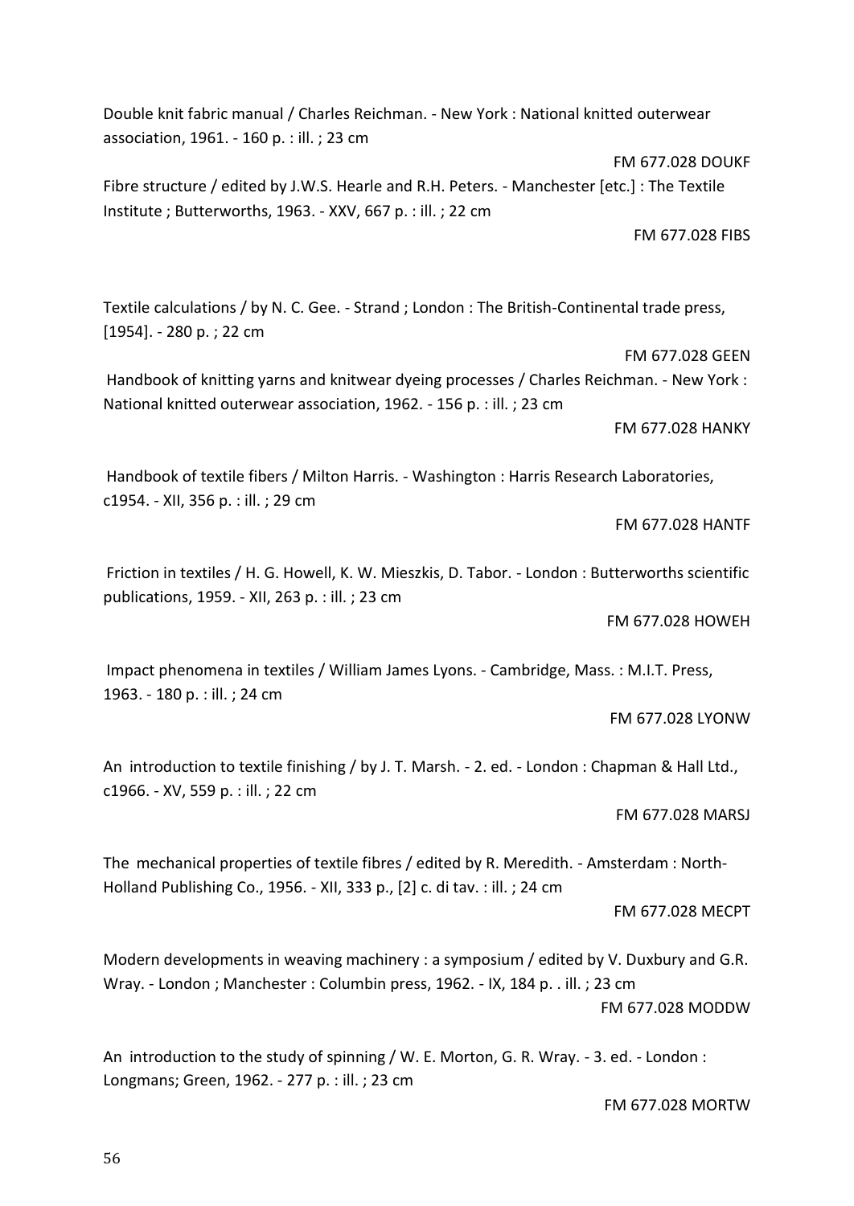Double knit fabric manual / Charles Reichman. - New York : National knitted outerwear association, 1961. - 160 p. : ill. ; 23 cm

FM 677.028 DOUKF

Fibre structure / edited by J.W.S. Hearle and R.H. Peters. - Manchester [etc.] : The Textile Institute ; Butterworths, 1963. - XXV, 667 p. : ill. ; 22 cm

FM 677.028 FIBS

Textile calculations / by N. C. Gee. - Strand ; London : The British-Continental trade press, [1954]. - 280 p. ; 22 cm

FM 677.028 GEEN

Handbook of knitting yarns and knitwear dyeing processes / Charles Reichman. - New York : National knitted outerwear association, 1962. - 156 p. : ill. ; 23 cm

FM 677.028 HANKY

Handbook of textile fibers / Milton Harris. - Washington : Harris Research Laboratories, c1954. - XII, 356 p. : ill. ; 29 cm

FM 677.028 HANTF

Friction in textiles / H. G. Howell, K. W. Mieszkis, D. Tabor. - London : Butterworths scientific publications, 1959. - XII, 263 p. : ill. ; 23 cm

FM 677.028 HOWEH

Impact phenomena in textiles / William James Lyons. - Cambridge, Mass. : M.I.T. Press, 1963. - 180 p. : ill. ; 24 cm

FM 677.028 LYONW

An introduction to textile finishing / by J. T. Marsh. - 2. ed. - London : Chapman & Hall Ltd., c1966. - XV, 559 p. : ill. ; 22 cm

FM 677.028 MARSJ

The mechanical properties of textile fibres / edited by R. Meredith. - Amsterdam : North-Holland Publishing Co., 1956. - XII, 333 p., [2] c. di tav. : ill. ; 24 cm

FM 677.028 MECPT

Modern developments in weaving machinery : a symposium / edited by V. Duxbury and G.R. Wray. - London ; Manchester : Columbin press, 1962. - IX, 184 p. . ill. ; 23 cm

FM 677.028 MODDW

An introduction to the study of spinning / W. E. Morton, G. R. Wray. - 3. ed. - London : Longmans; Green, 1962. - 277 p. : ill. ; 23 cm

FM 677.028 MORTW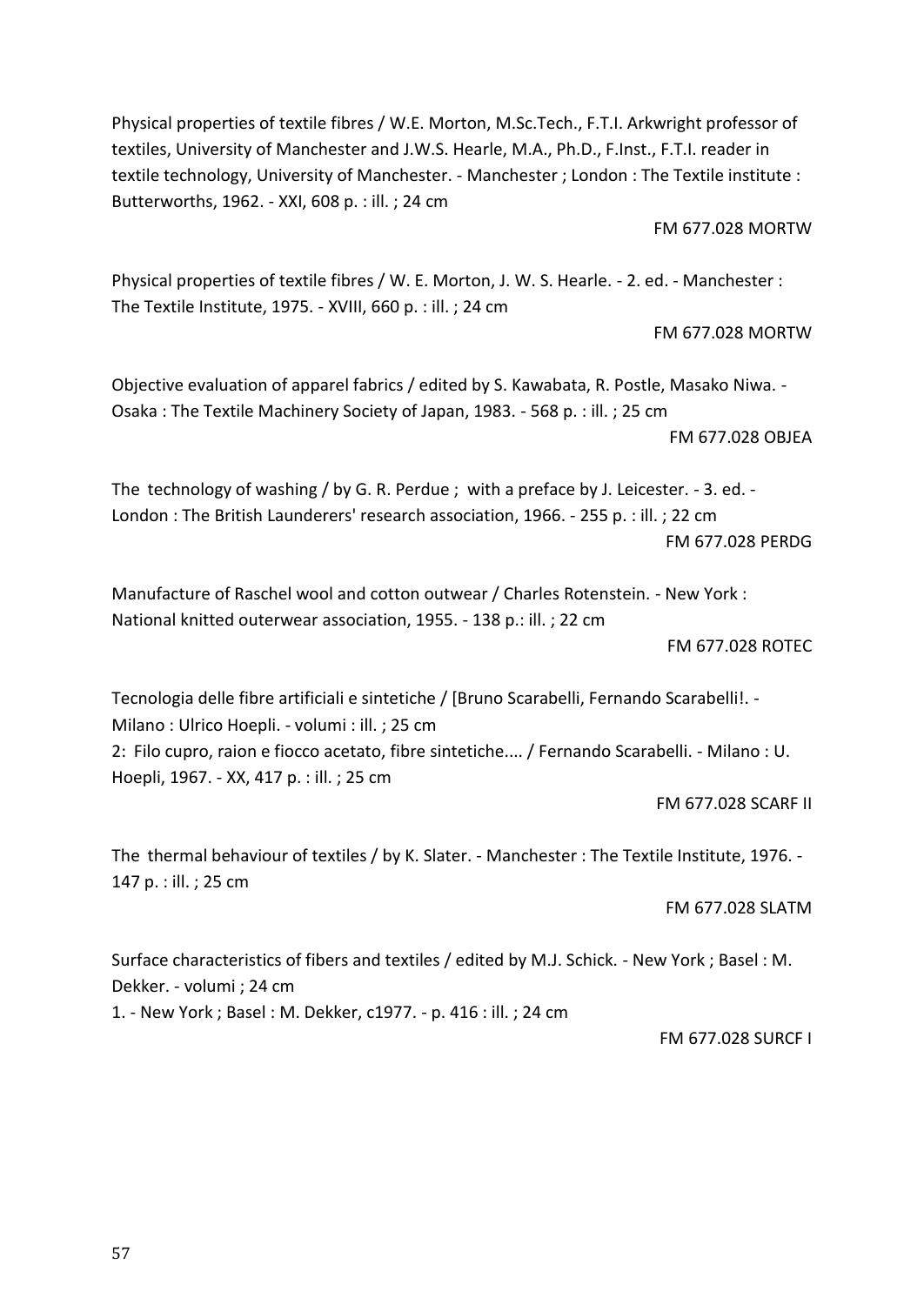Physical properties of textile fibres / W.E. Morton, M.Sc.Tech., F.T.I. Arkwright professor of textiles, University of Manchester and J.W.S. Hearle, M.A., Ph.D., F.Inst., F.T.I. reader in textile technology, University of Manchester. - Manchester ; London : The Textile institute : Butterworths, 1962. - XXI, 608 p. : ill. ; 24 cm

FM 677.028 MORTW

Physical properties of textile fibres / W. E. Morton, J. W. S. Hearle. - 2. ed. - Manchester : The Textile Institute, 1975. - XVIII, 660 p. : ill. ; 24 cm

FM 677.028 MORTW

Objective evaluation of apparel fabrics / edited by S. Kawabata, R. Postle, Masako Niwa. - Osaka : The Textile Machinery Society of Japan, 1983. - 568 p. : ill. ; 25 cm

FM 677.028 OBJEA

The  technology of washing / by G. R. Perdue ;  with a preface by J. Leicester. - 3. ed. - London : The British Launderers' research association, 1966. - 255 p. : ill. ; 22 cm

FM 677.028 PERDG

Manufacture of Raschel wool and cotton outwear / Charles Rotenstein. - New York : National knitted outerwear association, 1955. - 138 p.: ill. ; 22 cm

FM 677.028 ROTEC

Tecnologia delle fibre artificiali e sintetiche / [Bruno Scarabelli, Fernando Scarabelli!. - Milano : Ulrico Hoepli. - volumi : ill. ; 25 cm
2:  Filo cupro, raion e fiocco acetato, fibre sintetiche.... / Fernando Scarabelli. - Milano : U. Hoepli, 1967. - XX, 417 p. : ill. ; 25 cm

FM 677.028 SCARF II

The  thermal behaviour of textiles / by K. Slater. - Manchester : The Textile Institute, 1976. - 147 p. : ill. ; 25 cm

FM 677.028 SLATM

Surface characteristics of fibers and textiles / edited by M.J. Schick. - New York ; Basel : M. Dekker. - volumi ; 24 cm
1. - New York ; Basel : M. Dekker, c1977. - p. 416 : ill. ; 24 cm

FM 677.028 SURCF I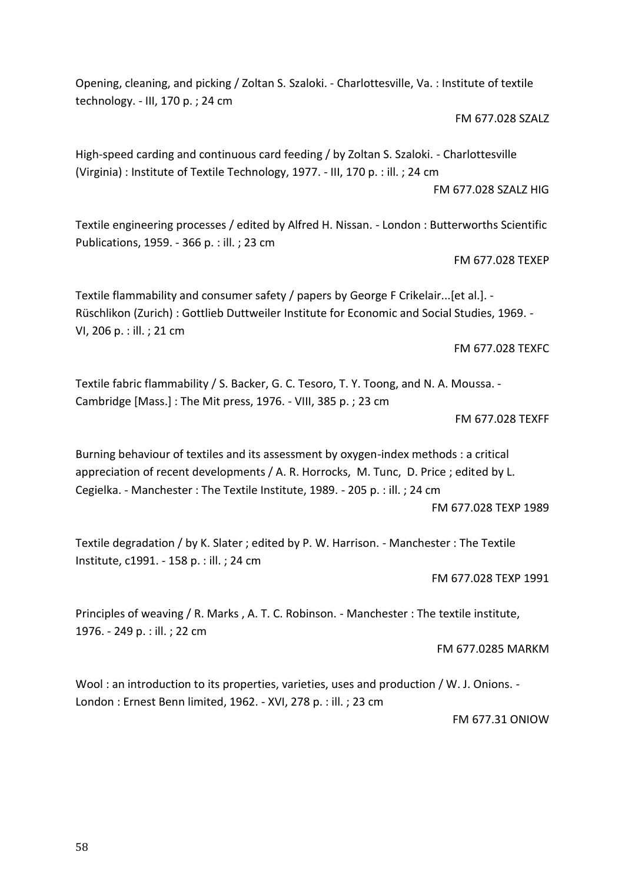Opening, cleaning, and picking / Zoltan S. Szaloki. - Charlottesville, Va. : Institute of textile technology. - III, 170 p. ; 24 cm

FM 677.028 SZALZ

High-speed carding and continuous card feeding / by Zoltan S. Szaloki. - Charlottesville (Virginia) : Institute of Textile Technology, 1977. - III, 170 p. : ill. ; 24 cm

FM 677.028 SZALZ HIG

Textile engineering processes / edited by Alfred H. Nissan. - London : Butterworths Scientific Publications, 1959. - 366 p. : ill. ; 23 cm

FM 677.028 TEXEP

Textile flammability and consumer safety / papers by George F Crikelair...[et al.]. - Rüschlikon (Zurich) : Gottlieb Duttweiler Institute for Economic and Social Studies, 1969. - VI, 206 p. : ill. ; 21 cm

FM 677.028 TEXFC

Textile fabric flammability / S. Backer, G. C. Tesoro, T. Y. Toong, and N. A. Moussa. - Cambridge [Mass.] : The Mit press, 1976. - VIII, 385 p. ; 23 cm

FM 677.028 TEXFF

Burning behaviour of textiles and its assessment by oxygen-index methods : a critical appreciation of recent developments / A. R. Horrocks, M. Tunc, D. Price ; edited by L. Cegielka. - Manchester : The Textile Institute, 1989. - 205 p. : ill. ; 24 cm

FM 677.028 TEXP 1989

Textile degradation / by K. Slater ; edited by P. W. Harrison. - Manchester : The Textile Institute, c1991. - 158 p. : ill. ; 24 cm

FM 677.028 TEXP 1991

Principles of weaving / R. Marks , A. T. C. Robinson. - Manchester : The textile institute, 1976. - 249 p. : ill. ; 22 cm

FM 677.0285 MARKM

Wool : an introduction to its properties, varieties, uses and production / W. J. Onions. - London : Ernest Benn limited, 1962. - XVI, 278 p. : ill. ; 23 cm

FM 677.31 ONIOW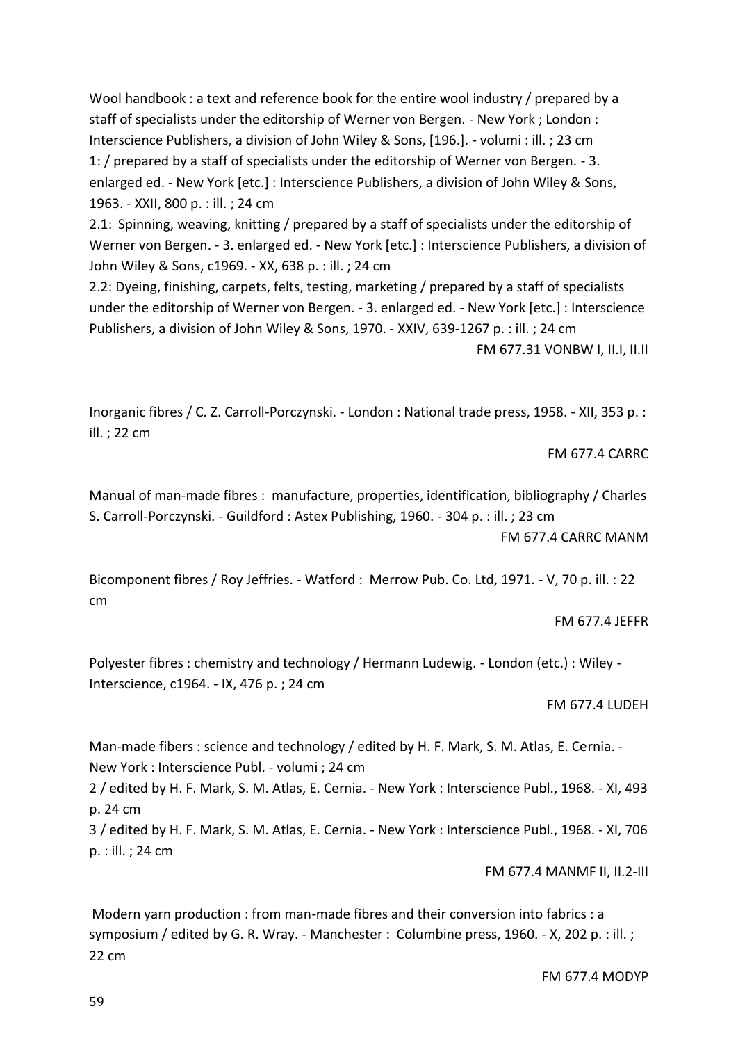Wool handbook : a text and reference book for the entire wool industry / prepared by a staff of specialists under the editorship of Werner von Bergen. - New York ; London : Interscience Publishers, a division of John Wiley & Sons, [196.]. - volumi : ill. ; 23 cm
1: / prepared by a staff of specialists under the editorship of Werner von Bergen. - 3. enlarged ed. - New York [etc.] : Interscience Publishers, a division of John Wiley & Sons, 1963. - XXII, 800 p. : ill. ; 24 cm
2.1: Spinning, weaving, knitting / prepared by a staff of specialists under the editorship of Werner von Bergen. - 3. enlarged ed. - New York [etc.] : Interscience Publishers, a division of John Wiley & Sons, c1969. - XX, 638 p. : ill. ; 24 cm
2.2: Dyeing, finishing, carpets, felts, testing, marketing / prepared by a staff of specialists under the editorship of Werner von Bergen. - 3. enlarged ed. - New York [etc.] : Interscience Publishers, a division of John Wiley & Sons, 1970. - XXIV, 639-1267 p. : ill. ; 24 cm

FM 677.31 VONBW I, II.I, II.II

Inorganic fibres / C. Z. Carroll-Porczynski. - London : National trade press, 1958. - XII, 353 p. : ill. ; 22 cm

FM 677.4 CARRC

Manual of man-made fibres : manufacture, properties, identification, bibliography / Charles S. Carroll-Porczynski. - Guildford : Astex Publishing, 1960. - 304 p. : ill. ; 23 cm

FM 677.4 CARRC MANM

Bicomponent fibres / Roy Jeffries. - Watford : Merrow Pub. Co. Ltd, 1971. - V, 70 p. ill. : 22 cm

FM 677.4 JEFFR

Polyester fibres : chemistry and technology / Hermann Ludewig. - London (etc.) : Wiley - Interscience, c1964. - IX, 476 p. ; 24 cm

FM 677.4 LUDEH

Man-made fibers : science and technology / edited by H. F. Mark, S. M. Atlas, E. Cernia. - New York : Interscience Publ. - volumi ; 24 cm
2 / edited by H. F. Mark, S. M. Atlas, E. Cernia. - New York : Interscience Publ., 1968. - XI, 493 p. 24 cm
3 / edited by H. F. Mark, S. M. Atlas, E. Cernia. - New York : Interscience Publ., 1968. - XI, 706 p. : ill. ; 24 cm

FM 677.4 MANMF II, II.2-III

Modern yarn production : from man-made fibres and their conversion into fabrics : a symposium / edited by G. R. Wray. - Manchester : Columbine press, 1960. - X, 202 p. : ill. ; 22 cm

FM 677.4 MODYP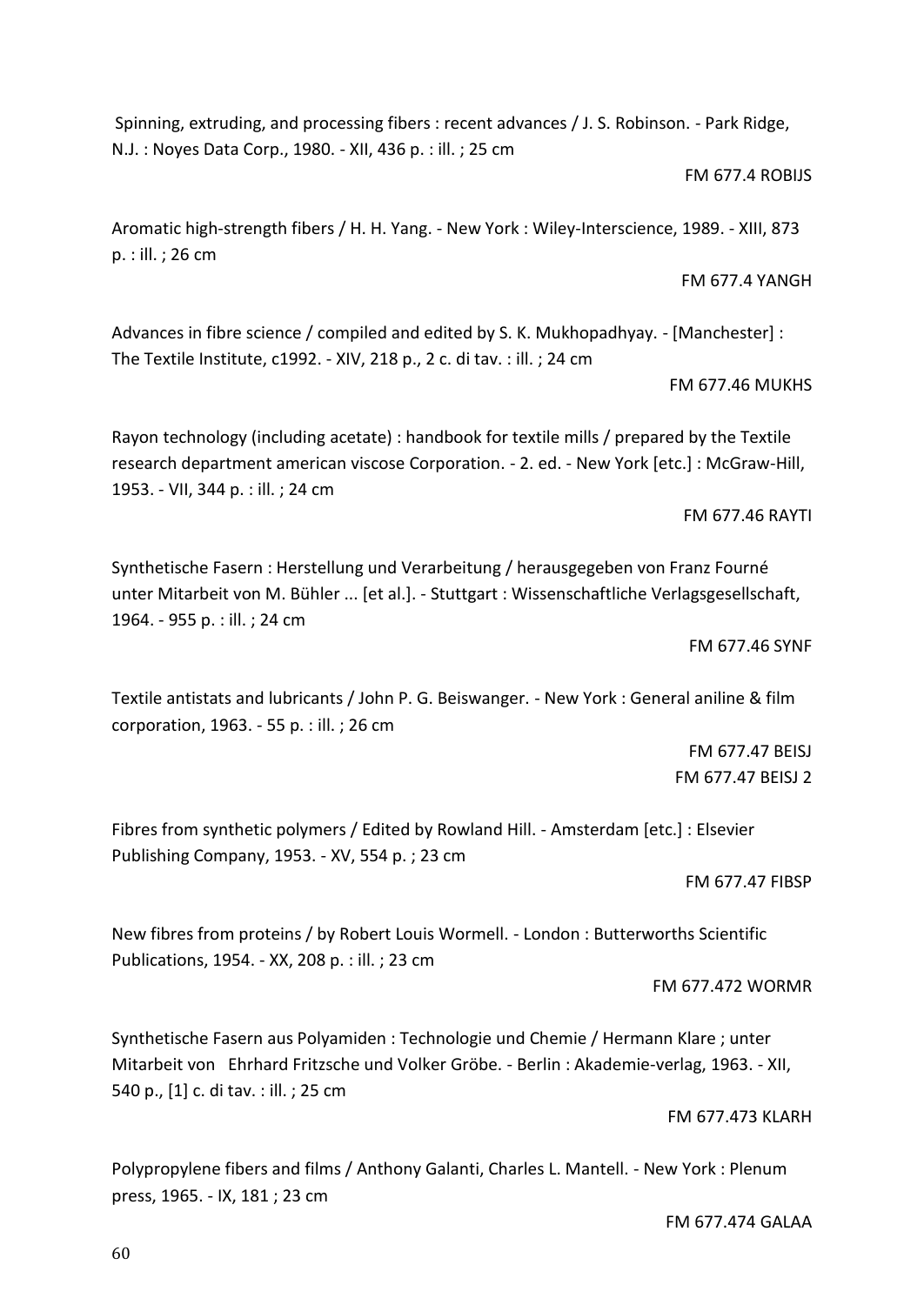Spinning, extruding, and processing fibers : recent advances / J. S. Robinson. - Park Ridge, N.J. : Noyes Data Corp., 1980. - XII, 436 p. : ill. ; 25 cm

FM 677.4 ROBIJS

Aromatic high-strength fibers / H. H. Yang. - New York : Wiley-Interscience, 1989. - XIII, 873 p. : ill. ; 26 cm

FM 677.4 YANGH

Advances in fibre science / compiled and edited by S. K. Mukhopadhyay. - [Manchester] : The Textile Institute, c1992. - XIV, 218 p., 2 c. di tav. : ill. ; 24 cm

FM 677.46 MUKHS

Rayon technology (including acetate) : handbook for textile mills / prepared by the Textile research department american viscose Corporation. - 2. ed. - New York [etc.] : McGraw-Hill, 1953. - VII, 344 p. : ill. ; 24 cm

FM 677.46 RAYTI

Synthetische Fasern : Herstellung und Verarbeitung / herausgegeben von Franz Fourné unter Mitarbeit von M. Bühler ... [et al.]. - Stuttgart : Wissenschaftliche Verlagsgesellschaft, 1964. - 955 p. : ill. ; 24 cm

FM 677.46 SYNF

Textile antistats and lubricants / John P. G. Beiswanger. - New York : General aniline & film corporation, 1963. - 55 p. : ill. ; 26 cm

FM 677.47 BEISJ
FM 677.47 BEISJ 2

Fibres from synthetic polymers / Edited by Rowland Hill. - Amsterdam [etc.] : Elsevier Publishing Company, 1953. - XV, 554 p. ; 23 cm

FM 677.47 FIBSP

New fibres from proteins / by Robert Louis Wormell. - London : Butterworths Scientific Publications, 1954. - XX, 208 p. : ill. ; 23 cm

FM 677.472 WORMR

Synthetische Fasern aus Polyamiden : Technologie und Chemie / Hermann Klare ; unter Mitarbeit von Ehrhard Fritzsche und Volker Gröbe. - Berlin : Akademie-verlag, 1963. - XII, 540 p., [1] c. di tav. : ill. ; 25 cm

FM 677.473 KLARH

Polypropylene fibers and films / Anthony Galanti, Charles L. Mantell. - New York : Plenum press, 1965. - IX, 181 ; 23 cm

FM 677.474 GALAA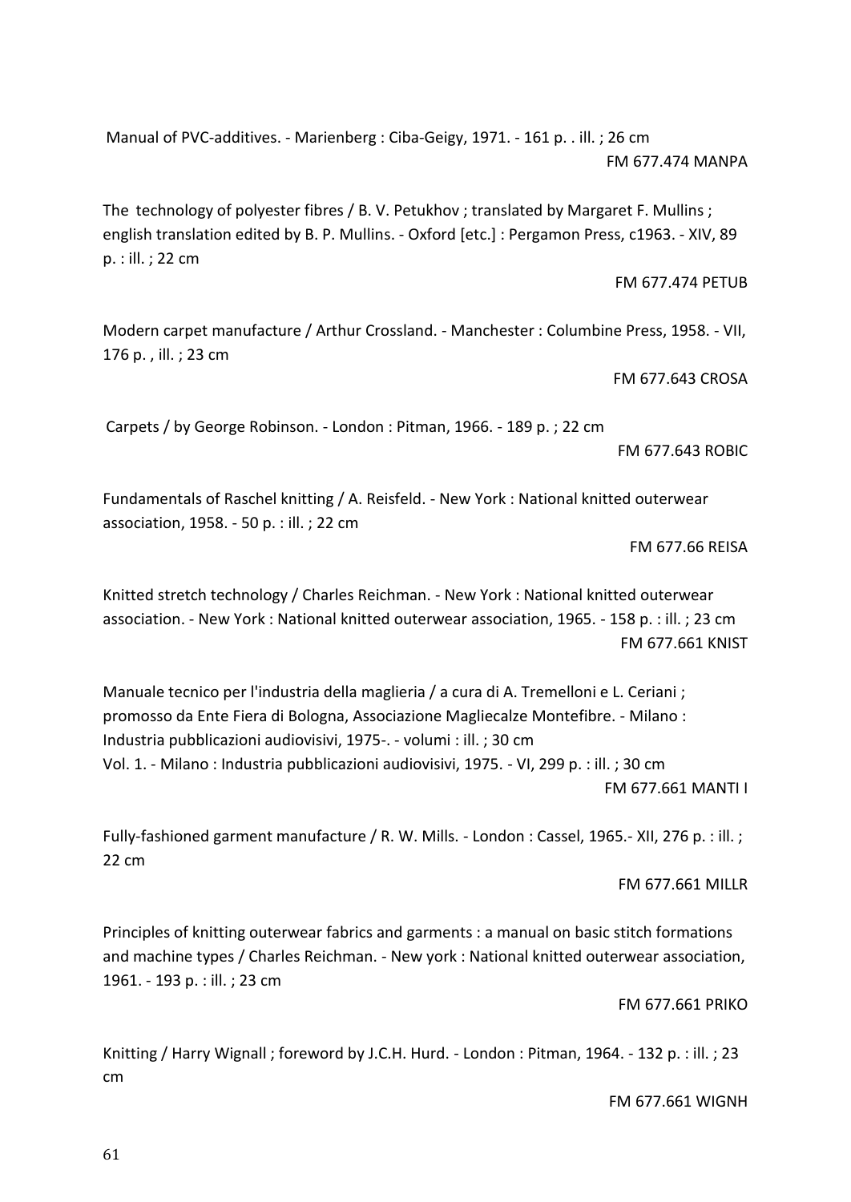Manual of PVC-additives. - Marienberg : Ciba-Geigy, 1971. - 161 p. . ill. ; 26 cm

FM 677.474 MANPA

The technology of polyester fibres / B. V. Petukhov ; translated by Margaret F. Mullins ; english translation edited by B. P. Mullins. - Oxford [etc.] : Pergamon Press, c1963. - XIV, 89 p. : ill. ; 22 cm

FM 677.474 PETUB

Modern carpet manufacture / Arthur Crossland. - Manchester : Columbine Press, 1958. - VII, 176 p. , ill. ; 23 cm

FM 677.643 CROSA

Carpets / by George Robinson. - London : Pitman, 1966. - 189 p. ; 22 cm

FM 677.643 ROBIC

Fundamentals of Raschel knitting / A. Reisfeld. - New York : National knitted outerwear association, 1958. - 50 p. : ill. ; 22 cm

FM 677.66 REISA

Knitted stretch technology / Charles Reichman. - New York : National knitted outerwear association. - New York : National knitted outerwear association, 1965. - 158 p. : ill. ; 23 cm

FM 677.661 KNIST

Manuale tecnico per l'industria della maglieria / a cura di A. Tremelloni e L. Ceriani ; promosso da Ente Fiera di Bologna, Associazione Magliecalze Montefibre. - Milano : Industria pubblicazioni audiovisivi, 1975-. - volumi : ill. ; 30 cm
Vol. 1. - Milano : Industria pubblicazioni audiovisivi, 1975. - VI, 299 p. : ill. ; 30 cm

FM 677.661 MANTI I

Fully-fashioned garment manufacture / R. W. Mills. - London : Cassel, 1965.- XII, 276 p. : ill. ; 22 cm

FM 677.661 MILLR

Principles of knitting outerwear fabrics and garments : a manual on basic stitch formations and machine types / Charles Reichman. - New york : National knitted outerwear association, 1961. - 193 p. : ill. ; 23 cm

FM 677.661 PRIKO

Knitting / Harry Wignall ; foreword by J.C.H. Hurd. - London : Pitman, 1964. - 132 p. : ill. ; 23 cm

FM 677.661 WIGNH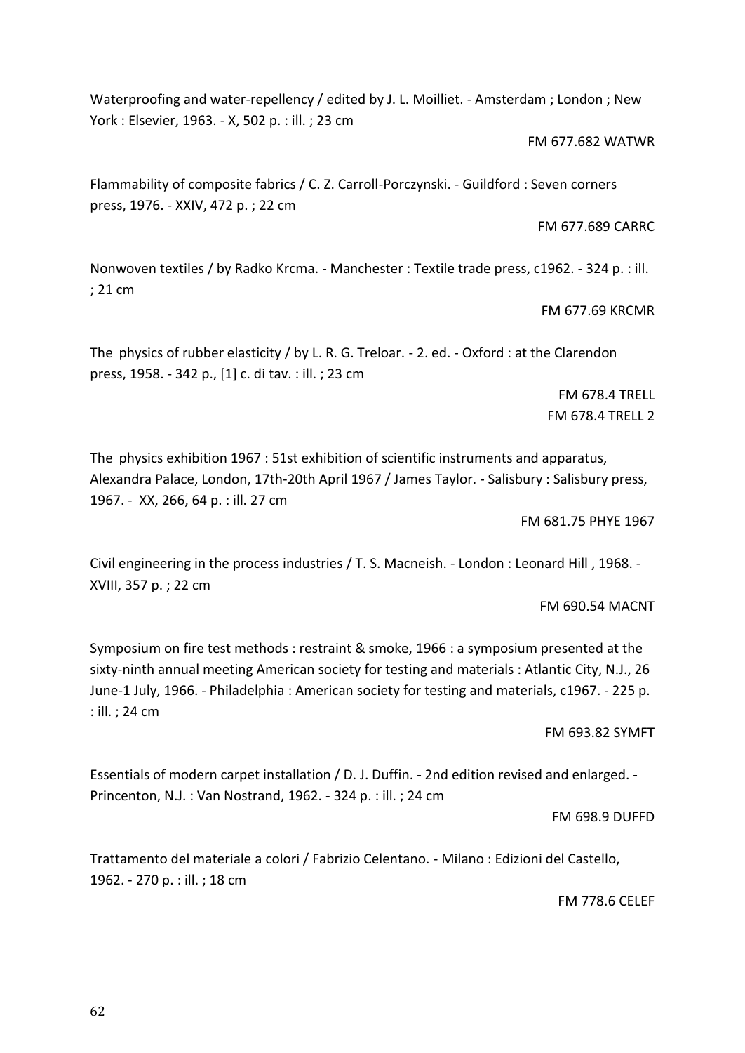Waterproofing and water-repellency / edited by J. L. Moilliet. - Amsterdam ; London ; New York : Elsevier, 1963. - X, 502 p. : ill. ; 23 cm

FM 677.682 WATWR

Flammability of composite fabrics / C. Z. Carroll-Porczynski. - Guildford : Seven corners press, 1976. - XXIV, 472 p. ; 22 cm

FM 677.689 CARRC

Nonwoven textiles / by Radko Krcma. - Manchester : Textile trade press, c1962. - 324 p. : ill. ; 21 cm

FM 677.69 KRCMR

The physics of rubber elasticity / by L. R. G. Treloar. - 2. ed. - Oxford : at the Clarendon press, 1958. - 342 p., [1] c. di tav. : ill. ; 23 cm

FM 678.4 TRELL
FM 678.4 TRELL 2

The physics exhibition 1967 : 51st exhibition of scientific instruments and apparatus, Alexandra Palace, London, 17th-20th April 1967 / James Taylor. - Salisbury : Salisbury press, 1967. - XX, 266, 64 p. : ill. 27 cm

FM 681.75 PHYE 1967

Civil engineering in the process industries / T. S. Macneish. - London : Leonard Hill , 1968. - XVIII, 357 p. ; 22 cm

FM 690.54 MACNT

Symposium on fire test methods : restraint & smoke, 1966 : a symposium presented at the sixty-ninth annual meeting American society for testing and materials : Atlantic City, N.J., 26 June-1 July, 1966. - Philadelphia : American society for testing and materials, c1967. - 225 p. : ill. ; 24 cm

FM 693.82 SYMFT

Essentials of modern carpet installation / D. J. Duffin. - 2nd edition revised and enlarged. - Princenton, N.J. : Van Nostrand, 1962. - 324 p. : ill. ; 24 cm

FM 698.9 DUFFD

Trattamento del materiale a colori / Fabrizio Celentano. - Milano : Edizioni del Castello, 1962. - 270 p. : ill. ; 18 cm

FM 778.6 CELEF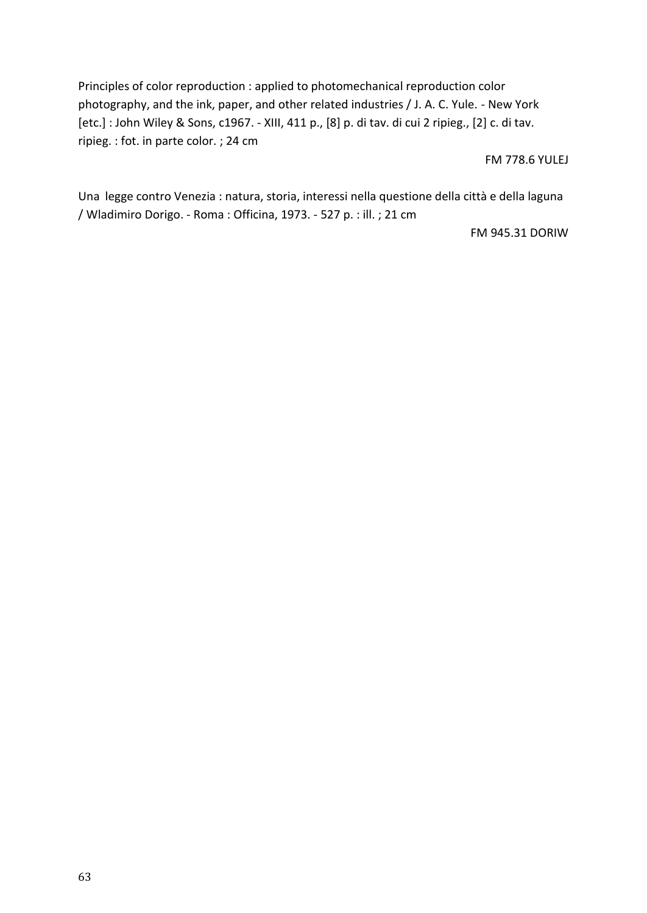Principles of color reproduction : applied to photomechanical reproduction color photography, and the ink, paper, and other related industries / J. A. C. Yule. - New York [etc.] : John Wiley & Sons, c1967. - XIII, 411 p., [8] p. di tav. di cui 2 ripieg., [2] c. di tav. ripieg. : fot. in parte color. ; 24 cm

FM 778.6 YULEJ

Una legge contro Venezia : natura, storia, interessi nella questione della città e della laguna / Wladimiro Dorigo. - Roma : Officina, 1973. - 527 p. : ill. ; 21 cm

FM 945.31 DORIW